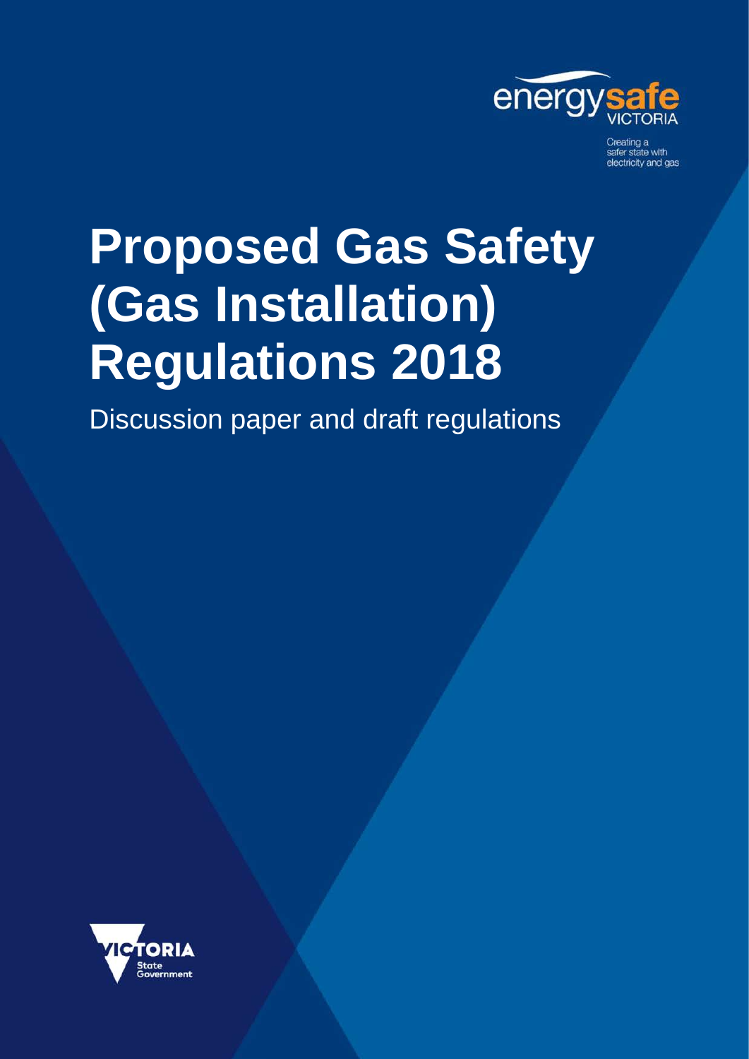energysafe VICTORIA

Creating a safer state with electricity and gas

# Proposed Gas Safety (Gas Installation) Regulations 2018

Discussion paper and draft regulations

VICTORIA State Government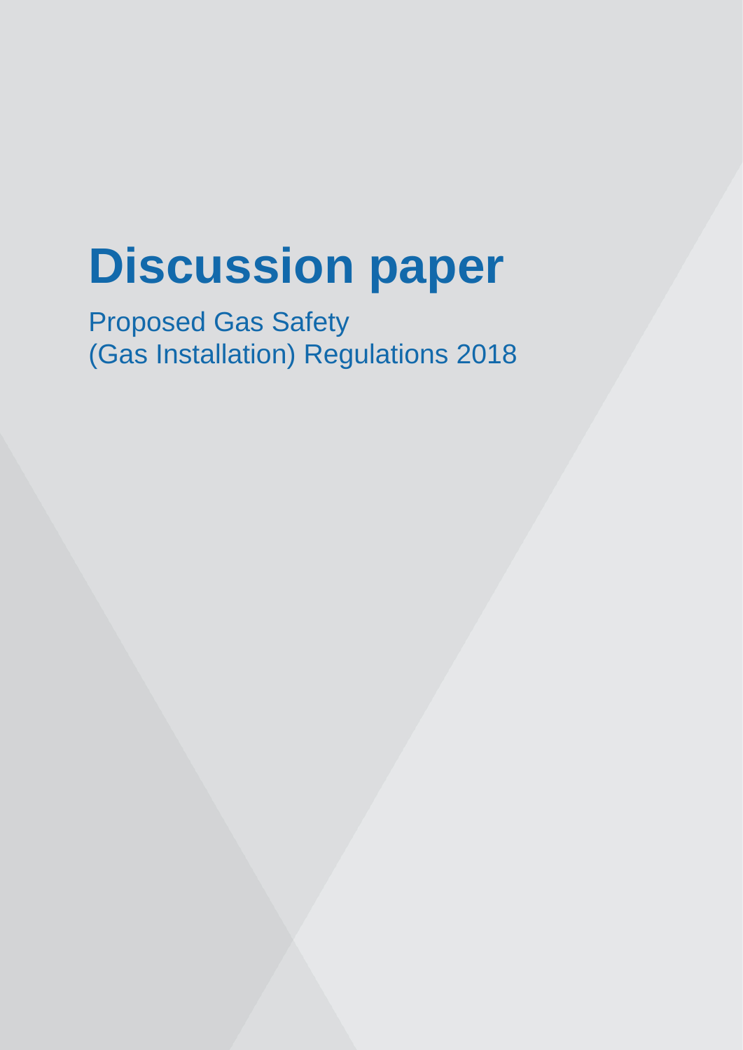# Discussion paper

Proposed Gas Safety
(Gas Installation) Regulations 2018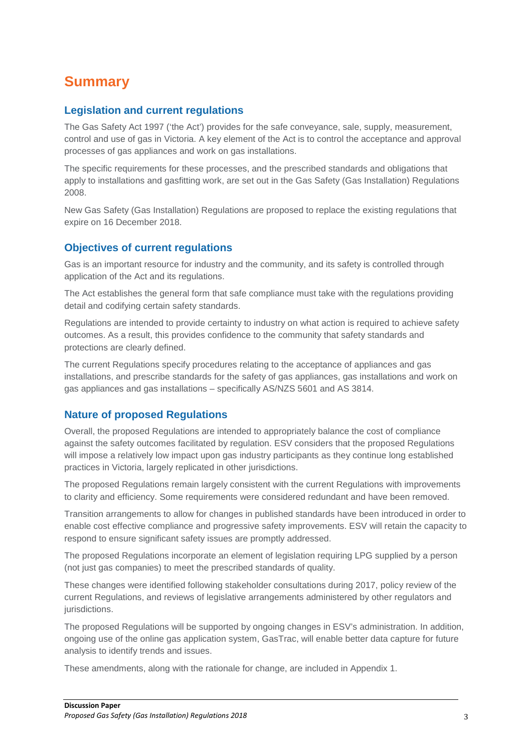# Summary

## Legislation and current regulations

The Gas Safety Act 1997 ('the Act') provides for the safe conveyance, sale, supply, measurement, control and use of gas in Victoria. A key element of the Act is to control the acceptance and approval processes of gas appliances and work on gas installations.

The specific requirements for these processes, and the prescribed standards and obligations that apply to installations and gasfitting work, are set out in the Gas Safety (Gas Installation) Regulations 2008.

New Gas Safety (Gas Installation) Regulations are proposed to replace the existing regulations that expire on 16 December 2018.

## Objectives of current regulations

Gas is an important resource for industry and the community, and its safety is controlled through application of the Act and its regulations.

The Act establishes the general form that safe compliance must take with the regulations providing detail and codifying certain safety standards.

Regulations are intended to provide certainty to industry on what action is required to achieve safety outcomes. As a result, this provides confidence to the community that safety standards and protections are clearly defined.

The current Regulations specify procedures relating to the acceptance of appliances and gas installations, and prescribe standards for the safety of gas appliances, gas installations and work on gas appliances and gas installations – specifically AS/NZS 5601 and AS 3814.

## Nature of proposed Regulations

Overall, the proposed Regulations are intended to appropriately balance the cost of compliance against the safety outcomes facilitated by regulation. ESV considers that the proposed Regulations will impose a relatively low impact upon gas industry participants as they continue long established practices in Victoria, largely replicated in other jurisdictions.

The proposed Regulations remain largely consistent with the current Regulations with improvements to clarity and efficiency. Some requirements were considered redundant and have been removed.

Transition arrangements to allow for changes in published standards have been introduced in order to enable cost effective compliance and progressive safety improvements. ESV will retain the capacity to respond to ensure significant safety issues are promptly addressed.

The proposed Regulations incorporate an element of legislation requiring LPG supplied by a person (not just gas companies) to meet the prescribed standards of quality.

These changes were identified following stakeholder consultations during 2017, policy review of the current Regulations, and reviews of legislative arrangements administered by other regulators and jurisdictions.

The proposed Regulations will be supported by ongoing changes in ESV's administration. In addition, ongoing use of the online gas application system, GasTrac, will enable better data capture for future analysis to identify trends and issues.

These amendments, along with the rationale for change, are included in Appendix 1.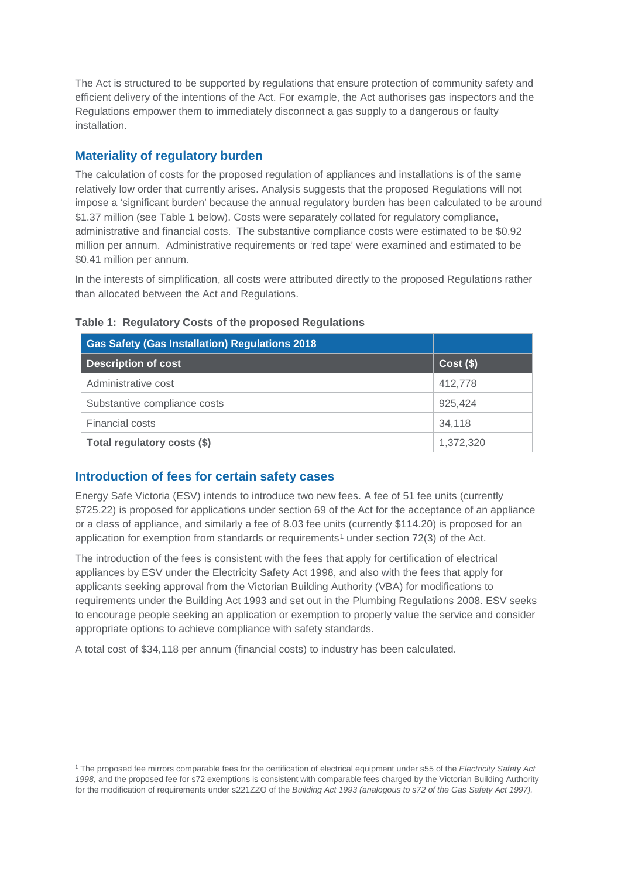The Act is structured to be supported by regulations that ensure protection of community safety and efficient delivery of the intentions of the Act. For example, the Act authorises gas inspectors and the Regulations empower them to immediately disconnect a gas supply to a dangerous or faulty installation.

## Materiality of regulatory burden

The calculation of costs for the proposed regulation of appliances and installations is of the same relatively low order that currently arises. Analysis suggests that the proposed Regulations will not impose a 'significant burden' because the annual regulatory burden has been calculated to be around $1.37 million (see Table 1 below). Costs were separately collated for regulatory compliance, administrative and financial costs. The substantive compliance costs were estimated to be $0.92 million per annum. Administrative requirements or 'red tape' were examined and estimated to be $0.41 million per annum.

In the interests of simplification, all costs were attributed directly to the proposed Regulations rather than allocated between the Act and Regulations.

**Table 1: Regulatory Costs of the proposed Regulations**

| Gas Safety (Gas Installation) Regulations 2018 | |
|---|---|
| **Description of cost** | **Cost ($)** |
| Administrative cost | 412,778 |
| Substantive compliance costs | 925,424 |
| Financial costs | 34,118 |
| **Total regulatory costs ($)** | 1,372,320 |

## Introduction of fees for certain safety cases

Energy Safe Victoria (ESV) intends to introduce two new fees. A fee of 51 fee units (currently $725.22) is proposed for applications under section 69 of the Act for the acceptance of an appliance or a class of appliance, and similarly a fee of 8.03 fee units (currently $114.20) is proposed for an application for exemption from standards or requirements[1] under section 72(3) of the Act.

The introduction of the fees is consistent with the fees that apply for certification of electrical appliances by ESV under the Electricity Safety Act 1998, and also with the fees that apply for applicants seeking approval from the Victorian Building Authority (VBA) for modifications to requirements under the Building Act 1993 and set out in the Plumbing Regulations 2008. ESV seeks to encourage people seeking an application or exemption to properly value the service and consider appropriate options to achieve compliance with safety standards.

A total cost of $34,118 per annum (financial costs) to industry has been calculated.

[1] The proposed fee mirrors comparable fees for the certification of electrical equipment under s55 of the *Electricity Safety Act 1998*, and the proposed fee for s72 exemptions is consistent with comparable fees charged by the Victorian Building Authority for the modification of requirements under s221ZZO of the *Building Act 1993 (analogous to s72 of the Gas Safety Act 1997).*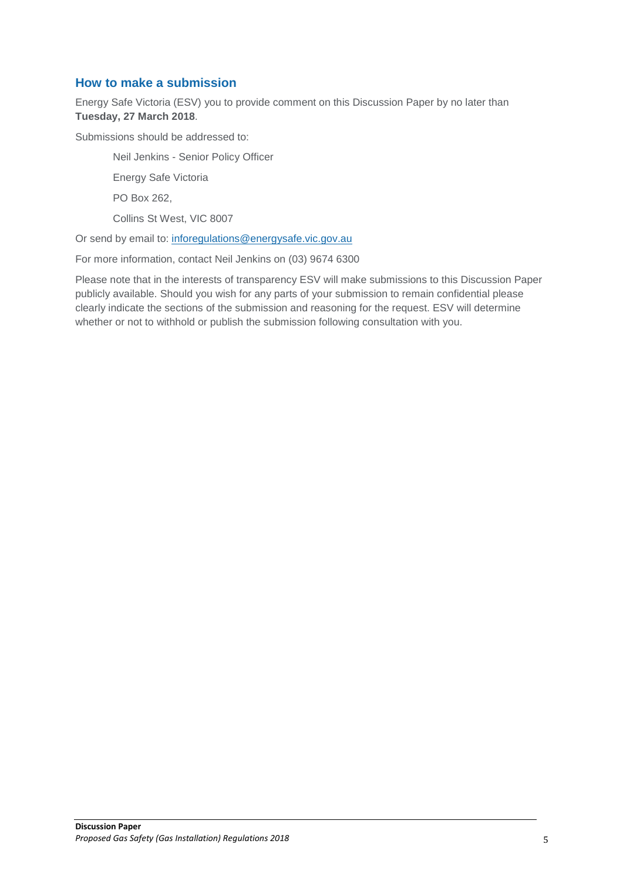## How to make a submission

Energy Safe Victoria (ESV) you to provide comment on this Discussion Paper by no later than **Tuesday, 27 March 2018**.

Submissions should be addressed to:

> Neil Jenkins - Senior Policy Officer
>
> Energy Safe Victoria
>
> PO Box 262,
>
> Collins St West, VIC 8007

Or send by email to: [inforegulations@energysafe.vic.gov.au](mailto:inforegulations@energysafe.vic.gov.au)

For more information, contact Neil Jenkins on (03) 9674 6300

Please note that in the interests of transparency ESV will make submissions to this Discussion Paper publicly available. Should you wish for any parts of your submission to remain confidential please clearly indicate the sections of the submission and reasoning for the request. ESV will determine whether or not to withhold or publish the submission following consultation with you.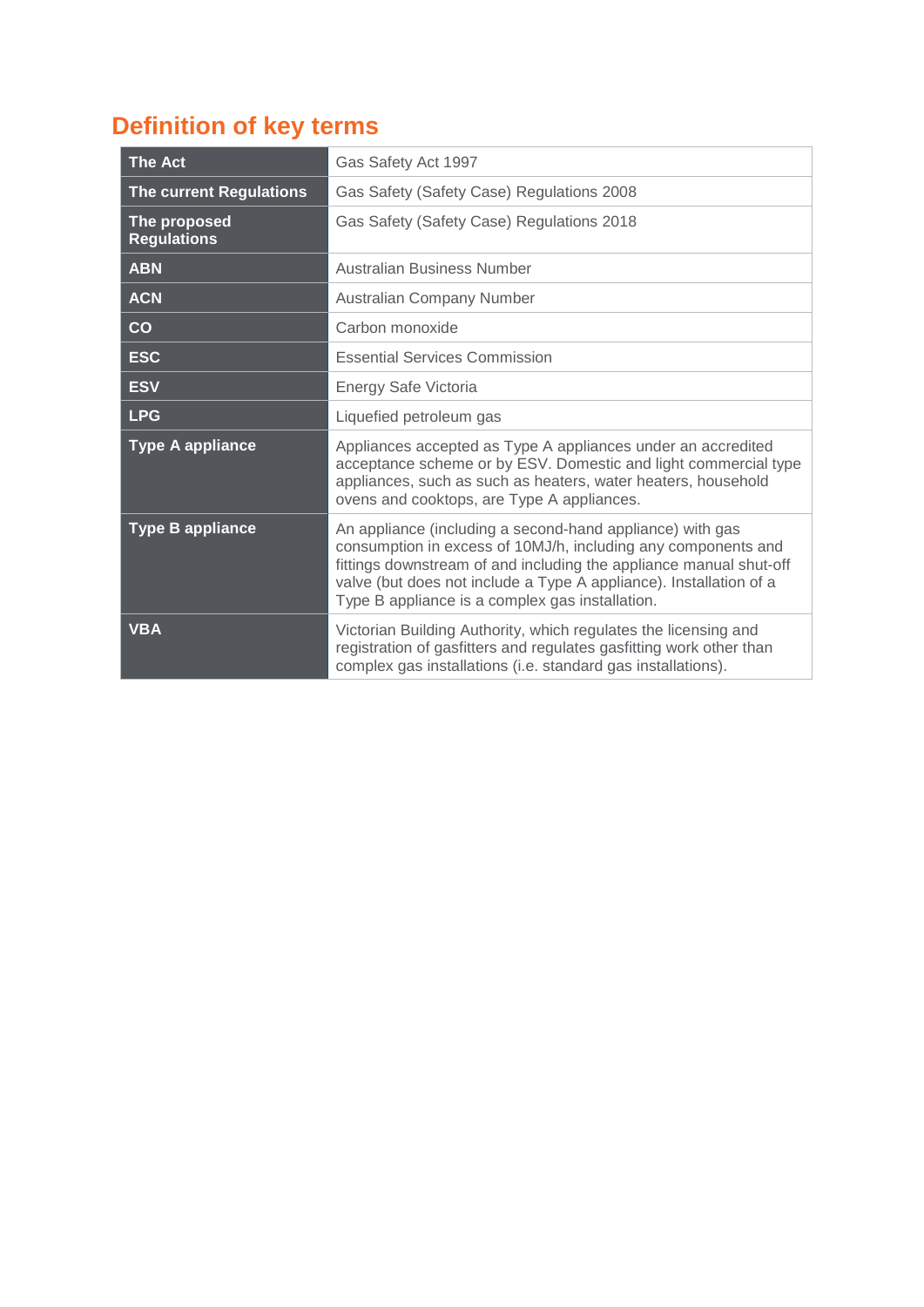## Definition of key terms

| | |
|---|---|
| **The Act** | Gas Safety Act 1997 |
| **The current Regulations** | Gas Safety (Safety Case) Regulations 2008 |
| **The proposed Regulations** | Gas Safety (Safety Case) Regulations 2018 |
| **ABN** | Australian Business Number |
| **ACN** | Australian Company Number |
| **CO** | Carbon monoxide |
| **ESC** | Essential Services Commission |
| **ESV** | Energy Safe Victoria |
| **LPG** | Liquefied petroleum gas |
| **Type A appliance** | Appliances accepted as Type A appliances under an accredited acceptance scheme or by ESV. Domestic and light commercial type appliances, such as such as heaters, water heaters, household ovens and cooktops, are Type A appliances. |
| **Type B appliance** | An appliance (including a second-hand appliance) with gas consumption in excess of 10MJ/h, including any components and fittings downstream of and including the appliance manual shut-off valve (but does not include a Type A appliance). Installation of a Type B appliance is a complex gas installation. |
| **VBA** | Victorian Building Authority, which regulates the licensing and registration of gasfitters and regulates gasfitting work other than complex gas installations (i.e. standard gas installations). |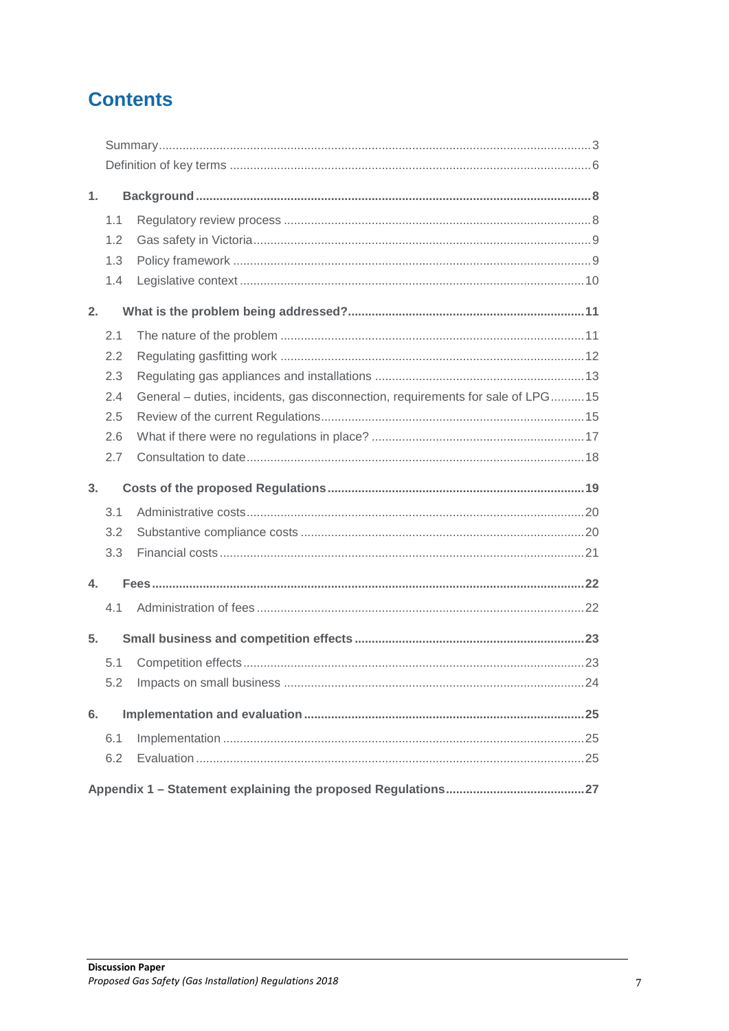# Contents

Summary .......... 3
Definition of key terms .......... 6

**1. Background .......... 8**

- 1.1 Regulatory review process .......... 8
- 1.2 Gas safety in Victoria .......... 9
- 1.3 Policy framework .......... 9
- 1.4 Legislative context .......... 10

**2. What is the problem being addressed? .......... 11**

- 2.1 The nature of the problem .......... 11
- 2.2 Regulating gasfitting work .......... 12
- 2.3 Regulating gas appliances and installations .......... 13
- 2.4 General – duties, incidents, gas disconnection, requirements for sale of LPG .......... 15
- 2.5 Review of the current Regulations .......... 15
- 2.6 What if there were no regulations in place? .......... 17
- 2.7 Consultation to date .......... 18

**3. Costs of the proposed Regulations .......... 19**

- 3.1 Administrative costs .......... 20
- 3.2 Substantive compliance costs .......... 20
- 3.3 Financial costs .......... 21

**4. Fees .......... 22**

- 4.1 Administration of fees .......... 22

**5. Small business and competition effects .......... 23**

- 5.1 Competition effects .......... 23
- 5.2 Impacts on small business .......... 24

**6. Implementation and evaluation .......... 25**

- 6.1 Implementation .......... 25
- 6.2 Evaluation .......... 25

**Appendix 1 – Statement explaining the proposed Regulations .......... 27**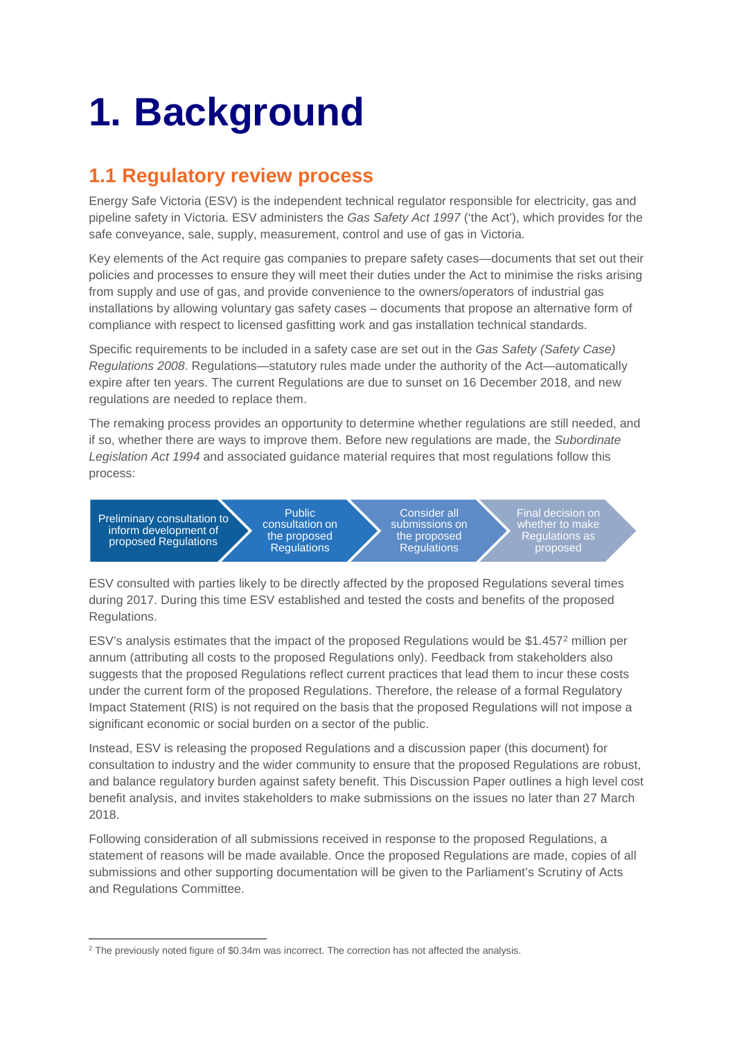# 1. Background

## 1.1 Regulatory review process

Energy Safe Victoria (ESV) is the independent technical regulator responsible for electricity, gas and pipeline safety in Victoria. ESV administers the *Gas Safety Act 1997* ('the Act'), which provides for the safe conveyance, sale, supply, measurement, control and use of gas in Victoria.

Key elements of the Act require gas companies to prepare safety cases—documents that set out their policies and processes to ensure they will meet their duties under the Act to minimise the risks arising from supply and use of gas, and provide convenience to the owners/operators of industrial gas installations by allowing voluntary gas safety cases – documents that propose an alternative form of compliance with respect to licensed gasfitting work and gas installation technical standards.

Specific requirements to be included in a safety case are set out in the *Gas Safety (Safety Case) Regulations 2008*. Regulations—statutory rules made under the authority of the Act—automatically expire after ten years. The current Regulations are due to sunset on 16 December 2018, and new regulations are needed to replace them.

The remaking process provides an opportunity to determine whether regulations are still needed, and if so, whether there are ways to improve them. Before new regulations are made, the *Subordinate Legislation Act 1994* and associated guidance material requires that most regulations follow this process:

Preliminary consultation to inform development of proposed Regulations → Public consultation on the proposed Regulations → Consider all submissions on the proposed Regulations → Final decision on whether to make Regulations as proposed

ESV consulted with parties likely to be directly affected by the proposed Regulations several times during 2017. During this time ESV established and tested the costs and benefits of the proposed Regulations.

ESV's analysis estimates that the impact of the proposed Regulations would be $1.457[2] million per annum (attributing all costs to the proposed Regulations only). Feedback from stakeholders also suggests that the proposed Regulations reflect current practices that lead them to incur these costs under the current form of the proposed Regulations. Therefore, the release of a formal Regulatory Impact Statement (RIS) is not required on the basis that the proposed Regulations will not impose a significant economic or social burden on a sector of the public.

Instead, ESV is releasing the proposed Regulations and a discussion paper (this document) for consultation to industry and the wider community to ensure that the proposed Regulations are robust, and balance regulatory burden against safety benefit. This Discussion Paper outlines a high level cost benefit analysis, and invites stakeholders to make submissions on the issues no later than 27 March 2018.

Following consideration of all submissions received in response to the proposed Regulations, a statement of reasons will be made available. Once the proposed Regulations are made, copies of all submissions and other supporting documentation will be given to the Parliament's Scrutiny of Acts and Regulations Committee.

[2] The previously noted figure of $0.34m was incorrect. The correction has not affected the analysis.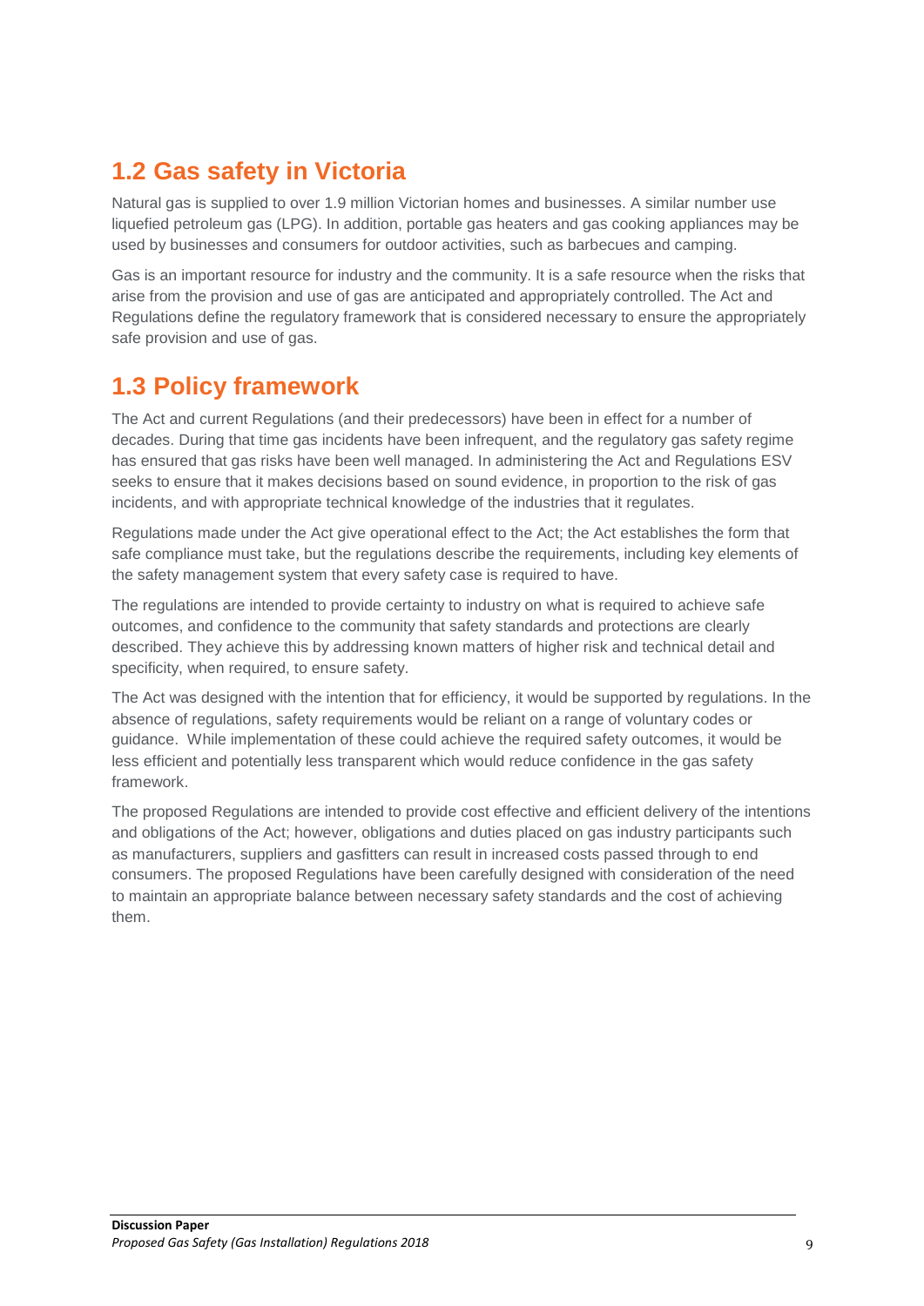## 1.2 Gas safety in Victoria

Natural gas is supplied to over 1.9 million Victorian homes and businesses. A similar number use liquefied petroleum gas (LPG). In addition, portable gas heaters and gas cooking appliances may be used by businesses and consumers for outdoor activities, such as barbecues and camping.

Gas is an important resource for industry and the community. It is a safe resource when the risks that arise from the provision and use of gas are anticipated and appropriately controlled. The Act and Regulations define the regulatory framework that is considered necessary to ensure the appropriately safe provision and use of gas.

## 1.3 Policy framework

The Act and current Regulations (and their predecessors) have been in effect for a number of decades. During that time gas incidents have been infrequent, and the regulatory gas safety regime has ensured that gas risks have been well managed. In administering the Act and Regulations ESV seeks to ensure that it makes decisions based on sound evidence, in proportion to the risk of gas incidents, and with appropriate technical knowledge of the industries that it regulates.

Regulations made under the Act give operational effect to the Act; the Act establishes the form that safe compliance must take, but the regulations describe the requirements, including key elements of the safety management system that every safety case is required to have.

The regulations are intended to provide certainty to industry on what is required to achieve safe outcomes, and confidence to the community that safety standards and protections are clearly described. They achieve this by addressing known matters of higher risk and technical detail and specificity, when required, to ensure safety.

The Act was designed with the intention that for efficiency, it would be supported by regulations. In the absence of regulations, safety requirements would be reliant on a range of voluntary codes or guidance. While implementation of these could achieve the required safety outcomes, it would be less efficient and potentially less transparent which would reduce confidence in the gas safety framework.

The proposed Regulations are intended to provide cost effective and efficient delivery of the intentions and obligations of the Act; however, obligations and duties placed on gas industry participants such as manufacturers, suppliers and gasfitters can result in increased costs passed through to end consumers. The proposed Regulations have been carefully designed with consideration of the need to maintain an appropriate balance between necessary safety standards and the cost of achieving them.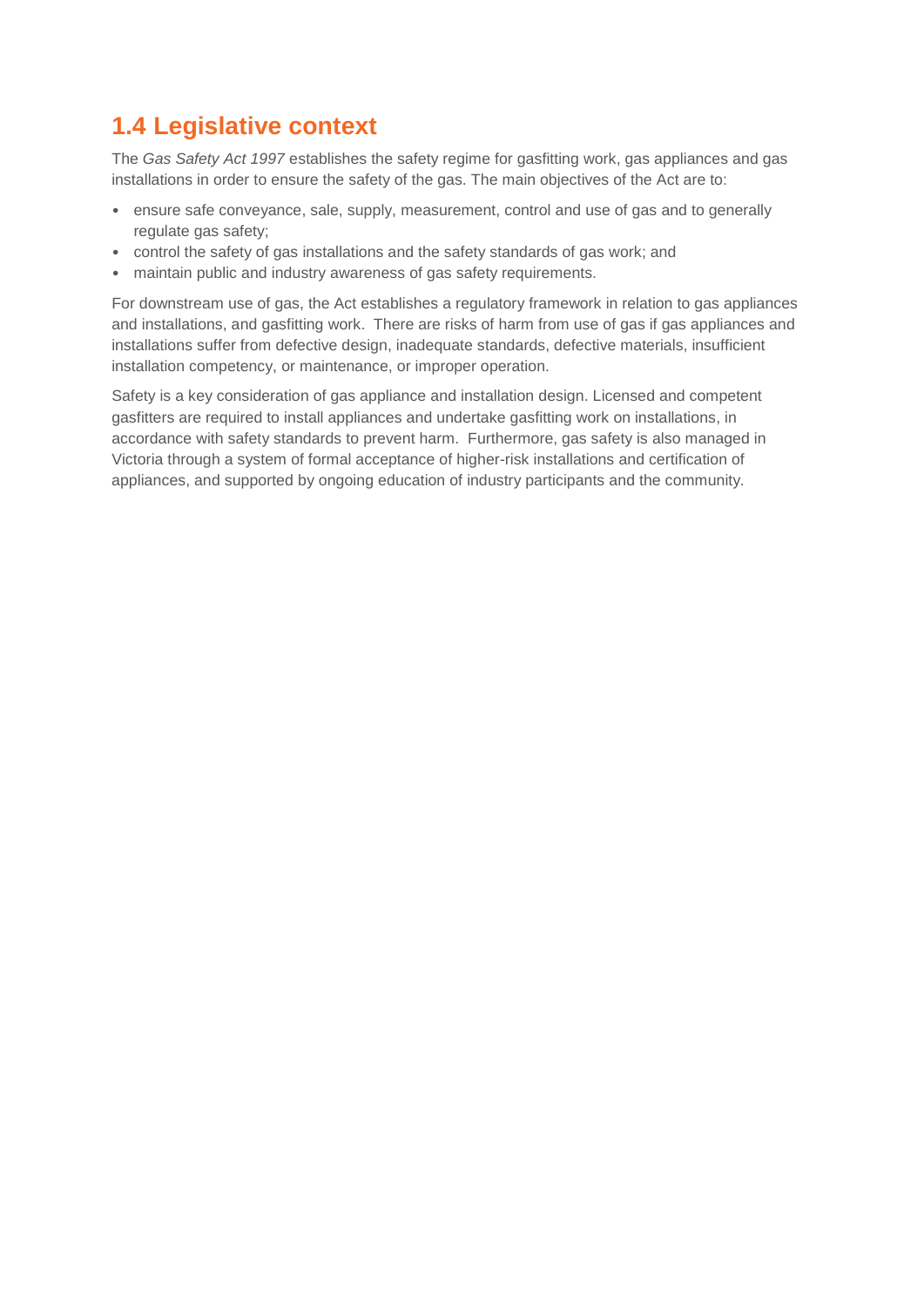## 1.4 Legislative context

The *Gas Safety Act 1997* establishes the safety regime for gasfitting work, gas appliances and gas installations in order to ensure the safety of the gas. The main objectives of the Act are to:

- ensure safe conveyance, sale, supply, measurement, control and use of gas and to generally regulate gas safety;
- control the safety of gas installations and the safety standards of gas work; and
- maintain public and industry awareness of gas safety requirements.

For downstream use of gas, the Act establishes a regulatory framework in relation to gas appliances and installations, and gasfitting work. There are risks of harm from use of gas if gas appliances and installations suffer from defective design, inadequate standards, defective materials, insufficient installation competency, or maintenance, or improper operation.

Safety is a key consideration of gas appliance and installation design. Licensed and competent gasfitters are required to install appliances and undertake gasfitting work on installations, in accordance with safety standards to prevent harm. Furthermore, gas safety is also managed in Victoria through a system of formal acceptance of higher-risk installations and certification of appliances, and supported by ongoing education of industry participants and the community.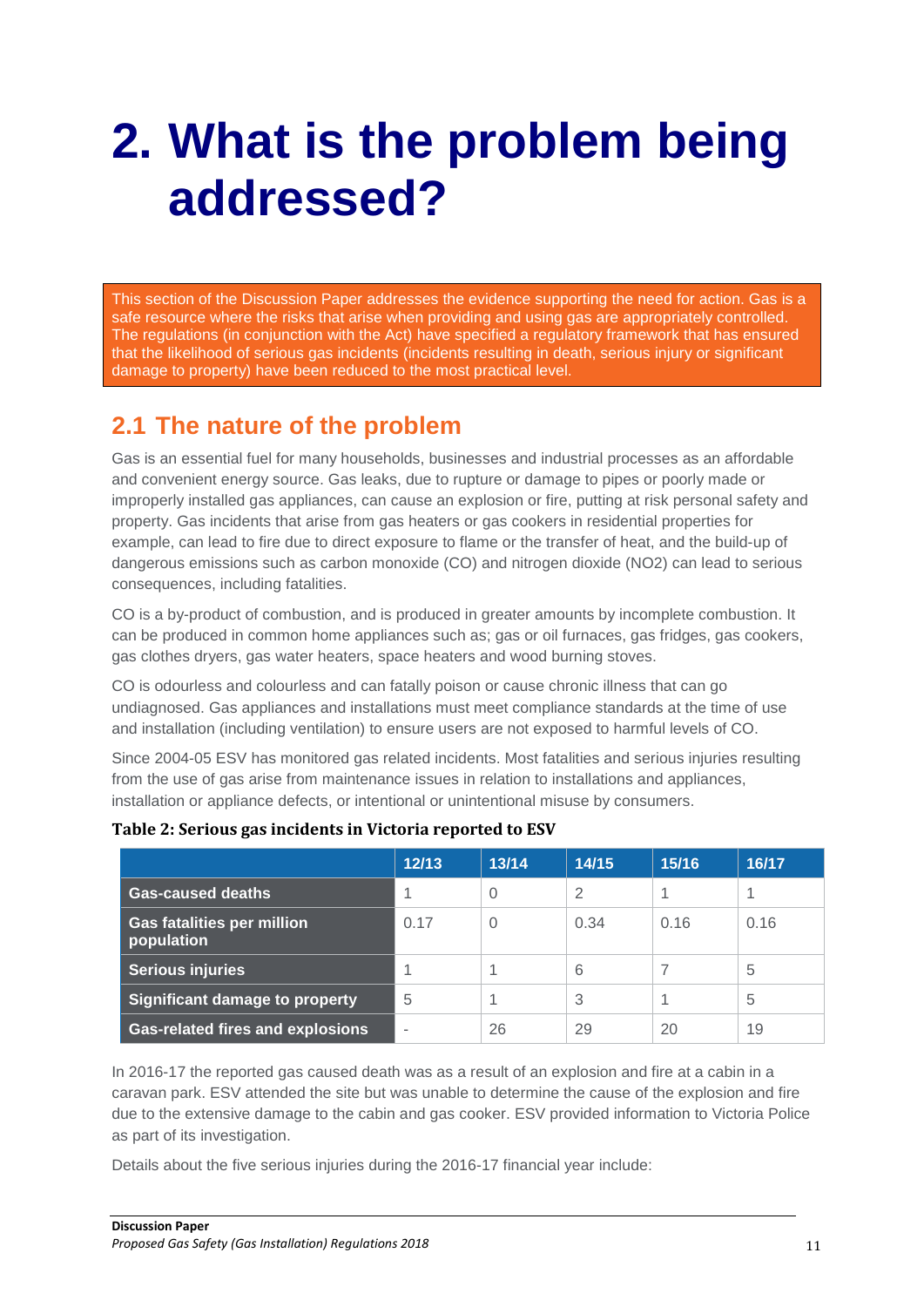# 2. What is the problem being addressed?

This section of the Discussion Paper addresses the evidence supporting the need for action. Gas is a safe resource where the risks that arise when providing and using gas are appropriately controlled. The regulations (in conjunction with the Act) have specified a regulatory framework that has ensured that the likelihood of serious gas incidents (incidents resulting in death, serious injury or significant damage to property) have been reduced to the most practical level.

## 2.1 The nature of the problem

Gas is an essential fuel for many households, businesses and industrial processes as an affordable and convenient energy source. Gas leaks, due to rupture or damage to pipes or poorly made or improperly installed gas appliances, can cause an explosion or fire, putting at risk personal safety and property. Gas incidents that arise from gas heaters or gas cookers in residential properties for example, can lead to fire due to direct exposure to flame or the transfer of heat, and the build-up of dangerous emissions such as carbon monoxide (CO) and nitrogen dioxide ($NO_2$) can lead to serious consequences, including fatalities.

CO is a by-product of combustion, and is produced in greater amounts by incomplete combustion. It can be produced in common home appliances such as; gas or oil furnaces, gas fridges, gas cookers, gas clothes dryers, gas water heaters, space heaters and wood burning stoves.

CO is odourless and colourless and can fatally poison or cause chronic illness that can go undiagnosed. Gas appliances and installations must meet compliance standards at the time of use and installation (including ventilation) to ensure users are not exposed to harmful levels of CO.

Since 2004-05 ESV has monitored gas related incidents. Most fatalities and serious injuries resulting from the use of gas arise from maintenance issues in relation to installations and appliances, installation or appliance defects, or intentional or unintentional misuse by consumers.

**Table 2: Serious gas incidents in Victoria reported to ESV**

| | 12/13 | 13/14 | 14/15 | 15/16 | 16/17 |
|---|---|---|---|---|---|
| **Gas-caused deaths** | 1 | 0 | 2 | 1 | 1 |
| **Gas fatalities per million population** | 0.17 | 0 | 0.34 | 0.16 | 0.16 |
| **Serious injuries** | 1 | 1 | 6 | 7 | 5 |
| **Significant damage to property** | 5 | 1 | 3 | 1 | 5 |
| **Gas-related fires and explosions** | - | 26 | 29 | 20 | 19 |

In 2016-17 the reported gas caused death was as a result of an explosion and fire at a cabin in a caravan park. ESV attended the site but was unable to determine the cause of the explosion and fire due to the extensive damage to the cabin and gas cooker. ESV provided information to Victoria Police as part of its investigation.

Details about the five serious injuries during the 2016-17 financial year include: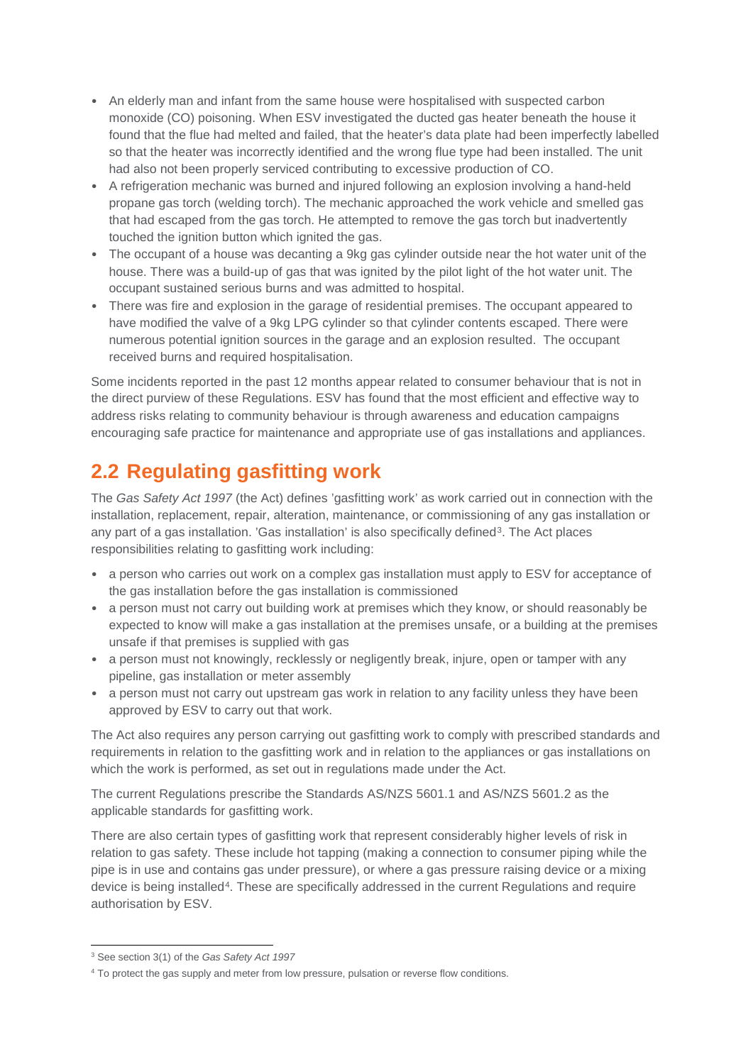- An elderly man and infant from the same house were hospitalised with suspected carbon monoxide (CO) poisoning. When ESV investigated the ducted gas heater beneath the house it found that the flue had melted and failed, that the heater's data plate had been imperfectly labelled so that the heater was incorrectly identified and the wrong flue type had been installed. The unit had also not been properly serviced contributing to excessive production of CO.
- A refrigeration mechanic was burned and injured following an explosion involving a hand-held propane gas torch (welding torch). The mechanic approached the work vehicle and smelled gas that had escaped from the gas torch. He attempted to remove the gas torch but inadvertently touched the ignition button which ignited the gas.
- The occupant of a house was decanting a 9kg gas cylinder outside near the hot water unit of the house. There was a build-up of gas that was ignited by the pilot light of the hot water unit. The occupant sustained serious burns and was admitted to hospital.
- There was fire and explosion in the garage of residential premises. The occupant appeared to have modified the valve of a 9kg LPG cylinder so that cylinder contents escaped. There were numerous potential ignition sources in the garage and an explosion resulted. The occupant received burns and required hospitalisation.

Some incidents reported in the past 12 months appear related to consumer behaviour that is not in the direct purview of these Regulations. ESV has found that the most efficient and effective way to address risks relating to community behaviour is through awareness and education campaigns encouraging safe practice for maintenance and appropriate use of gas installations and appliances.

## 2.2 Regulating gasfitting work

The *Gas Safety Act 1997* (the Act) defines 'gasfitting work' as work carried out in connection with the installation, replacement, repair, alteration, maintenance, or commissioning of any gas installation or any part of a gas installation. 'Gas installation' is also specifically defined[3]. The Act places responsibilities relating to gasfitting work including:

- a person who carries out work on a complex gas installation must apply to ESV for acceptance of the gas installation before the gas installation is commissioned
- a person must not carry out building work at premises which they know, or should reasonably be expected to know will make a gas installation at the premises unsafe, or a building at the premises unsafe if that premises is supplied with gas
- a person must not knowingly, recklessly or negligently break, injure, open or tamper with any pipeline, gas installation or meter assembly
- a person must not carry out upstream gas work in relation to any facility unless they have been approved by ESV to carry out that work.

The Act also requires any person carrying out gasfitting work to comply with prescribed standards and requirements in relation to the gasfitting work and in relation to the appliances or gas installations on which the work is performed, as set out in regulations made under the Act.

The current Regulations prescribe the Standards AS/NZS 5601.1 and AS/NZS 5601.2 as the applicable standards for gasfitting work.

There are also certain types of gasfitting work that represent considerably higher levels of risk in relation to gas safety. These include hot tapping (making a connection to consumer piping while the pipe is in use and contains gas under pressure), or where a gas pressure raising device or a mixing device is being installed[4]. These are specifically addressed in the current Regulations and require authorisation by ESV.

[3] See section 3(1) of the *Gas Safety Act 1997*

[4] To protect the gas supply and meter from low pressure, pulsation or reverse flow conditions.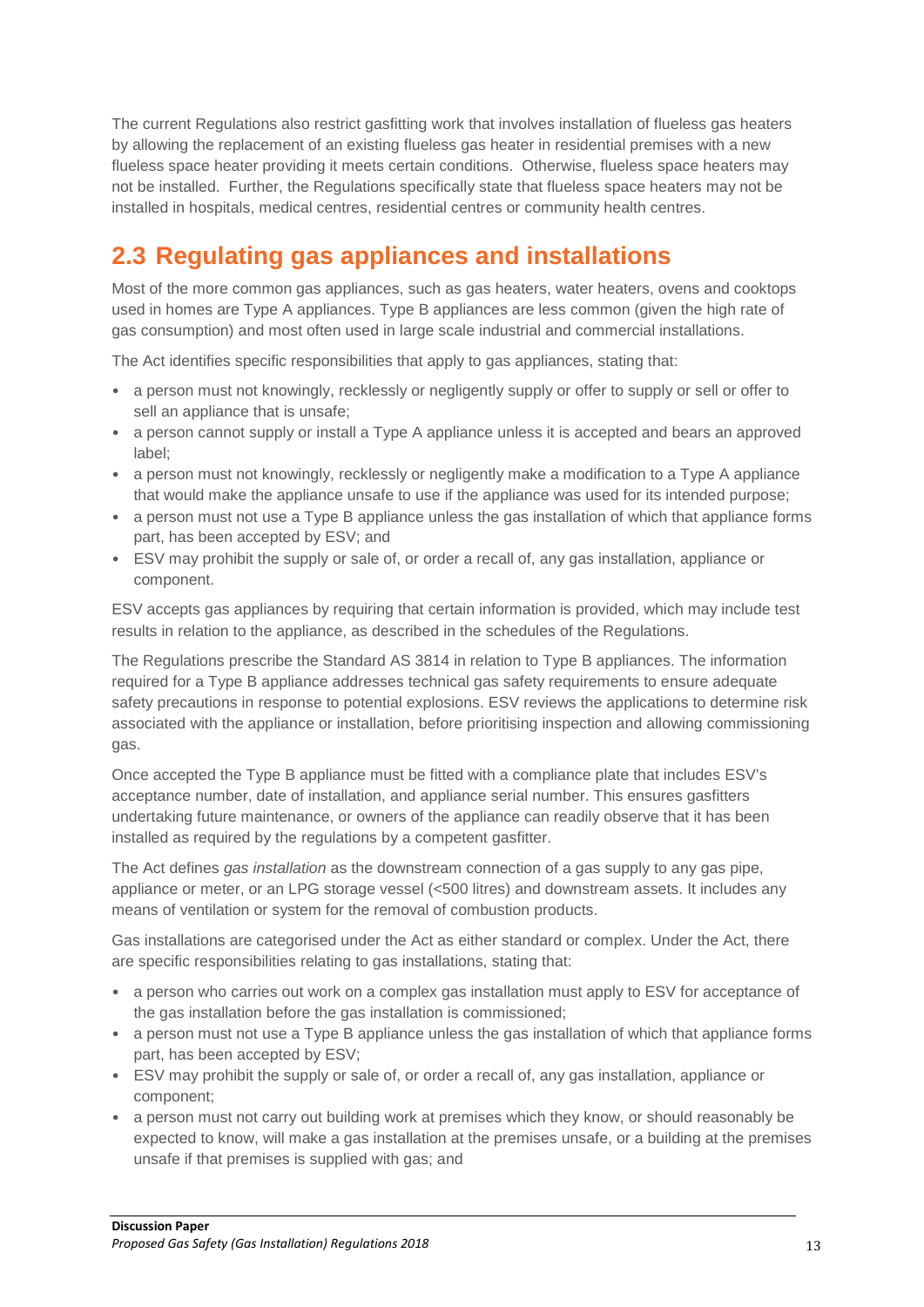The current Regulations also restrict gasfitting work that involves installation of flueless gas heaters by allowing the replacement of an existing flueless gas heater in residential premises with a new flueless space heater providing it meets certain conditions. Otherwise, flueless space heaters may not be installed. Further, the Regulations specifically state that flueless space heaters may not be installed in hospitals, medical centres, residential centres or community health centres.

## 2.3 Regulating gas appliances and installations

Most of the more common gas appliances, such as gas heaters, water heaters, ovens and cooktops used in homes are Type A appliances. Type B appliances are less common (given the high rate of gas consumption) and most often used in large scale industrial and commercial installations.

The Act identifies specific responsibilities that apply to gas appliances, stating that:

- a person must not knowingly, recklessly or negligently supply or offer to supply or sell or offer to sell an appliance that is unsafe;
- a person cannot supply or install a Type A appliance unless it is accepted and bears an approved label;
- a person must not knowingly, recklessly or negligently make a modification to a Type A appliance that would make the appliance unsafe to use if the appliance was used for its intended purpose;
- a person must not use a Type B appliance unless the gas installation of which that appliance forms part, has been accepted by ESV; and
- ESV may prohibit the supply or sale of, or order a recall of, any gas installation, appliance or component.

ESV accepts gas appliances by requiring that certain information is provided, which may include test results in relation to the appliance, as described in the schedules of the Regulations.

The Regulations prescribe the Standard AS 3814 in relation to Type B appliances. The information required for a Type B appliance addresses technical gas safety requirements to ensure adequate safety precautions in response to potential explosions. ESV reviews the applications to determine risk associated with the appliance or installation, before prioritising inspection and allowing commissioning gas.

Once accepted the Type B appliance must be fitted with a compliance plate that includes ESV's acceptance number, date of installation, and appliance serial number. This ensures gasfitters undertaking future maintenance, or owners of the appliance can readily observe that it has been installed as required by the regulations by a competent gasfitter.

The Act defines *gas installation* as the downstream connection of a gas supply to any gas pipe, appliance or meter, or an LPG storage vessel (<500 litres) and downstream assets. It includes any means of ventilation or system for the removal of combustion products.

Gas installations are categorised under the Act as either standard or complex. Under the Act, there are specific responsibilities relating to gas installations, stating that:

- a person who carries out work on a complex gas installation must apply to ESV for acceptance of the gas installation before the gas installation is commissioned;
- a person must not use a Type B appliance unless the gas installation of which that appliance forms part, has been accepted by ESV;
- ESV may prohibit the supply or sale of, or order a recall of, any gas installation, appliance or component;
- a person must not carry out building work at premises which they know, or should reasonably be expected to know, will make a gas installation at the premises unsafe, or a building at the premises unsafe if that premises is supplied with gas; and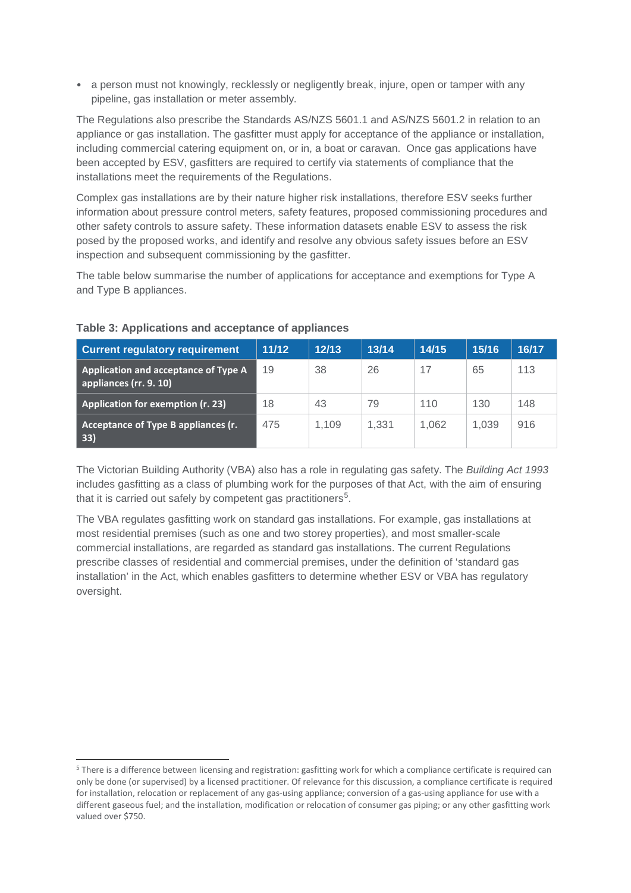- a person must not knowingly, recklessly or negligently break, injure, open or tamper with any pipeline, gas installation or meter assembly.

The Regulations also prescribe the Standards AS/NZS 5601.1 and AS/NZS 5601.2 in relation to an appliance or gas installation. The gasfitter must apply for acceptance of the appliance or installation, including commercial catering equipment on, or in, a boat or caravan. Once gas applications have been accepted by ESV, gasfitters are required to certify via statements of compliance that the installations meet the requirements of the Regulations.

Complex gas installations are by their nature higher risk installations, therefore ESV seeks further information about pressure control meters, safety features, proposed commissioning procedures and other safety controls to assure safety. These information datasets enable ESV to assess the risk posed by the proposed works, and identify and resolve any obvious safety issues before an ESV inspection and subsequent commissioning by the gasfitter.

The table below summarise the number of applications for acceptance and exemptions for Type A and Type B appliances.

**Table 3: Applications and acceptance of appliances**

| Current regulatory requirement | 11/12 | 12/13 | 13/14 | 14/15 | 15/16 | 16/17 |
|---|---|---|---|---|---|---|
| **Application and acceptance of Type A appliances (rr. 9. 10)** | 19 | 38 | 26 | 17 | 65 | 113 |
| **Application for exemption (r. 23)** | 18 | 43 | 79 | 110 | 130 | 148 |
| **Acceptance of Type B appliances (r. 33)** | 475 | 1,109 | 1,331 | 1,062 | 1,039 | 916 |

The Victorian Building Authority (VBA) also has a role in regulating gas safety. The *Building Act 1993* includes gasfitting as a class of plumbing work for the purposes of that Act, with the aim of ensuring that it is carried out safely by competent gas practitioners[5].

The VBA regulates gasfitting work on standard gas installations. For example, gas installations at most residential premises (such as one and two storey properties), and most smaller-scale commercial installations, are regarded as standard gas installations. The current Regulations prescribe classes of residential and commercial premises, under the definition of 'standard gas installation' in the Act, which enables gasfitters to determine whether ESV or VBA has regulatory oversight.

[5] There is a difference between licensing and registration: gasfitting work for which a compliance certificate is required can only be done (or supervised) by a licensed practitioner. Of relevance for this discussion, a compliance certificate is required for installation, relocation or replacement of any gas-using appliance; conversion of a gas-using appliance for use with a different gaseous fuel; and the installation, modification or relocation of consumer gas piping; or any other gasfitting work valued over $750.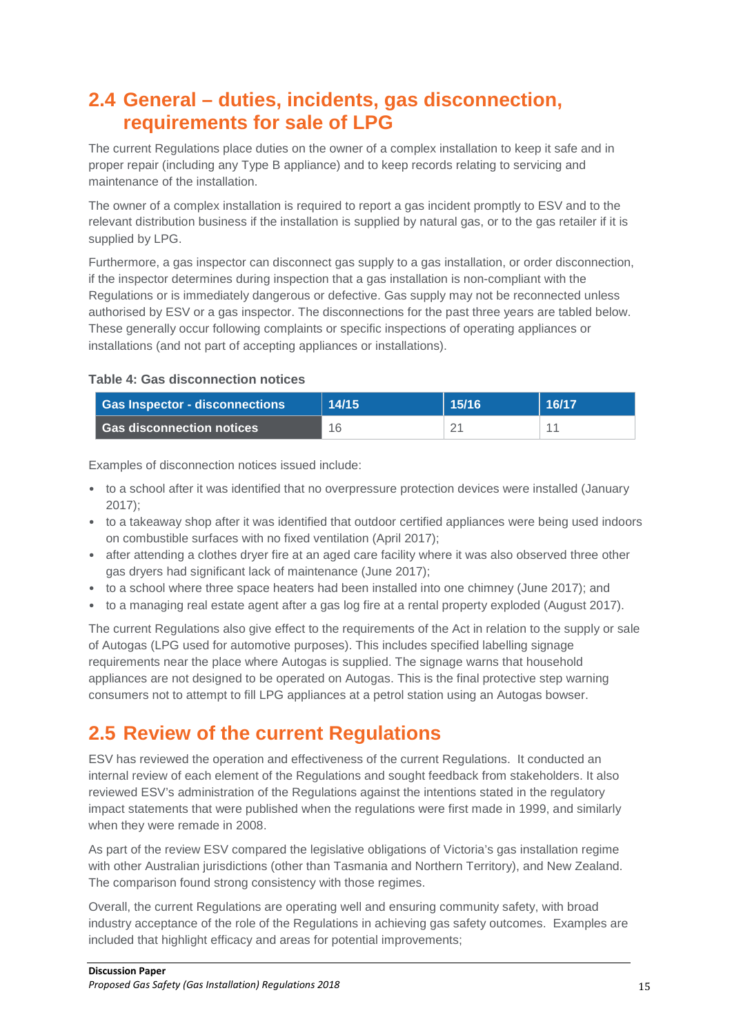## 2.4 General – duties, incidents, gas disconnection, requirements for sale of LPG

The current Regulations place duties on the owner of a complex installation to keep it safe and in proper repair (including any Type B appliance) and to keep records relating to servicing and maintenance of the installation.

The owner of a complex installation is required to report a gas incident promptly to ESV and to the relevant distribution business if the installation is supplied by natural gas, or to the gas retailer if it is supplied by LPG.

Furthermore, a gas inspector can disconnect gas supply to a gas installation, or order disconnection, if the inspector determines during inspection that a gas installation is non-compliant with the Regulations or is immediately dangerous or defective. Gas supply may not be reconnected unless authorised by ESV or a gas inspector. The disconnections for the past three years are tabled below. These generally occur following complaints or specific inspections of operating appliances or installations (and not part of accepting appliances or installations).

**Table 4: Gas disconnection notices**

| Gas Inspector - disconnections | 14/15 | 15/16 | 16/17 |
|---|---|---|---|
| **Gas disconnection notices** | 16 | 21 | 11 |

Examples of disconnection notices issued include:

- to a school after it was identified that no overpressure protection devices were installed (January 2017);
- to a takeaway shop after it was identified that outdoor certified appliances were being used indoors on combustible surfaces with no fixed ventilation (April 2017);
- after attending a clothes dryer fire at an aged care facility where it was also observed three other gas dryers had significant lack of maintenance (June 2017);
- to a school where three space heaters had been installed into one chimney (June 2017); and
- to a managing real estate agent after a gas log fire at a rental property exploded (August 2017).

The current Regulations also give effect to the requirements of the Act in relation to the supply or sale of Autogas (LPG used for automotive purposes). This includes specified labelling signage requirements near the place where Autogas is supplied. The signage warns that household appliances are not designed to be operated on Autogas. This is the final protective step warning consumers not to attempt to fill LPG appliances at a petrol station using an Autogas bowser.

## 2.5 Review of the current Regulations

ESV has reviewed the operation and effectiveness of the current Regulations. It conducted an internal review of each element of the Regulations and sought feedback from stakeholders. It also reviewed ESV's administration of the Regulations against the intentions stated in the regulatory impact statements that were published when the regulations were first made in 1999, and similarly when they were remade in 2008.

As part of the review ESV compared the legislative obligations of Victoria's gas installation regime with other Australian jurisdictions (other than Tasmania and Northern Territory), and New Zealand. The comparison found strong consistency with those regimes.

Overall, the current Regulations are operating well and ensuring community safety, with broad industry acceptance of the role of the Regulations in achieving gas safety outcomes. Examples are included that highlight efficacy and areas for potential improvements;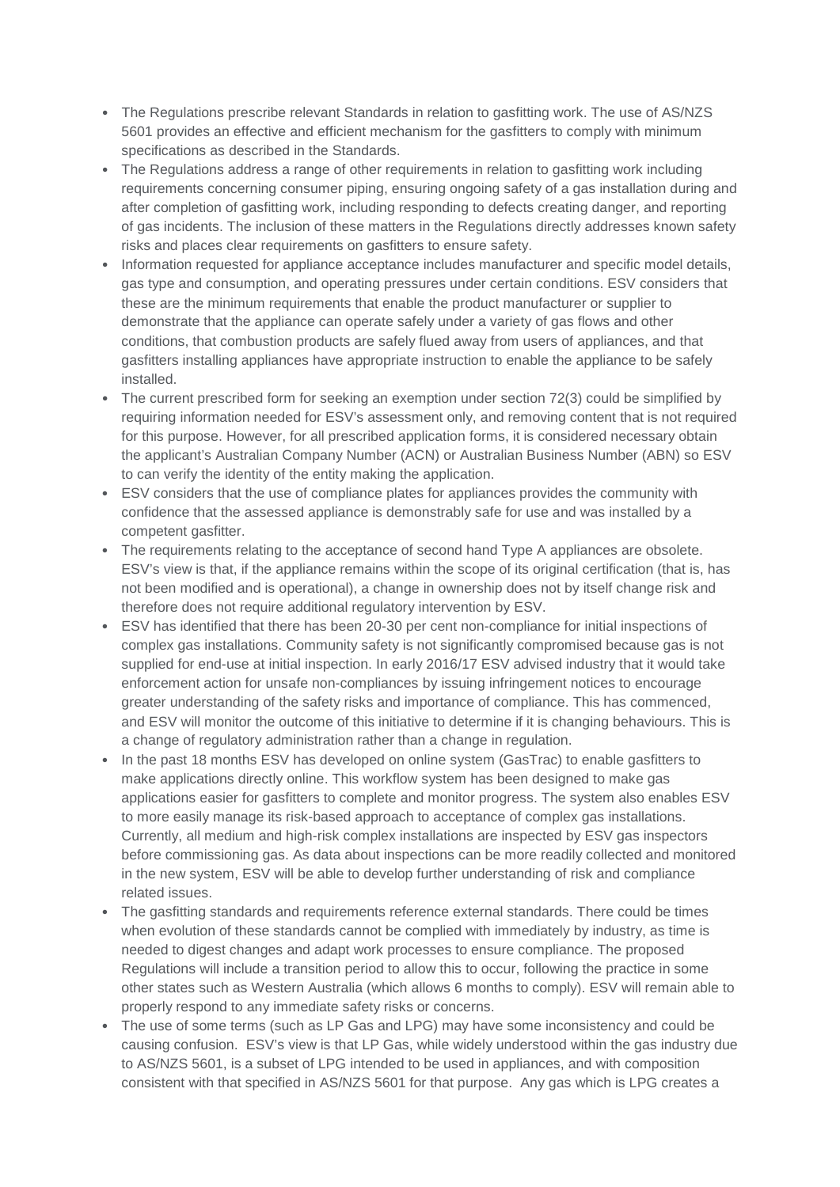- The Regulations prescribe relevant Standards in relation to gasfitting work. The use of AS/NZS 5601 provides an effective and efficient mechanism for the gasfitters to comply with minimum specifications as described in the Standards.
- The Regulations address a range of other requirements in relation to gasfitting work including requirements concerning consumer piping, ensuring ongoing safety of a gas installation during and after completion of gasfitting work, including responding to defects creating danger, and reporting of gas incidents. The inclusion of these matters in the Regulations directly addresses known safety risks and places clear requirements on gasfitters to ensure safety.
- Information requested for appliance acceptance includes manufacturer and specific model details, gas type and consumption, and operating pressures under certain conditions. ESV considers that these are the minimum requirements that enable the product manufacturer or supplier to demonstrate that the appliance can operate safely under a variety of gas flows and other conditions, that combustion products are safely flued away from users of appliances, and that gasfitters installing appliances have appropriate instruction to enable the appliance to be safely installed.
- The current prescribed form for seeking an exemption under section 72(3) could be simplified by requiring information needed for ESV's assessment only, and removing content that is not required for this purpose. However, for all prescribed application forms, it is considered necessary obtain the applicant's Australian Company Number (ACN) or Australian Business Number (ABN) so ESV to can verify the identity of the entity making the application.
- ESV considers that the use of compliance plates for appliances provides the community with confidence that the assessed appliance is demonstrably safe for use and was installed by a competent gasfitter.
- The requirements relating to the acceptance of second hand Type A appliances are obsolete. ESV's view is that, if the appliance remains within the scope of its original certification (that is, has not been modified and is operational), a change in ownership does not by itself change risk and therefore does not require additional regulatory intervention by ESV.
- ESV has identified that there has been 20-30 per cent non-compliance for initial inspections of complex gas installations. Community safety is not significantly compromised because gas is not supplied for end-use at initial inspection. In early 2016/17 ESV advised industry that it would take enforcement action for unsafe non-compliances by issuing infringement notices to encourage greater understanding of the safety risks and importance of compliance. This has commenced, and ESV will monitor the outcome of this initiative to determine if it is changing behaviours. This is a change of regulatory administration rather than a change in regulation.
- In the past 18 months ESV has developed on online system (GasTrac) to enable gasfitters to make applications directly online. This workflow system has been designed to make gas applications easier for gasfitters to complete and monitor progress. The system also enables ESV to more easily manage its risk-based approach to acceptance of complex gas installations. Currently, all medium and high-risk complex installations are inspected by ESV gas inspectors before commissioning gas. As data about inspections can be more readily collected and monitored in the new system, ESV will be able to develop further understanding of risk and compliance related issues.
- The gasfitting standards and requirements reference external standards. There could be times when evolution of these standards cannot be complied with immediately by industry, as time is needed to digest changes and adapt work processes to ensure compliance. The proposed Regulations will include a transition period to allow this to occur, following the practice in some other states such as Western Australia (which allows 6 months to comply). ESV will remain able to properly respond to any immediate safety risks or concerns.
- The use of some terms (such as LP Gas and LPG) may have some inconsistency and could be causing confusion. ESV's view is that LP Gas, while widely understood within the gas industry due to AS/NZS 5601, is a subset of LPG intended to be used in appliances, and with composition consistent with that specified in AS/NZS 5601 for that purpose. Any gas which is LPG creates a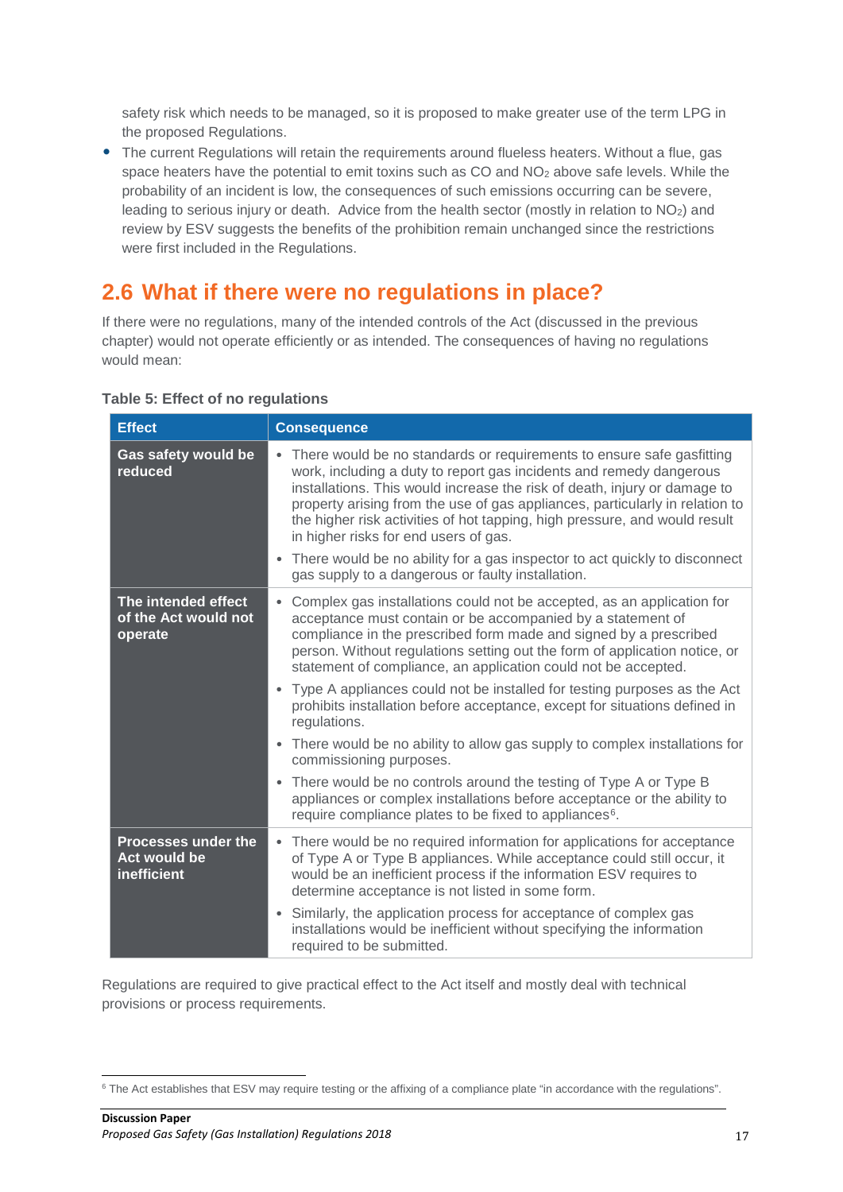safety risk which needs to be managed, so it is proposed to make greater use of the term LPG in the proposed Regulations.

- The current Regulations will retain the requirements around flueless heaters. Without a flue, gas space heaters have the potential to emit toxins such as CO and $NO_2$ above safe levels. While the probability of an incident is low, the consequences of such emissions occurring can be severe, leading to serious injury or death. Advice from the health sector (mostly in relation to $NO_2$) and review by ESV suggests the benefits of the prohibition remain unchanged since the restrictions were first included in the Regulations.

## 2.6 What if there were no regulations in place?

If there were no regulations, many of the intended controls of the Act (discussed in the previous chapter) would not operate efficiently or as intended. The consequences of having no regulations would mean:

**Table 5: Effect of no regulations**

| Effect | Consequence |
|---|---|
| **Gas safety would be reduced** | • There would be no standards or requirements to ensure safe gasfitting work, including a duty to report gas incidents and remedy dangerous installations. This would increase the risk of death, injury or damage to property arising from the use of gas appliances, particularly in relation to the higher risk activities of hot tapping, high pressure, and would result in higher risks for end users of gas.<br>• There would be no ability for a gas inspector to act quickly to disconnect gas supply to a dangerous or faulty installation. |
| **The intended effect of the Act would not operate** | • Complex gas installations could not be accepted, as an application for acceptance must contain or be accompanied by a statement of compliance in the prescribed form made and signed by a prescribed person. Without regulations setting out the form of application notice, or statement of compliance, an application could not be accepted.<br>• Type A appliances could not be installed for testing purposes as the Act prohibits installation before acceptance, except for situations defined in regulations.<br>• There would be no ability to allow gas supply to complex installations for commissioning purposes.<br>• There would be no controls around the testing of Type A or Type B appliances or complex installations before acceptance or the ability to require compliance plates to be fixed to appliances[6]. |
| **Processes under the Act would be inefficient** | • There would be no required information for applications for acceptance of Type A or Type B appliances. While acceptance could still occur, it would be an inefficient process if the information ESV requires to determine acceptance is not listed in some form.<br>• Similarly, the application process for acceptance of complex gas installations would be inefficient without specifying the information required to be submitted. |

Regulations are required to give practical effect to the Act itself and mostly deal with technical provisions or process requirements.

[6] The Act establishes that ESV may require testing or the affixing of a compliance plate "in accordance with the regulations".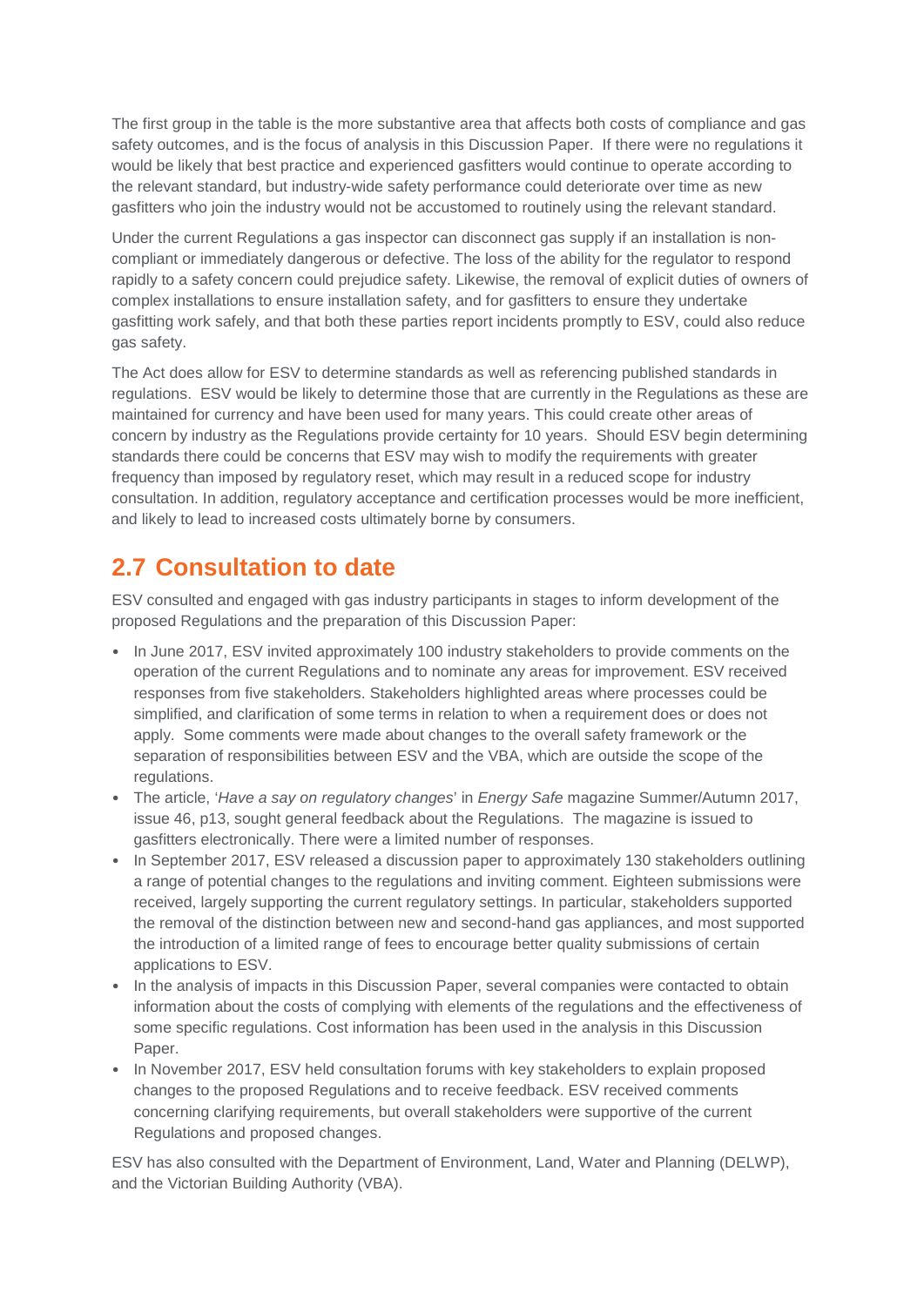The first group in the table is the more substantive area that affects both costs of compliance and gas safety outcomes, and is the focus of analysis in this Discussion Paper. If there were no regulations it would be likely that best practice and experienced gasfitters would continue to operate according to the relevant standard, but industry-wide safety performance could deteriorate over time as new gasfitters who join the industry would not be accustomed to routinely using the relevant standard.

Under the current Regulations a gas inspector can disconnect gas supply if an installation is non-compliant or immediately dangerous or defective. The loss of the ability for the regulator to respond rapidly to a safety concern could prejudice safety. Likewise, the removal of explicit duties of owners of complex installations to ensure installation safety, and for gasfitters to ensure they undertake gasfitting work safely, and that both these parties report incidents promptly to ESV, could also reduce gas safety.

The Act does allow for ESV to determine standards as well as referencing published standards in regulations. ESV would be likely to determine those that are currently in the Regulations as these are maintained for currency and have been used for many years. This could create other areas of concern by industry as the Regulations provide certainty for 10 years. Should ESV begin determining standards there could be concerns that ESV may wish to modify the requirements with greater frequency than imposed by regulatory reset, which may result in a reduced scope for industry consultation. In addition, regulatory acceptance and certification processes would be more inefficient, and likely to lead to increased costs ultimately borne by consumers.

## 2.7 Consultation to date

ESV consulted and engaged with gas industry participants in stages to inform development of the proposed Regulations and the preparation of this Discussion Paper:

- In June 2017, ESV invited approximately 100 industry stakeholders to provide comments on the operation of the current Regulations and to nominate any areas for improvement. ESV received responses from five stakeholders. Stakeholders highlighted areas where processes could be simplified, and clarification of some terms in relation to when a requirement does or does not apply. Some comments were made about changes to the overall safety framework or the separation of responsibilities between ESV and the VBA, which are outside the scope of the regulations.
- The article, '*Have a say on regulatory changes*' in *Energy Safe* magazine Summer/Autumn 2017, issue 46, p13, sought general feedback about the Regulations. The magazine is issued to gasfitters electronically. There were a limited number of responses.
- In September 2017, ESV released a discussion paper to approximately 130 stakeholders outlining a range of potential changes to the regulations and inviting comment. Eighteen submissions were received, largely supporting the current regulatory settings. In particular, stakeholders supported the removal of the distinction between new and second-hand gas appliances, and most supported the introduction of a limited range of fees to encourage better quality submissions of certain applications to ESV.
- In the analysis of impacts in this Discussion Paper, several companies were contacted to obtain information about the costs of complying with elements of the regulations and the effectiveness of some specific regulations. Cost information has been used in the analysis in this Discussion Paper.
- In November 2017, ESV held consultation forums with key stakeholders to explain proposed changes to the proposed Regulations and to receive feedback. ESV received comments concerning clarifying requirements, but overall stakeholders were supportive of the current Regulations and proposed changes.

ESV has also consulted with the Department of Environment, Land, Water and Planning (DELWP), and the Victorian Building Authority (VBA).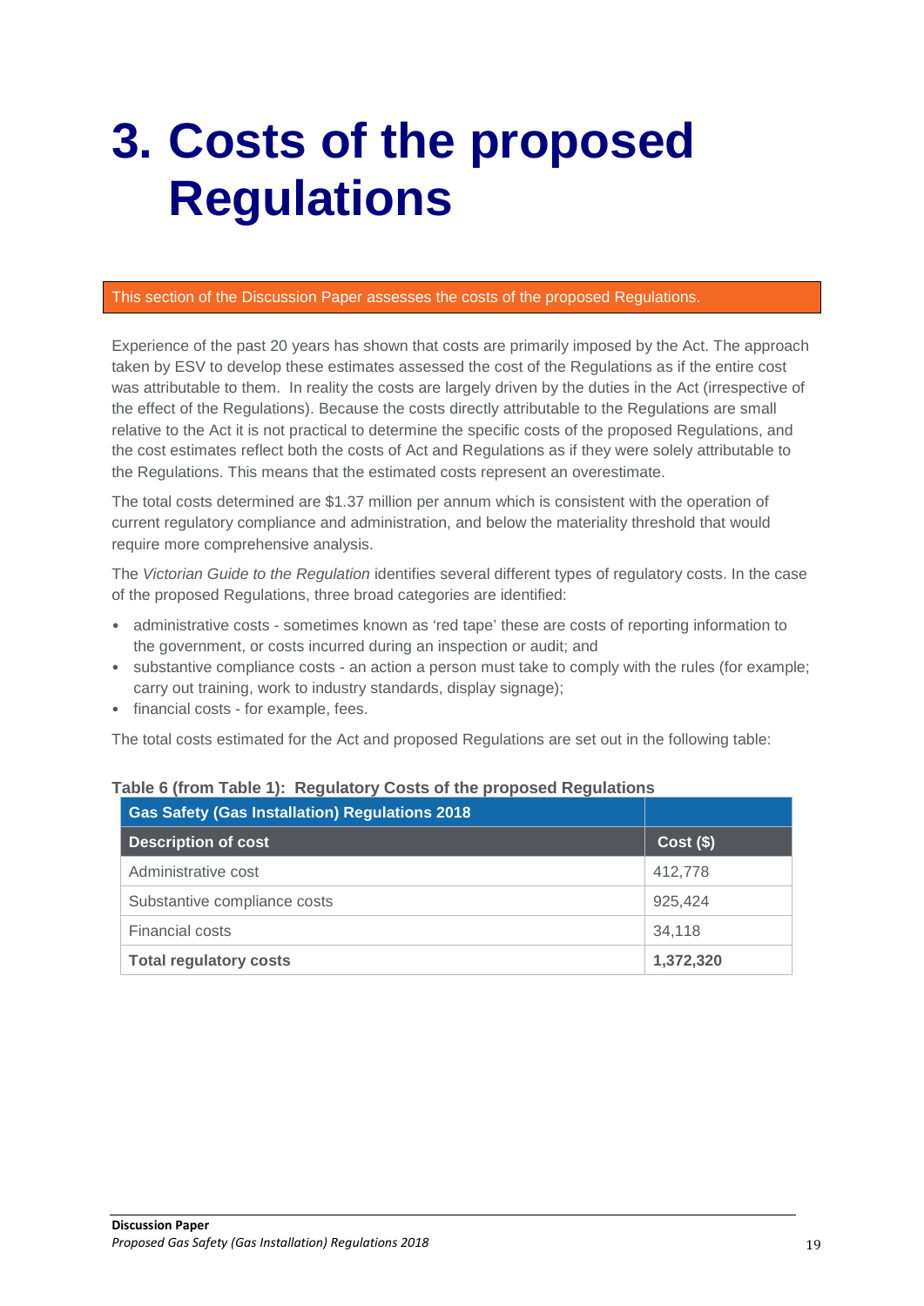# 3. Costs of the proposed Regulations

This section of the Discussion Paper assesses the costs of the proposed Regulations.

Experience of the past 20 years has shown that costs are primarily imposed by the Act. The approach taken by ESV to develop these estimates assessed the cost of the Regulations as if the entire cost was attributable to them. In reality the costs are largely driven by the duties in the Act (irrespective of the effect of the Regulations). Because the costs directly attributable to the Regulations are small relative to the Act it is not practical to determine the specific costs of the proposed Regulations, and the cost estimates reflect both the costs of Act and Regulations as if they were solely attributable to the Regulations. This means that the estimated costs represent an overestimate.

The total costs determined are $1.37 million per annum which is consistent with the operation of current regulatory compliance and administration, and below the materiality threshold that would require more comprehensive analysis.

The *Victorian Guide to the Regulation* identifies several different types of regulatory costs. In the case of the proposed Regulations, three broad categories are identified:

- administrative costs - sometimes known as 'red tape' these are costs of reporting information to the government, or costs incurred during an inspection or audit; and
- substantive compliance costs - an action a person must take to comply with the rules (for example; carry out training, work to industry standards, display signage);
- financial costs - for example, fees.

The total costs estimated for the Act and proposed Regulations are set out in the following table:

**Table 6 (from Table 1): Regulatory Costs of the proposed Regulations**

| Gas Safety (Gas Installation) Regulations 2018 | |
|---|---|
| **Description of cost** | **Cost ($)** |
| Administrative cost | 412,778 |
| Substantive compliance costs | 925,424 |
| Financial costs | 34,118 |
| **Total regulatory costs** | **1,372,320** |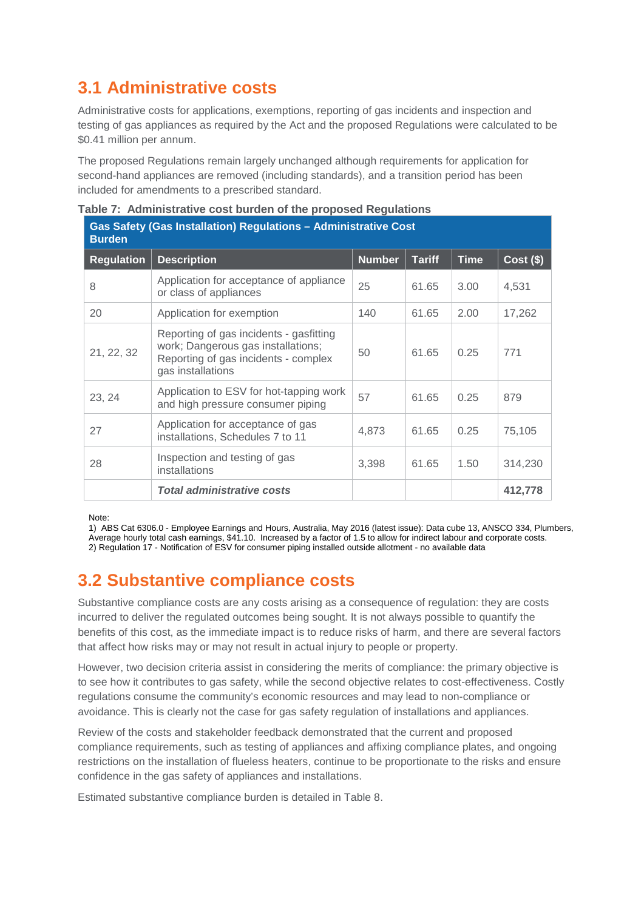## 3.1 Administrative costs

Administrative costs for applications, exemptions, reporting of gas incidents and inspection and testing of gas appliances as required by the Act and the proposed Regulations were calculated to be $0.41 million per annum.

The proposed Regulations remain largely unchanged although requirements for application for second-hand appliances are removed (including standards), and a transition period has been included for amendments to a prescribed standard.

**Table 7: Administrative cost burden of the proposed Regulations**

| Gas Safety (Gas Installation) Regulations – Administrative Cost Burden | | | | | |
|---|---|---|---|---|---|
| **Regulation** | **Description** | **Number** | **Tariff** | **Time** | **Cost ($)** |
| 8 | Application for acceptance of appliance or class of appliances | 25 | 61.65 | 3.00 | 4,531 |
| 20 | Application for exemption | 140 | 61.65 | 2.00 | 17,262 |
| 21, 22, 32 | Reporting of gas incidents - gasfitting work; Dangerous gas installations; Reporting of gas incidents - complex gas installations | 50 | 61.65 | 0.25 | 771 |
| 23, 24 | Application to ESV for hot-tapping work and high pressure consumer piping | 57 | 61.65 | 0.25 | 879 |
| 27 | Application for acceptance of gas installations, Schedules 7 to 11 | 4,873 | 61.65 | 0.25 | 75,105 |
| 28 | Inspection and testing of gas installations | 3,398 | 61.65 | 1.50 | 314,230 |
| | ***Total administrative costs*** | | | | **412,778** |

Note:
1) ABS Cat 6306.0 - Employee Earnings and Hours, Australia, May 2016 (latest issue): Data cube 13, ANSCO 334, Plumbers, Average hourly total cash earnings, $41.10. Increased by a factor of 1.5 to allow for indirect labour and corporate costs.
2) Regulation 17 - Notification of ESV for consumer piping installed outside allotment - no available data

## 3.2 Substantive compliance costs

Substantive compliance costs are any costs arising as a consequence of regulation: they are costs incurred to deliver the regulated outcomes being sought. It is not always possible to quantify the benefits of this cost, as the immediate impact is to reduce risks of harm, and there are several factors that affect how risks may or may not result in actual injury to people or property.

However, two decision criteria assist in considering the merits of compliance: the primary objective is to see how it contributes to gas safety, while the second objective relates to cost-effectiveness. Costly regulations consume the community's economic resources and may lead to non-compliance or avoidance. This is clearly not the case for gas safety regulation of installations and appliances.

Review of the costs and stakeholder feedback demonstrated that the current and proposed compliance requirements, such as testing of appliances and affixing compliance plates, and ongoing restrictions on the installation of flueless heaters, continue to be proportionate to the risks and ensure confidence in the gas safety of appliances and installations.

Estimated substantive compliance burden is detailed in Table 8.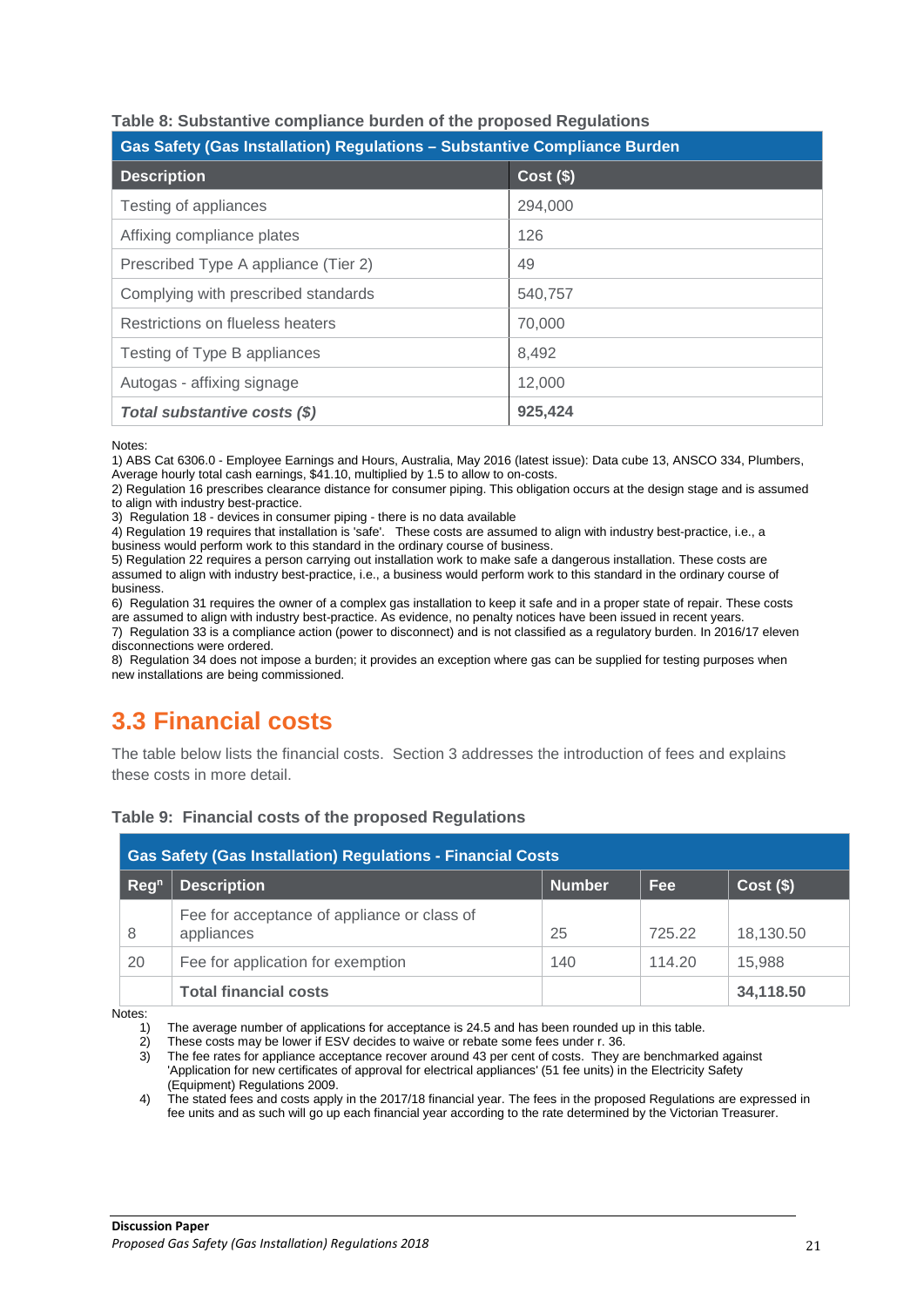**Table 8: Substantive compliance burden of the proposed Regulations**

| Gas Safety (Gas Installation) Regulations – Substantive Compliance Burden | |
|---|---|
| **Description** | **Cost ($)** |
| Testing of appliances | 294,000 |
| Affixing compliance plates | 126 |
| Prescribed Type A appliance (Tier 2) | 49 |
| Complying with prescribed standards | 540,757 |
| Restrictions on flueless heaters | 70,000 |
| Testing of Type B appliances | 8,492 |
| Autogas - affixing signage | 12,000 |
| ***Total substantive costs ($)*** | **925,424** |

Notes:
1) ABS Cat 6306.0 - Employee Earnings and Hours, Australia, May 2016 (latest issue): Data cube 13, ANSCO 334, Plumbers, Average hourly total cash earnings, $41.10, multiplied by 1.5 to allow to on-costs.
2) Regulation 16 prescribes clearance distance for consumer piping. This obligation occurs at the design stage and is assumed to align with industry best-practice.
3) Regulation 18 - devices in consumer piping - there is no data available
4) Regulation 19 requires that installation is 'safe'. These costs are assumed to align with industry best-practice, i.e., a business would perform work to this standard in the ordinary course of business.
5) Regulation 22 requires a person carrying out installation work to make safe a dangerous installation. These costs are assumed to align with industry best-practice, i.e., a business would perform work to this standard in the ordinary course of business.
6) Regulation 31 requires the owner of a complex gas installation to keep it safe and in a proper state of repair. These costs are assumed to align with industry best-practice. As evidence, no penalty notices have been issued in recent years.
7) Regulation 33 is a compliance action (power to disconnect) and is not classified as a regulatory burden. In 2016/17 eleven disconnections were ordered.
8) Regulation 34 does not impose a burden; it provides an exception where gas can be supplied for testing purposes when new installations are being commissioned.

## 3.3 Financial costs

The table below lists the financial costs. Section 3 addresses the introduction of fees and explains these costs in more detail.

**Table 9: Financial costs of the proposed Regulations**

| Gas Safety (Gas Installation) Regulations - Financial Costs | | | | |
|---|---|---|---|---|
| **Reg$^n$** | **Description** | **Number** | **Fee** | **Cost ($)** |
| 8 | Fee for acceptance of appliance or class of appliances | 25 | 725.22 | 18,130.50 |
| 20 | Fee for application for exemption | 140 | 114.20 | 15,988 |
| | **Total financial costs** | | | **34,118.50** |

Notes:
1) The average number of applications for acceptance is 24.5 and has been rounded up in this table.
2) These costs may be lower if ESV decides to waive or rebate some fees under r. 36.
3) The fee rates for appliance acceptance recover around 43 per cent of costs. They are benchmarked against 'Application for new certificates of approval for electrical appliances' (51 fee units) in the Electricity Safety (Equipment) Regulations 2009.
4) The stated fees and costs apply in the 2017/18 financial year. The fees in the proposed Regulations are expressed in fee units and as such will go up each financial year according to the rate determined by the Victorian Treasurer.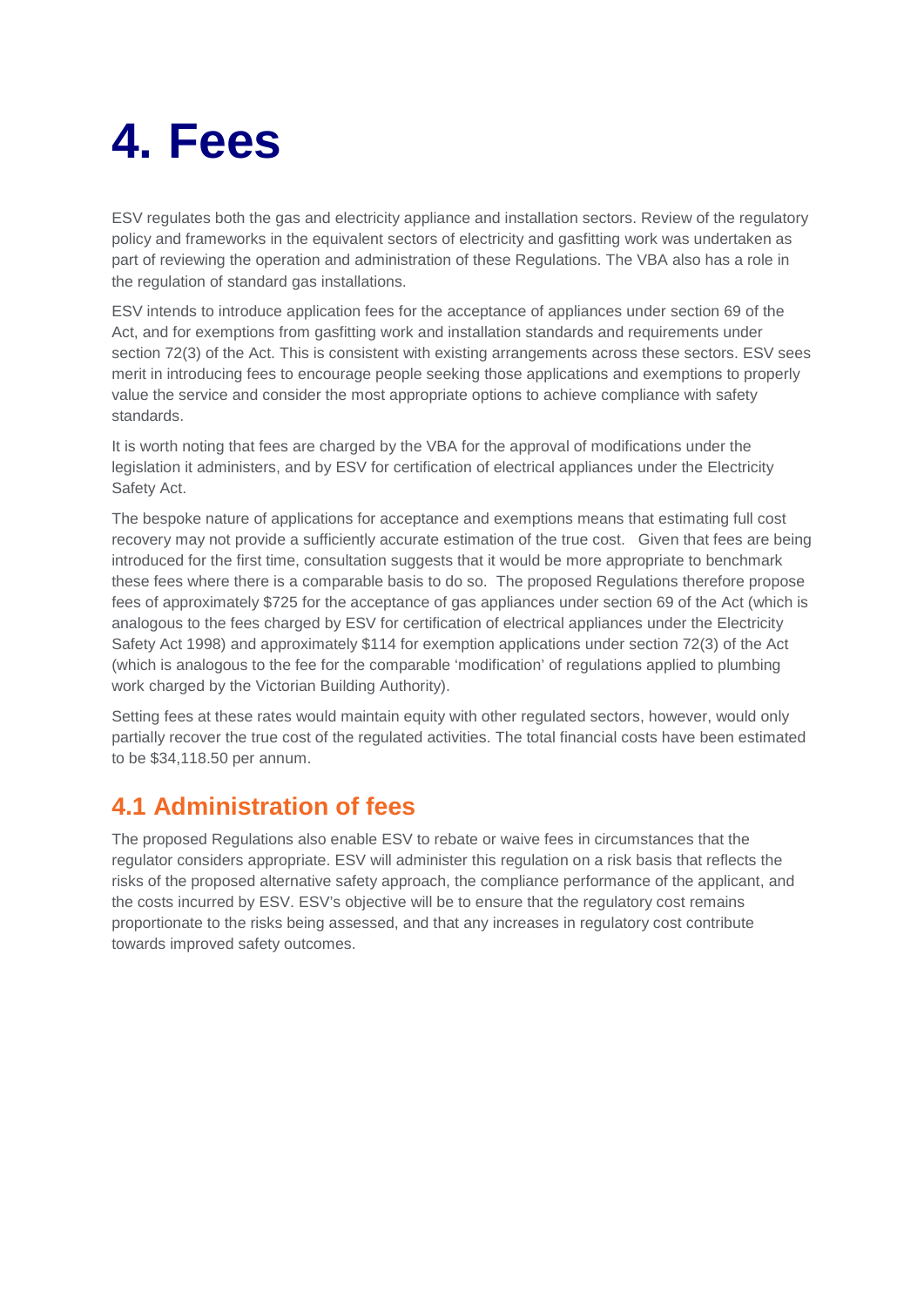# 4. Fees

ESV regulates both the gas and electricity appliance and installation sectors. Review of the regulatory policy and frameworks in the equivalent sectors of electricity and gasfitting work was undertaken as part of reviewing the operation and administration of these Regulations. The VBA also has a role in the regulation of standard gas installations.

ESV intends to introduce application fees for the acceptance of appliances under section 69 of the Act, and for exemptions from gasfitting work and installation standards and requirements under section 72(3) of the Act. This is consistent with existing arrangements across these sectors. ESV sees merit in introducing fees to encourage people seeking those applications and exemptions to properly value the service and consider the most appropriate options to achieve compliance with safety standards.

It is worth noting that fees are charged by the VBA for the approval of modifications under the legislation it administers, and by ESV for certification of electrical appliances under the Electricity Safety Act.

The bespoke nature of applications for acceptance and exemptions means that estimating full cost recovery may not provide a sufficiently accurate estimation of the true cost. Given that fees are being introduced for the first time, consultation suggests that it would be more appropriate to benchmark these fees where there is a comparable basis to do so. The proposed Regulations therefore propose fees of approximately $725 for the acceptance of gas appliances under section 69 of the Act (which is analogous to the fees charged by ESV for certification of electrical appliances under the Electricity Safety Act 1998) and approximately $114 for exemption applications under section 72(3) of the Act (which is analogous to the fee for the comparable 'modification' of regulations applied to plumbing work charged by the Victorian Building Authority).

Setting fees at these rates would maintain equity with other regulated sectors, however, would only partially recover the true cost of the regulated activities. The total financial costs have been estimated to be $34,118.50 per annum.

## 4.1 Administration of fees

The proposed Regulations also enable ESV to rebate or waive fees in circumstances that the regulator considers appropriate. ESV will administer this regulation on a risk basis that reflects the risks of the proposed alternative safety approach, the compliance performance of the applicant, and the costs incurred by ESV. ESV's objective will be to ensure that the regulatory cost remains proportionate to the risks being assessed, and that any increases in regulatory cost contribute towards improved safety outcomes.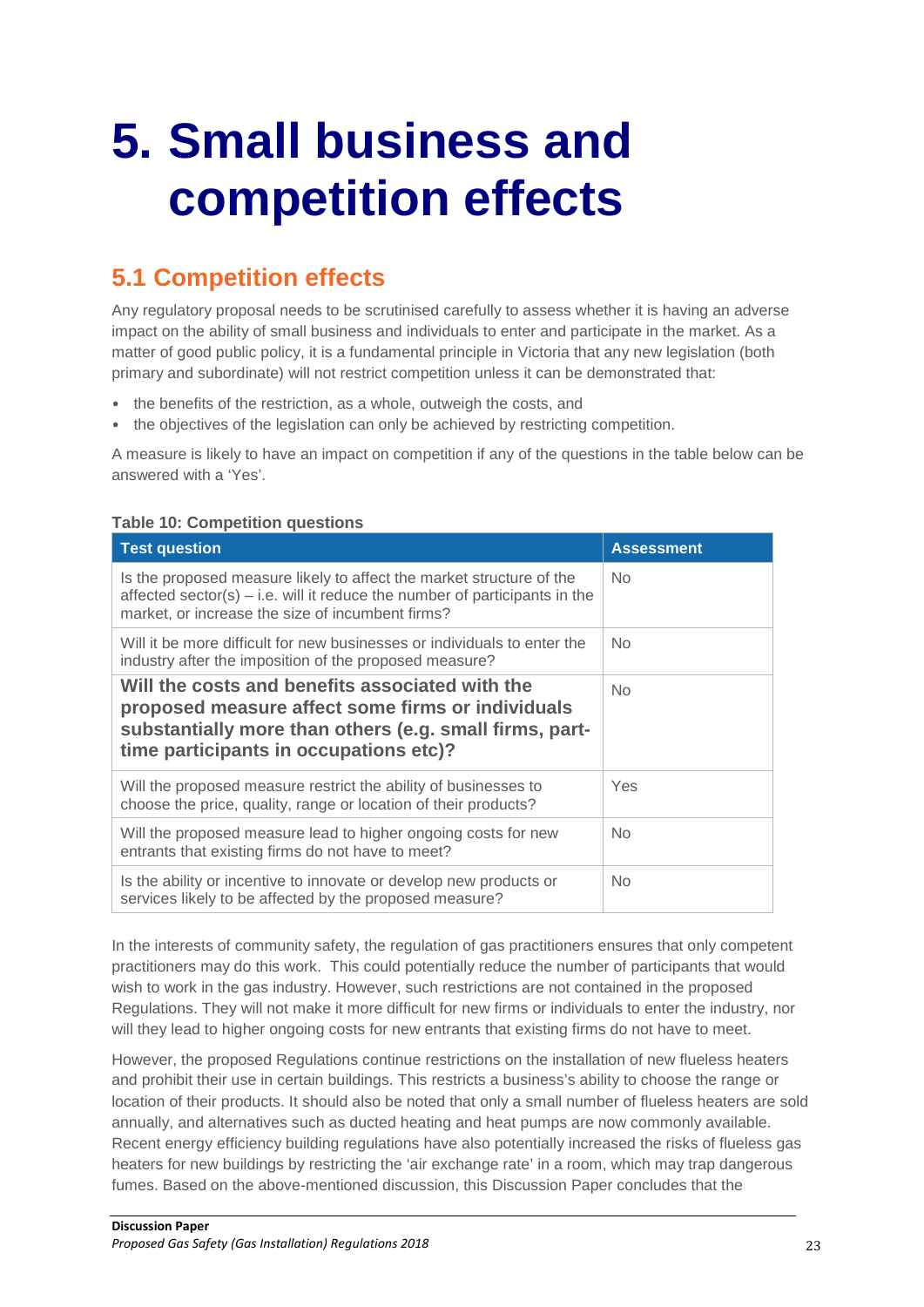# 5. Small business and competition effects

## 5.1 Competition effects

Any regulatory proposal needs to be scrutinised carefully to assess whether it is having an adverse impact on the ability of small business and individuals to enter and participate in the market. As a matter of good public policy, it is a fundamental principle in Victoria that any new legislation (both primary and subordinate) will not restrict competition unless it can be demonstrated that:

- the benefits of the restriction, as a whole, outweigh the costs, and
- the objectives of the legislation can only be achieved by restricting competition.

A measure is likely to have an impact on competition if any of the questions in the table below can be answered with a 'Yes'.

**Table 10: Competition questions**

| Test question | Assessment |
|---|---|
| Is the proposed measure likely to affect the market structure of the affected sector(s) – i.e. will it reduce the number of participants in the market, or increase the size of incumbent firms? | No |
| Will it be more difficult for new businesses or individuals to enter the industry after the imposition of the proposed measure? | No |
| **Will the costs and benefits associated with the proposed measure affect some firms or individuals substantially more than others (e.g. small firms, part-time participants in occupations etc)?** | No |
| Will the proposed measure restrict the ability of businesses to choose the price, quality, range or location of their products? | Yes |
| Will the proposed measure lead to higher ongoing costs for new entrants that existing firms do not have to meet? | No |
| Is the ability or incentive to innovate or develop new products or services likely to be affected by the proposed measure? | No |

In the interests of community safety, the regulation of gas practitioners ensures that only competent practitioners may do this work. This could potentially reduce the number of participants that would wish to work in the gas industry. However, such restrictions are not contained in the proposed Regulations. They will not make it more difficult for new firms or individuals to enter the industry, nor will they lead to higher ongoing costs for new entrants that existing firms do not have to meet.

However, the proposed Regulations continue restrictions on the installation of new flueless heaters and prohibit their use in certain buildings. This restricts a business's ability to choose the range or location of their products. It should also be noted that only a small number of flueless heaters are sold annually, and alternatives such as ducted heating and heat pumps are now commonly available. Recent energy efficiency building regulations have also potentially increased the risks of flueless gas heaters for new buildings by restricting the 'air exchange rate' in a room, which may trap dangerous fumes. Based on the above-mentioned discussion, this Discussion Paper concludes that the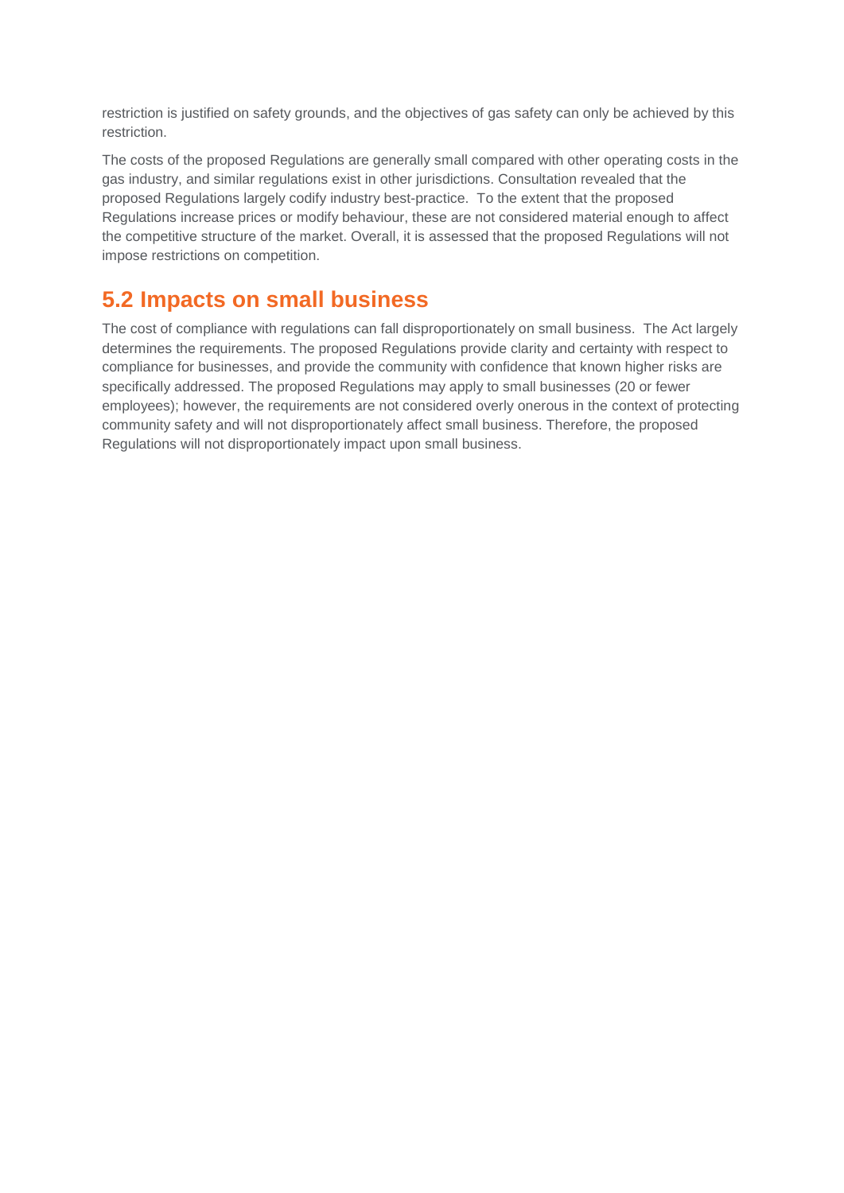restriction is justified on safety grounds, and the objectives of gas safety can only be achieved by this restriction.

The costs of the proposed Regulations are generally small compared with other operating costs in the gas industry, and similar regulations exist in other jurisdictions. Consultation revealed that the proposed Regulations largely codify industry best-practice. To the extent that the proposed Regulations increase prices or modify behaviour, these are not considered material enough to affect the competitive structure of the market. Overall, it is assessed that the proposed Regulations will not impose restrictions on competition.

## 5.2 Impacts on small business

The cost of compliance with regulations can fall disproportionately on small business. The Act largely determines the requirements. The proposed Regulations provide clarity and certainty with respect to compliance for businesses, and provide the community with confidence that known higher risks are specifically addressed. The proposed Regulations may apply to small businesses (20 or fewer employees); however, the requirements are not considered overly onerous in the context of protecting community safety and will not disproportionately affect small business. Therefore, the proposed Regulations will not disproportionately impact upon small business.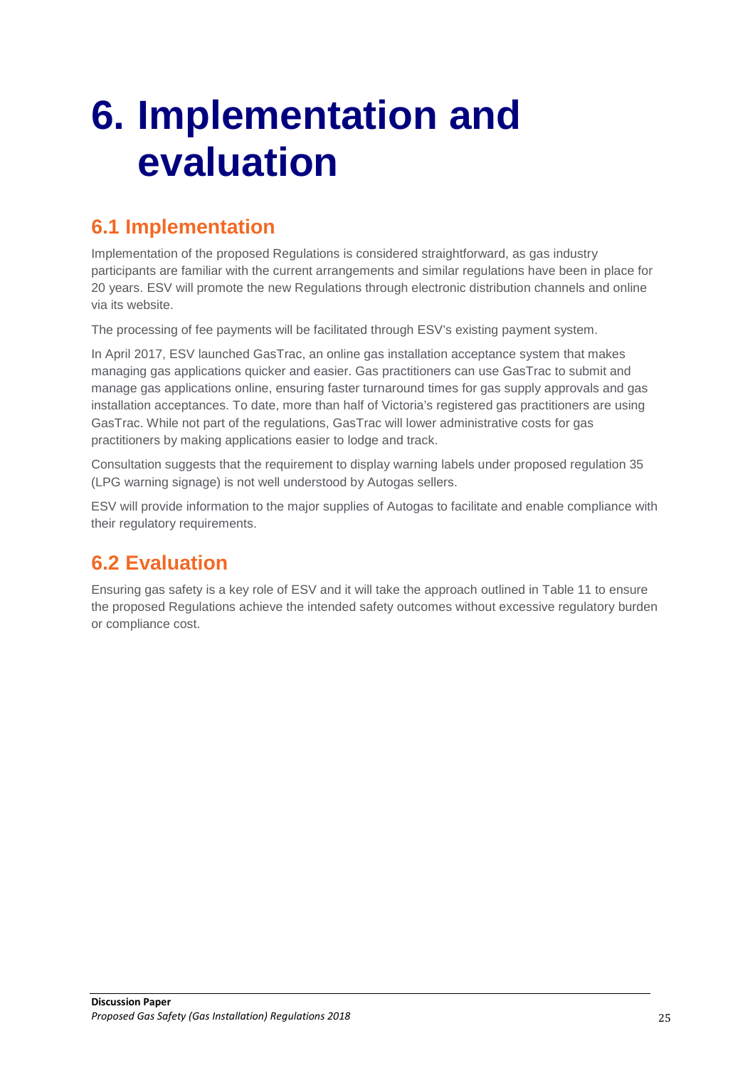# 6. Implementation and evaluation

## 6.1 Implementation

Implementation of the proposed Regulations is considered straightforward, as gas industry participants are familiar with the current arrangements and similar regulations have been in place for 20 years. ESV will promote the new Regulations through electronic distribution channels and online via its website.

The processing of fee payments will be facilitated through ESV's existing payment system.

In April 2017, ESV launched GasTrac, an online gas installation acceptance system that makes managing gas applications quicker and easier. Gas practitioners can use GasTrac to submit and manage gas applications online, ensuring faster turnaround times for gas supply approvals and gas installation acceptances. To date, more than half of Victoria's registered gas practitioners are using GasTrac. While not part of the regulations, GasTrac will lower administrative costs for gas practitioners by making applications easier to lodge and track.

Consultation suggests that the requirement to display warning labels under proposed regulation 35 (LPG warning signage) is not well understood by Autogas sellers.

ESV will provide information to the major supplies of Autogas to facilitate and enable compliance with their regulatory requirements.

## 6.2 Evaluation

Ensuring gas safety is a key role of ESV and it will take the approach outlined in Table 11 to ensure the proposed Regulations achieve the intended safety outcomes without excessive regulatory burden or compliance cost.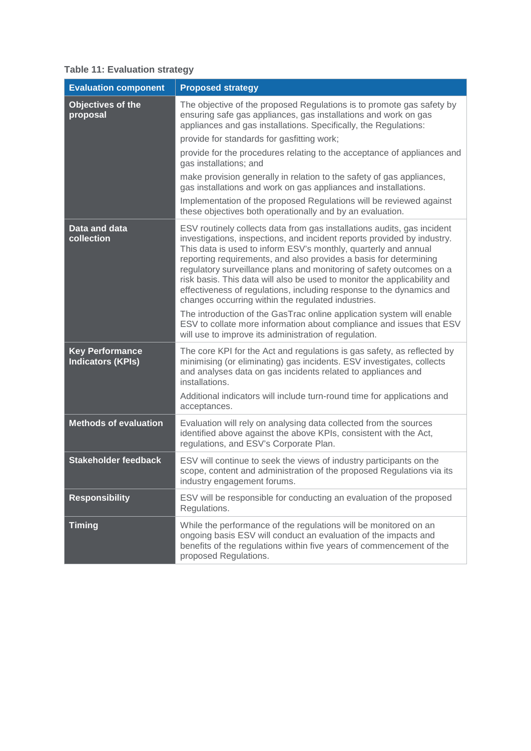**Table 11: Evaluation strategy**

| Evaluation component | Proposed strategy |
|---|---|
| **Objectives of the proposal** | The objective of the proposed Regulations is to promote gas safety by ensuring safe gas appliances, gas installations and work on gas appliances and gas installations. Specifically, the Regulations:<br>provide for standards for gasfitting work;<br>provide for the procedures relating to the acceptance of appliances and gas installations; and<br>make provision generally in relation to the safety of gas appliances, gas installations and work on gas appliances and installations.<br>Implementation of the proposed Regulations will be reviewed against these objectives both operationally and by an evaluation. |
| **Data and data collection** | ESV routinely collects data from gas installations audits, gas incident investigations, inspections, and incident reports provided by industry. This data is used to inform ESV's monthly, quarterly and annual reporting requirements, and also provides a basis for determining regulatory surveillance plans and monitoring of safety outcomes on a risk basis. This data will also be used to monitor the applicability and effectiveness of regulations, including response to the dynamics and changes occurring within the regulated industries.<br>The introduction of the GasTrac online application system will enable ESV to collate more information about compliance and issues that ESV will use to improve its administration of regulation. |
| **Key Performance Indicators (KPIs)** | The core KPI for the Act and regulations is gas safety, as reflected by minimising (or eliminating) gas incidents. ESV investigates, collects and analyses data on gas incidents related to appliances and installations.<br>Additional indicators will include turn-round time for applications and acceptances. |
| **Methods of evaluation** | Evaluation will rely on analysing data collected from the sources identified above against the above KPIs, consistent with the Act, regulations, and ESV's Corporate Plan. |
| **Stakeholder feedback** | ESV will continue to seek the views of industry participants on the scope, content and administration of the proposed Regulations via its industry engagement forums. |
| **Responsibility** | ESV will be responsible for conducting an evaluation of the proposed Regulations. |
| **Timing** | While the performance of the regulations will be monitored on an ongoing basis ESV will conduct an evaluation of the impacts and benefits of the regulations within five years of commencement of the proposed Regulations. |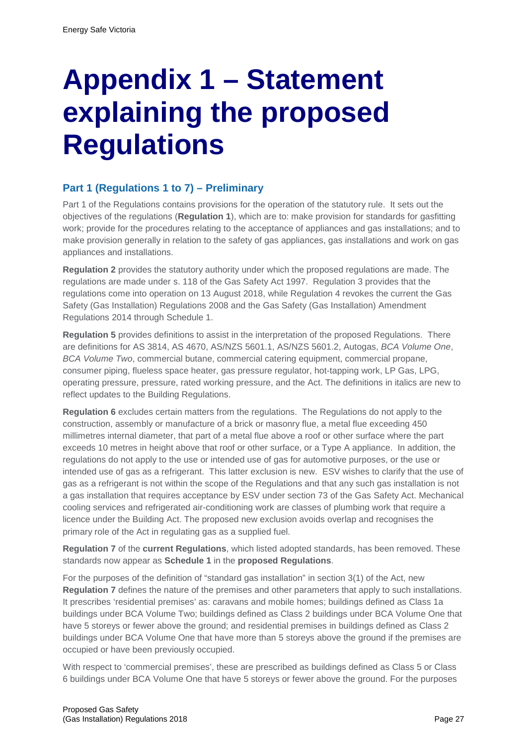# Appendix 1 – Statement explaining the proposed Regulations

## Part 1 (Regulations 1 to 7) – Preliminary

Part 1 of the Regulations contains provisions for the operation of the statutory rule. It sets out the objectives of the regulations (**Regulation 1**), which are to: make provision for standards for gasfitting work; provide for the procedures relating to the acceptance of appliances and gas installations; and to make provision generally in relation to the safety of gas appliances, gas installations and work on gas appliances and installations.

**Regulation 2** provides the statutory authority under which the proposed regulations are made. The regulations are made under s. 118 of the Gas Safety Act 1997. Regulation 3 provides that the regulations come into operation on 13 August 2018, while Regulation 4 revokes the current the Gas Safety (Gas Installation) Regulations 2008 and the Gas Safety (Gas Installation) Amendment Regulations 2014 through Schedule 1.

**Regulation 5** provides definitions to assist in the interpretation of the proposed Regulations. There are definitions for AS 3814, AS 4670, AS/NZS 5601.1, AS/NZS 5601.2, Autogas, *BCA Volume One*, *BCA Volume Two*, commercial butane, commercial catering equipment, commercial propane, consumer piping, flueless space heater, gas pressure regulator, hot-tapping work, LP Gas, LPG, operating pressure, pressure, rated working pressure, and the Act. The definitions in italics are new to reflect updates to the Building Regulations.

**Regulation 6** excludes certain matters from the regulations. The Regulations do not apply to the construction, assembly or manufacture of a brick or masonry flue, a metal flue exceeding 450 millimetres internal diameter, that part of a metal flue above a roof or other surface where the part exceeds 10 metres in height above that roof or other surface, or a Type A appliance. In addition, the regulations do not apply to the use or intended use of gas for automotive purposes, or the use or intended use of gas as a refrigerant. This latter exclusion is new. ESV wishes to clarify that the use of gas as a refrigerant is not within the scope of the Regulations and that any such gas installation is not a gas installation that requires acceptance by ESV under section 73 of the Gas Safety Act. Mechanical cooling services and refrigerated air-conditioning work are classes of plumbing work that require a licence under the Building Act. The proposed new exclusion avoids overlap and recognises the primary role of the Act in regulating gas as a supplied fuel.

**Regulation 7** of the **current Regulations**, which listed adopted standards, has been removed. These standards now appear as **Schedule 1** in the **proposed Regulations**.

For the purposes of the definition of "standard gas installation" in section 3(1) of the Act, new **Regulation 7** defines the nature of the premises and other parameters that apply to such installations. It prescribes 'residential premises' as: caravans and mobile homes; buildings defined as Class 1a buildings under BCA Volume Two; buildings defined as Class 2 buildings under BCA Volume One that have 5 storeys or fewer above the ground; and residential premises in buildings defined as Class 2 buildings under BCA Volume One that have more than 5 storeys above the ground if the premises are occupied or have been previously occupied.

With respect to 'commercial premises', these are prescribed as buildings defined as Class 5 or Class 6 buildings under BCA Volume One that have 5 storeys or fewer above the ground. For the purposes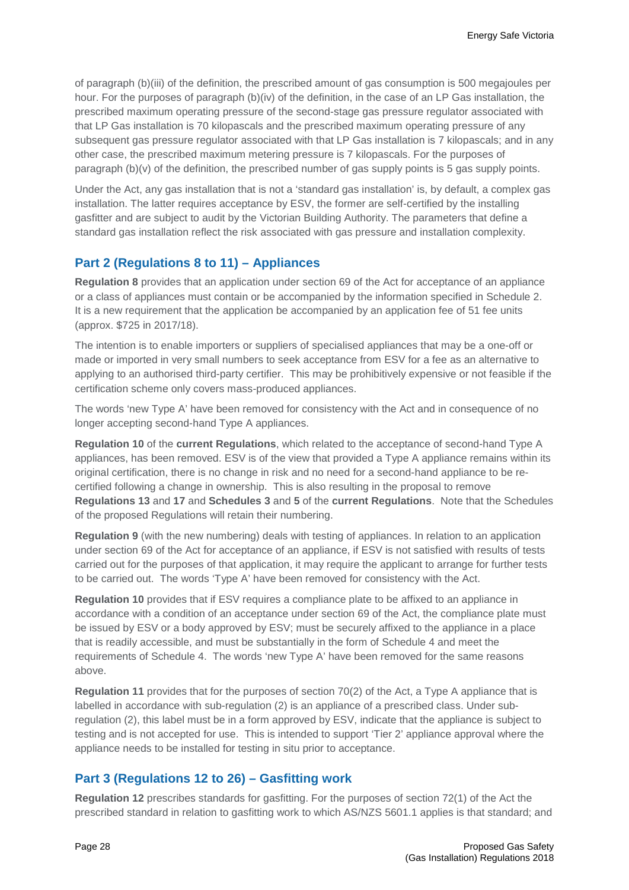of paragraph (b)(iii) of the definition, the prescribed amount of gas consumption is 500 megajoules per hour. For the purposes of paragraph (b)(iv) of the definition, in the case of an LP Gas installation, the prescribed maximum operating pressure of the second-stage gas pressure regulator associated with that LP Gas installation is 70 kilopascals and the prescribed maximum operating pressure of any subsequent gas pressure regulator associated with that LP Gas installation is 7 kilopascals; and in any other case, the prescribed maximum metering pressure is 7 kilopascals. For the purposes of paragraph (b)(v) of the definition, the prescribed number of gas supply points is 5 gas supply points.

Under the Act, any gas installation that is not a 'standard gas installation' is, by default, a complex gas installation. The latter requires acceptance by ESV, the former are self-certified by the installing gasfitter and are subject to audit by the Victorian Building Authority. The parameters that define a standard gas installation reflect the risk associated with gas pressure and installation complexity.

## Part 2 (Regulations 8 to 11) – Appliances

**Regulation 8** provides that an application under section 69 of the Act for acceptance of an appliance or a class of appliances must contain or be accompanied by the information specified in Schedule 2. It is a new requirement that the application be accompanied by an application fee of 51 fee units (approx. $725 in 2017/18).

The intention is to enable importers or suppliers of specialised appliances that may be a one-off or made or imported in very small numbers to seek acceptance from ESV for a fee as an alternative to applying to an authorised third-party certifier. This may be prohibitively expensive or not feasible if the certification scheme only covers mass-produced appliances.

The words 'new Type A' have been removed for consistency with the Act and in consequence of no longer accepting second-hand Type A appliances.

**Regulation 10** of the **current Regulations**, which related to the acceptance of second-hand Type A appliances, has been removed. ESV is of the view that provided a Type A appliance remains within its original certification, there is no change in risk and no need for a second-hand appliance to be re-certified following a change in ownership. This is also resulting in the proposal to remove **Regulations 13** and **17** and **Schedules 3** and **5** of the **current Regulations**. Note that the Schedules of the proposed Regulations will retain their numbering.

**Regulation 9** (with the new numbering) deals with testing of appliances. In relation to an application under section 69 of the Act for acceptance of an appliance, if ESV is not satisfied with results of tests carried out for the purposes of that application, it may require the applicant to arrange for further tests to be carried out. The words 'Type A' have been removed for consistency with the Act.

**Regulation 10** provides that if ESV requires a compliance plate to be affixed to an appliance in accordance with a condition of an acceptance under section 69 of the Act, the compliance plate must be issued by ESV or a body approved by ESV; must be securely affixed to the appliance in a place that is readily accessible, and must be substantially in the form of Schedule 4 and meet the requirements of Schedule 4. The words 'new Type A' have been removed for the same reasons above.

**Regulation 11** provides that for the purposes of section 70(2) of the Act, a Type A appliance that is labelled in accordance with sub-regulation (2) is an appliance of a prescribed class. Under sub-regulation (2), this label must be in a form approved by ESV, indicate that the appliance is subject to testing and is not accepted for use. This is intended to support 'Tier 2' appliance approval where the appliance needs to be installed for testing in situ prior to acceptance.

## Part 3 (Regulations 12 to 26) – Gasfitting work

**Regulation 12** prescribes standards for gasfitting. For the purposes of section 72(1) of the Act the prescribed standard in relation to gasfitting work to which AS/NZS 5601.1 applies is that standard; and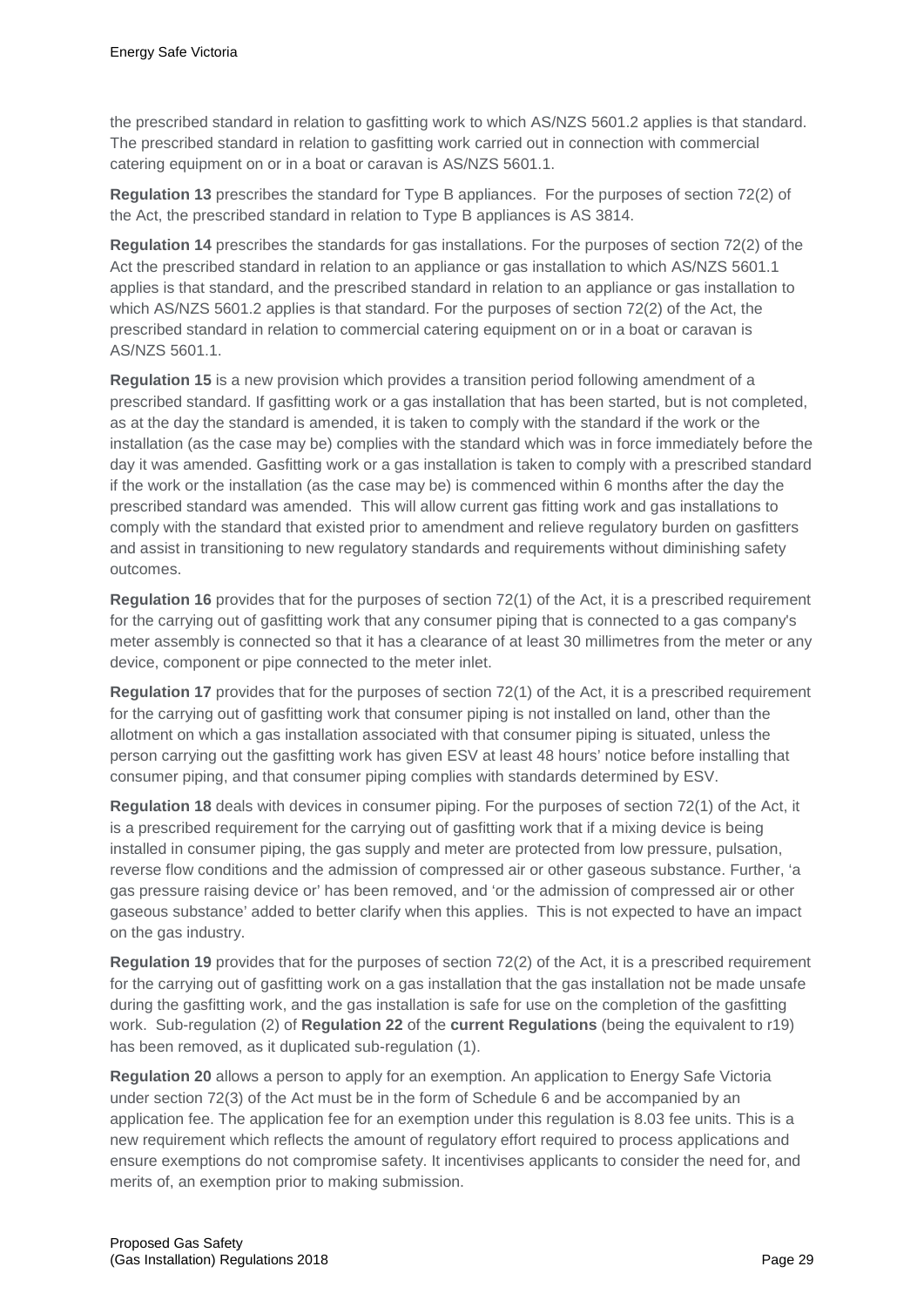the prescribed standard in relation to gasfitting work to which AS/NZS 5601.2 applies is that standard. The prescribed standard in relation to gasfitting work carried out in connection with commercial catering equipment on or in a boat or caravan is AS/NZS 5601.1.

**Regulation 13** prescribes the standard for Type B appliances. For the purposes of section 72(2) of the Act, the prescribed standard in relation to Type B appliances is AS 3814.

**Regulation 14** prescribes the standards for gas installations. For the purposes of section 72(2) of the Act the prescribed standard in relation to an appliance or gas installation to which AS/NZS 5601.1 applies is that standard, and the prescribed standard in relation to an appliance or gas installation to which AS/NZS 5601.2 applies is that standard. For the purposes of section 72(2) of the Act, the prescribed standard in relation to commercial catering equipment on or in a boat or caravan is AS/NZS 5601.1.

**Regulation 15** is a new provision which provides a transition period following amendment of a prescribed standard. If gasfitting work or a gas installation that has been started, but is not completed, as at the day the standard is amended, it is taken to comply with the standard if the work or the installation (as the case may be) complies with the standard which was in force immediately before the day it was amended. Gasfitting work or a gas installation is taken to comply with a prescribed standard if the work or the installation (as the case may be) is commenced within 6 months after the day the prescribed standard was amended. This will allow current gas fitting work and gas installations to comply with the standard that existed prior to amendment and relieve regulatory burden on gasfitters and assist in transitioning to new regulatory standards and requirements without diminishing safety outcomes.

**Regulation 16** provides that for the purposes of section 72(1) of the Act, it is a prescribed requirement for the carrying out of gasfitting work that any consumer piping that is connected to a gas company's meter assembly is connected so that it has a clearance of at least 30 millimetres from the meter or any device, component or pipe connected to the meter inlet.

**Regulation 17** provides that for the purposes of section 72(1) of the Act, it is a prescribed requirement for the carrying out of gasfitting work that consumer piping is not installed on land, other than the allotment on which a gas installation associated with that consumer piping is situated, unless the person carrying out the gasfitting work has given ESV at least 48 hours' notice before installing that consumer piping, and that consumer piping complies with standards determined by ESV.

**Regulation 18** deals with devices in consumer piping. For the purposes of section 72(1) of the Act, it is a prescribed requirement for the carrying out of gasfitting work that if a mixing device is being installed in consumer piping, the gas supply and meter are protected from low pressure, pulsation, reverse flow conditions and the admission of compressed air or other gaseous substance. Further, 'a gas pressure raising device or' has been removed, and 'or the admission of compressed air or other gaseous substance' added to better clarify when this applies. This is not expected to have an impact on the gas industry.

**Regulation 19** provides that for the purposes of section 72(2) of the Act, it is a prescribed requirement for the carrying out of gasfitting work on a gas installation that the gas installation not be made unsafe during the gasfitting work, and the gas installation is safe for use on the completion of the gasfitting work. Sub-regulation (2) of **Regulation 22** of the **current Regulations** (being the equivalent to r19) has been removed, as it duplicated sub-regulation (1).

**Regulation 20** allows a person to apply for an exemption. An application to Energy Safe Victoria under section 72(3) of the Act must be in the form of Schedule 6 and be accompanied by an application fee. The application fee for an exemption under this regulation is 8.03 fee units. This is a new requirement which reflects the amount of regulatory effort required to process applications and ensure exemptions do not compromise safety. It incentivises applicants to consider the need for, and merits of, an exemption prior to making submission.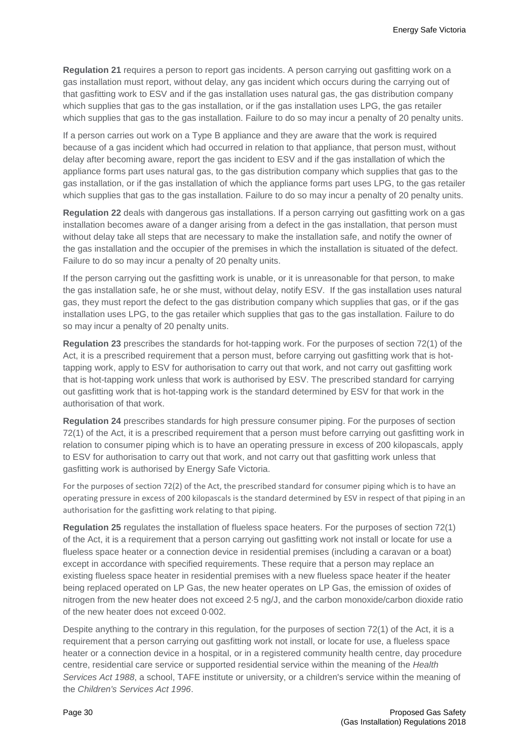**Regulation 21** requires a person to report gas incidents. A person carrying out gasfitting work on a gas installation must report, without delay, any gas incident which occurs during the carrying out of that gasfitting work to ESV and if the gas installation uses natural gas, the gas distribution company which supplies that gas to the gas installation, or if the gas installation uses LPG, the gas retailer which supplies that gas to the gas installation. Failure to do so may incur a penalty of 20 penalty units.

If a person carries out work on a Type B appliance and they are aware that the work is required because of a gas incident which had occurred in relation to that appliance, that person must, without delay after becoming aware, report the gas incident to ESV and if the gas installation of which the appliance forms part uses natural gas, to the gas distribution company which supplies that gas to the gas installation, or if the gas installation of which the appliance forms part uses LPG, to the gas retailer which supplies that gas to the gas installation. Failure to do so may incur a penalty of 20 penalty units.

**Regulation 22** deals with dangerous gas installations. If a person carrying out gasfitting work on a gas installation becomes aware of a danger arising from a defect in the gas installation, that person must without delay take all steps that are necessary to make the installation safe, and notify the owner of the gas installation and the occupier of the premises in which the installation is situated of the defect. Failure to do so may incur a penalty of 20 penalty units.

If the person carrying out the gasfitting work is unable, or it is unreasonable for that person, to make the gas installation safe, he or she must, without delay, notify ESV. If the gas installation uses natural gas, they must report the defect to the gas distribution company which supplies that gas, or if the gas installation uses LPG, to the gas retailer which supplies that gas to the gas installation. Failure to do so may incur a penalty of 20 penalty units.

**Regulation 23** prescribes the standards for hot-tapping work. For the purposes of section 72(1) of the Act, it is a prescribed requirement that a person must, before carrying out gasfitting work that is hot-tapping work, apply to ESV for authorisation to carry out that work, and not carry out gasfitting work that is hot-tapping work unless that work is authorised by ESV. The prescribed standard for carrying out gasfitting work that is hot-tapping work is the standard determined by ESV for that work in the authorisation of that work.

**Regulation 24** prescribes standards for high pressure consumer piping. For the purposes of section 72(1) of the Act, it is a prescribed requirement that a person must before carrying out gasfitting work in relation to consumer piping which is to have an operating pressure in excess of 200 kilopascals, apply to ESV for authorisation to carry out that work, and not carry out that gasfitting work unless that gasfitting work is authorised by Energy Safe Victoria.

For the purposes of section 72(2) of the Act, the prescribed standard for consumer piping which is to have an operating pressure in excess of 200 kilopascals is the standard determined by ESV in respect of that piping in an authorisation for the gasfitting work relating to that piping.

**Regulation 25** regulates the installation of flueless space heaters. For the purposes of section 72(1) of the Act, it is a requirement that a person carrying out gasfitting work not install or locate for use a flueless space heater or a connection device in residential premises (including a caravan or a boat) except in accordance with specified requirements. These require that a person may replace an existing flueless space heater in residential premises with a new flueless space heater if the heater being replaced operated on LP Gas, the new heater operates on LP Gas, the emission of oxides of nitrogen from the new heater does not exceed 2·5 ng/J, and the carbon monoxide/carbon dioxide ratio of the new heater does not exceed 0·002.

Despite anything to the contrary in this regulation, for the purposes of section 72(1) of the Act, it is a requirement that a person carrying out gasfitting work not install, or locate for use, a flueless space heater or a connection device in a hospital, or in a registered community health centre, day procedure centre, residential care service or supported residential service within the meaning of the *Health Services Act 1988*, a school, TAFE institute or university, or a children's service within the meaning of the *Children's Services Act 1996*.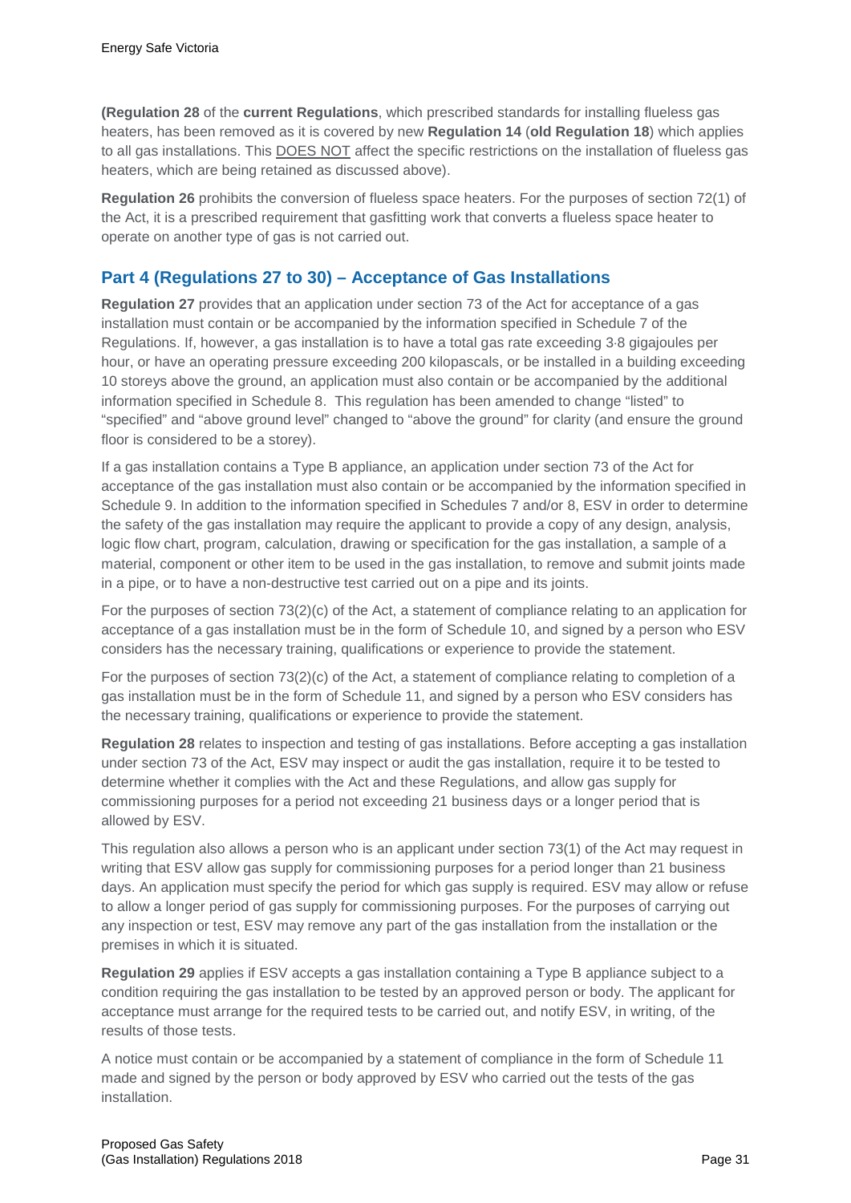**(Regulation 28** of the **current Regulations**, which prescribed standards for installing flueless gas heaters, has been removed as it is covered by new **Regulation 14** (**old Regulation 18**) which applies to all gas installations. This <u>DOES NOT</u> affect the specific restrictions on the installation of flueless gas heaters, which are being retained as discussed above).

**Regulation 26** prohibits the conversion of flueless space heaters. For the purposes of section 72(1) of the Act, it is a prescribed requirement that gasfitting work that converts a flueless space heater to operate on another type of gas is not carried out.

## Part 4 (Regulations 27 to 30) – Acceptance of Gas Installations

**Regulation 27** provides that an application under section 73 of the Act for acceptance of a gas installation must contain or be accompanied by the information specified in Schedule 7 of the Regulations. If, however, a gas installation is to have a total gas rate exceeding 3·8 gigajoules per hour, or have an operating pressure exceeding 200 kilopascals, or be installed in a building exceeding 10 storeys above the ground, an application must also contain or be accompanied by the additional information specified in Schedule 8. This regulation has been amended to change "listed" to "specified" and "above ground level" changed to "above the ground" for clarity (and ensure the ground floor is considered to be a storey).

If a gas installation contains a Type B appliance, an application under section 73 of the Act for acceptance of the gas installation must also contain or be accompanied by the information specified in Schedule 9. In addition to the information specified in Schedules 7 and/or 8, ESV in order to determine the safety of the gas installation may require the applicant to provide a copy of any design, analysis, logic flow chart, program, calculation, drawing or specification for the gas installation, a sample of a material, component or other item to be used in the gas installation, to remove and submit joints made in a pipe, or to have a non-destructive test carried out on a pipe and its joints.

For the purposes of section 73(2)(c) of the Act, a statement of compliance relating to an application for acceptance of a gas installation must be in the form of Schedule 10, and signed by a person who ESV considers has the necessary training, qualifications or experience to provide the statement.

For the purposes of section 73(2)(c) of the Act, a statement of compliance relating to completion of a gas installation must be in the form of Schedule 11, and signed by a person who ESV considers has the necessary training, qualifications or experience to provide the statement.

**Regulation 28** relates to inspection and testing of gas installations. Before accepting a gas installation under section 73 of the Act, ESV may inspect or audit the gas installation, require it to be tested to determine whether it complies with the Act and these Regulations, and allow gas supply for commissioning purposes for a period not exceeding 21 business days or a longer period that is allowed by ESV.

This regulation also allows a person who is an applicant under section 73(1) of the Act may request in writing that ESV allow gas supply for commissioning purposes for a period longer than 21 business days. An application must specify the period for which gas supply is required. ESV may allow or refuse to allow a longer period of gas supply for commissioning purposes. For the purposes of carrying out any inspection or test, ESV may remove any part of the gas installation from the installation or the premises in which it is situated.

**Regulation 29** applies if ESV accepts a gas installation containing a Type B appliance subject to a condition requiring the gas installation to be tested by an approved person or body. The applicant for acceptance must arrange for the required tests to be carried out, and notify ESV, in writing, of the results of those tests.

A notice must contain or be accompanied by a statement of compliance in the form of Schedule 11 made and signed by the person or body approved by ESV who carried out the tests of the gas installation.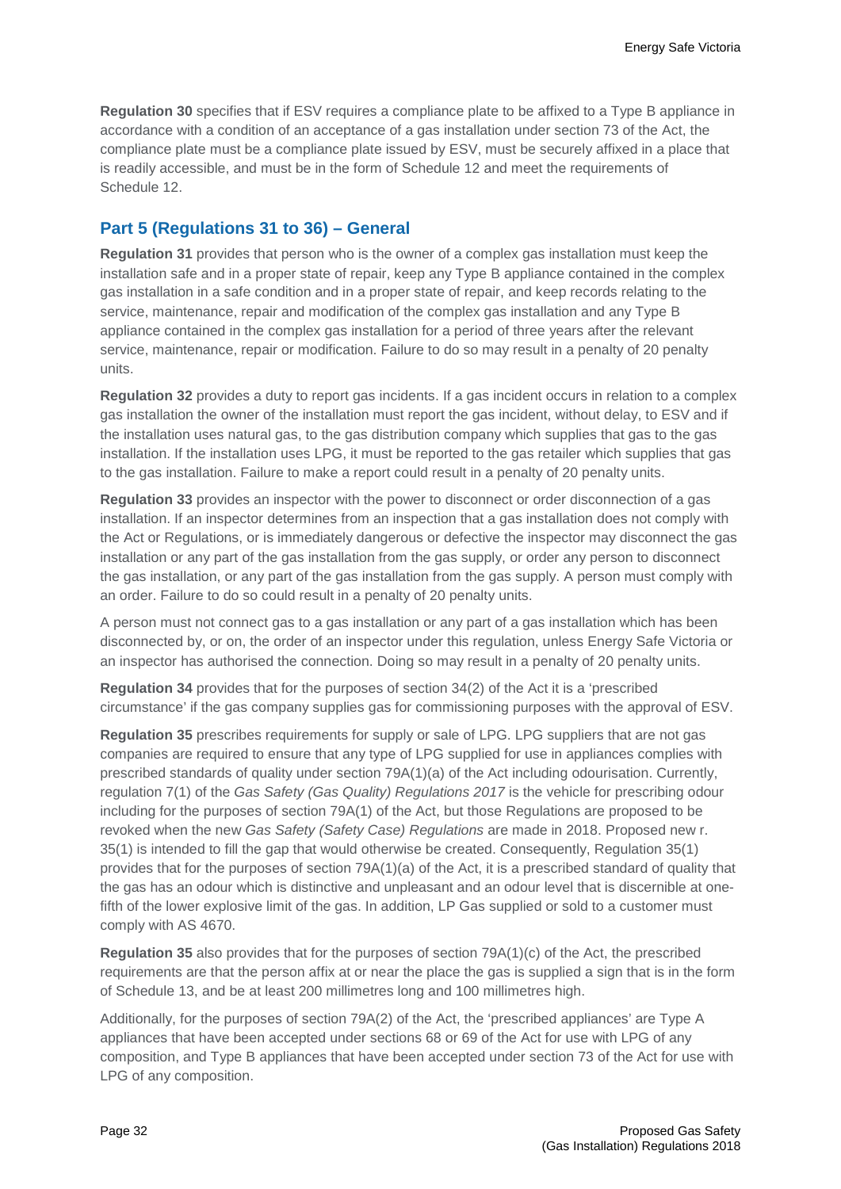**Regulation 30** specifies that if ESV requires a compliance plate to be affixed to a Type B appliance in accordance with a condition of an acceptance of a gas installation under section 73 of the Act, the compliance plate must be a compliance plate issued by ESV, must be securely affixed in a place that is readily accessible, and must be in the form of Schedule 12 and meet the requirements of Schedule 12.

## Part 5 (Regulations 31 to 36) – General

**Regulation 31** provides that person who is the owner of a complex gas installation must keep the installation safe and in a proper state of repair, keep any Type B appliance contained in the complex gas installation in a safe condition and in a proper state of repair, and keep records relating to the service, maintenance, repair and modification of the complex gas installation and any Type B appliance contained in the complex gas installation for a period of three years after the relevant service, maintenance, repair or modification. Failure to do so may result in a penalty of 20 penalty units.

**Regulation 32** provides a duty to report gas incidents. If a gas incident occurs in relation to a complex gas installation the owner of the installation must report the gas incident, without delay, to ESV and if the installation uses natural gas, to the gas distribution company which supplies that gas to the gas installation. If the installation uses LPG, it must be reported to the gas retailer which supplies that gas to the gas installation. Failure to make a report could result in a penalty of 20 penalty units.

**Regulation 33** provides an inspector with the power to disconnect or order disconnection of a gas installation. If an inspector determines from an inspection that a gas installation does not comply with the Act or Regulations, or is immediately dangerous or defective the inspector may disconnect the gas installation or any part of the gas installation from the gas supply, or order any person to disconnect the gas installation, or any part of the gas installation from the gas supply. A person must comply with an order. Failure to do so could result in a penalty of 20 penalty units.

A person must not connect gas to a gas installation or any part of a gas installation which has been disconnected by, or on, the order of an inspector under this regulation, unless Energy Safe Victoria or an inspector has authorised the connection. Doing so may result in a penalty of 20 penalty units.

**Regulation 34** provides that for the purposes of section 34(2) of the Act it is a 'prescribed circumstance' if the gas company supplies gas for commissioning purposes with the approval of ESV.

**Regulation 35** prescribes requirements for supply or sale of LPG. LPG suppliers that are not gas companies are required to ensure that any type of LPG supplied for use in appliances complies with prescribed standards of quality under section 79A(1)(a) of the Act including odourisation. Currently, regulation 7(1) of the *Gas Safety (Gas Quality) Regulations 2017* is the vehicle for prescribing odour including for the purposes of section 79A(1) of the Act, but those Regulations are proposed to be revoked when the new *Gas Safety (Safety Case) Regulations* are made in 2018. Proposed new r. 35(1) is intended to fill the gap that would otherwise be created. Consequently, Regulation 35(1) provides that for the purposes of section 79A(1)(a) of the Act, it is a prescribed standard of quality that the gas has an odour which is distinctive and unpleasant and an odour level that is discernible at one-fifth of the lower explosive limit of the gas. In addition, LP Gas supplied or sold to a customer must comply with AS 4670.

**Regulation 35** also provides that for the purposes of section 79A(1)(c) of the Act, the prescribed requirements are that the person affix at or near the place the gas is supplied a sign that is in the form of Schedule 13, and be at least 200 millimetres long and 100 millimetres high.

Additionally, for the purposes of section 79A(2) of the Act, the 'prescribed appliances' are Type A appliances that have been accepted under sections 68 or 69 of the Act for use with LPG of any composition, and Type B appliances that have been accepted under section 73 of the Act for use with LPG of any composition.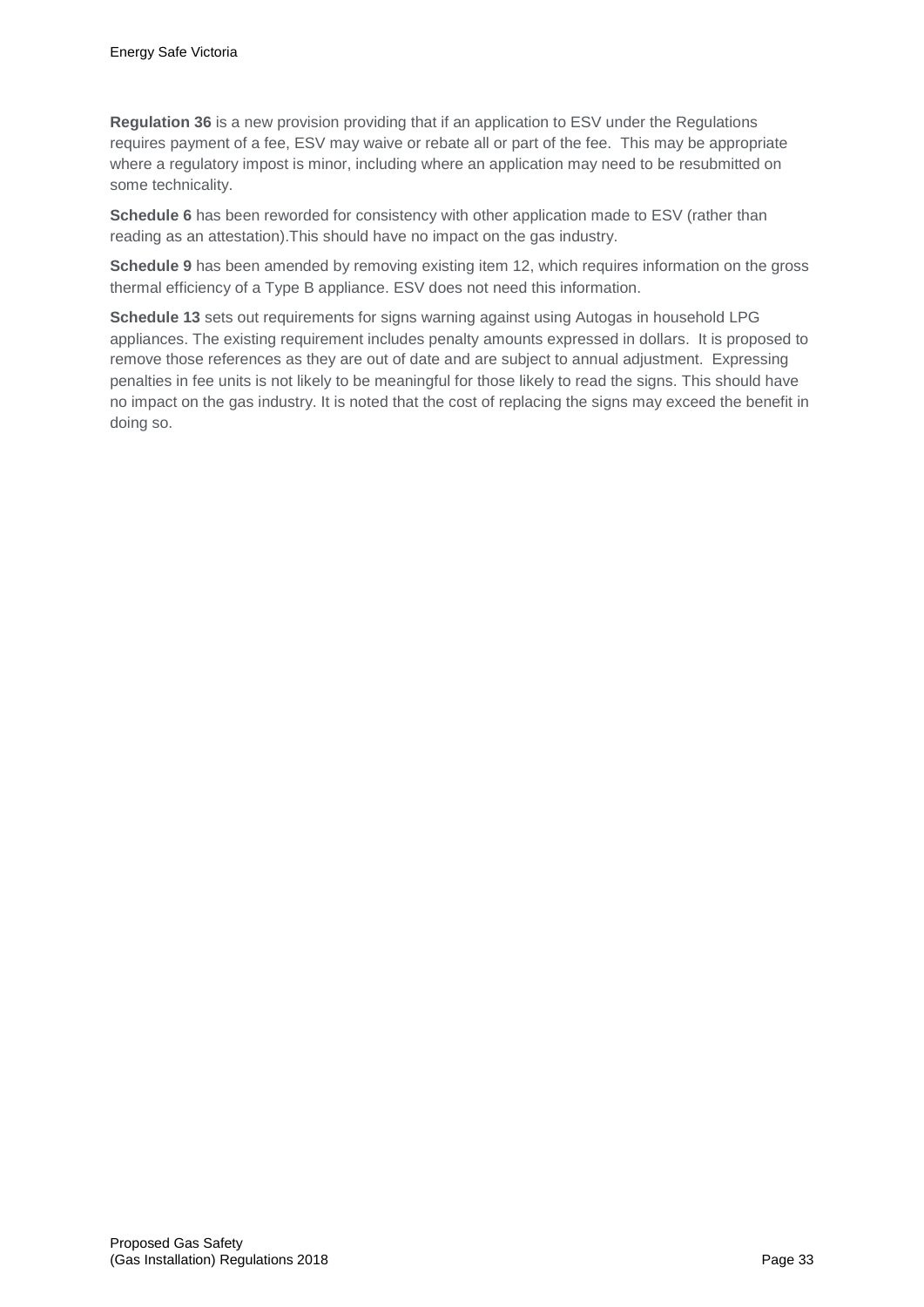**Regulation 36** is a new provision providing that if an application to ESV under the Regulations requires payment of a fee, ESV may waive or rebate all or part of the fee. This may be appropriate where a regulatory impost is minor, including where an application may need to be resubmitted on some technicality.

**Schedule 6** has been reworded for consistency with other application made to ESV (rather than reading as an attestation).This should have no impact on the gas industry.

**Schedule 9** has been amended by removing existing item 12, which requires information on the gross thermal efficiency of a Type B appliance. ESV does not need this information.

**Schedule 13** sets out requirements for signs warning against using Autogas in household LPG appliances. The existing requirement includes penalty amounts expressed in dollars. It is proposed to remove those references as they are out of date and are subject to annual adjustment. Expressing penalties in fee units is not likely to be meaningful for those likely to read the signs. This should have no impact on the gas industry. It is noted that the cost of replacing the signs may exceed the benefit in doing so.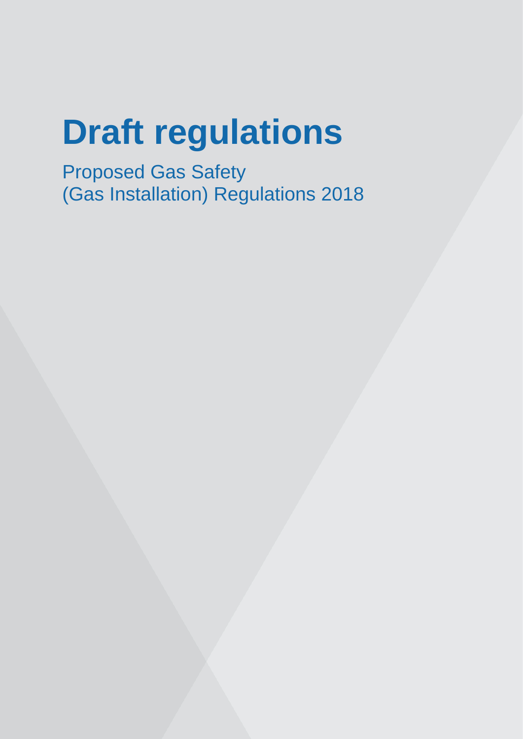# Draft regulations

Proposed Gas Safety (Gas Installation) Regulations 2018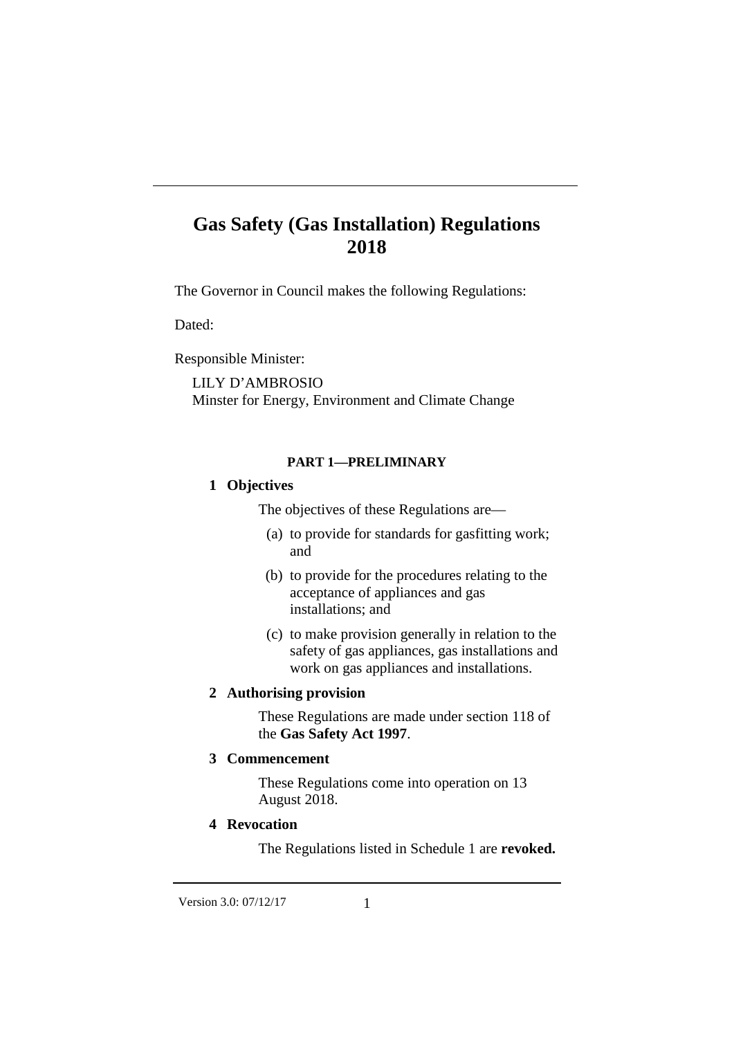# Gas Safety (Gas Installation) Regulations 2018

The Governor in Council makes the following Regulations:

Dated:

Responsible Minister:

LILY D'AMBROSIO
Minster for Energy, Environment and Climate Change

## PART 1—PRELIMINARY

### 1 Objectives

The objectives of these Regulations are—

(a) to provide for standards for gasfitting work; and

(b) to provide for the procedures relating to the acceptance of appliances and gas installations; and

(c) to make provision generally in relation to the safety of gas appliances, gas installations and work on gas appliances and installations.

### 2 Authorising provision

These Regulations are made under section 118 of the **Gas Safety Act 1997**.

### 3 Commencement

These Regulations come into operation on 13 August 2018.

### 4 Revocation

The Regulations listed in Schedule 1 are **revoked.**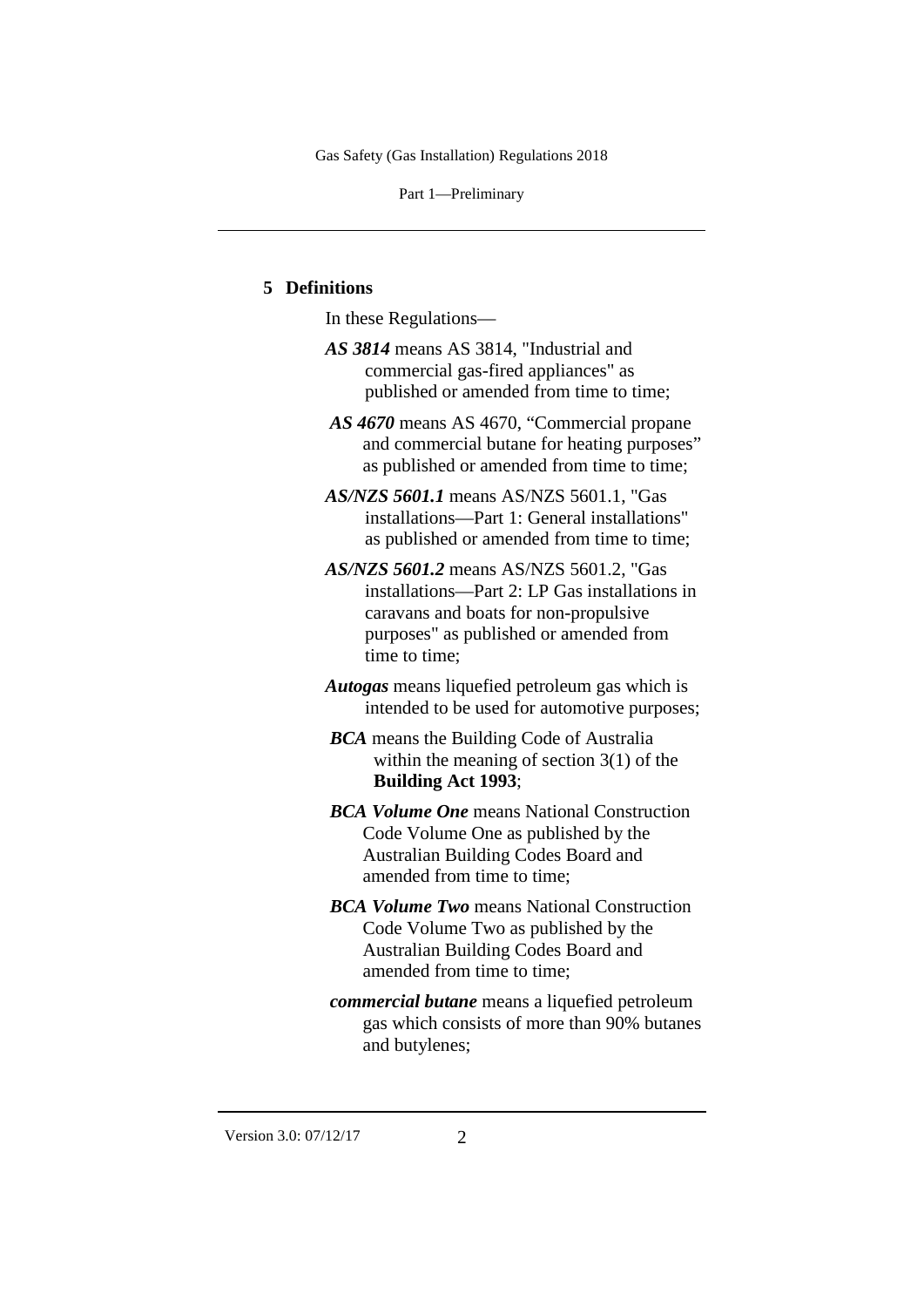## 5 Definitions

In these Regulations—

***AS 3814*** means AS 3814, "Industrial and commercial gas-fired appliances" as published or amended from time to time;

***AS 4670*** means AS 4670, "Commercial propane and commercial butane for heating purposes" as published or amended from time to time;

***AS/NZS 5601.1*** means AS/NZS 5601.1, "Gas installations—Part 1: General installations" as published or amended from time to time;

***AS/NZS 5601.2*** means AS/NZS 5601.2, "Gas installations—Part 2: LP Gas installations in caravans and boats for non-propulsive purposes" as published or amended from time to time;

***Autogas*** means liquefied petroleum gas which is intended to be used for automotive purposes;

***BCA*** means the Building Code of Australia within the meaning of section 3(1) of the **Building Act 1993**;

***BCA Volume One*** means National Construction Code Volume One as published by the Australian Building Codes Board and amended from time to time;

***BCA Volume Two*** means National Construction Code Volume Two as published by the Australian Building Codes Board and amended from time to time;

***commercial butane*** means a liquefied petroleum gas which consists of more than 90% butanes and butylenes;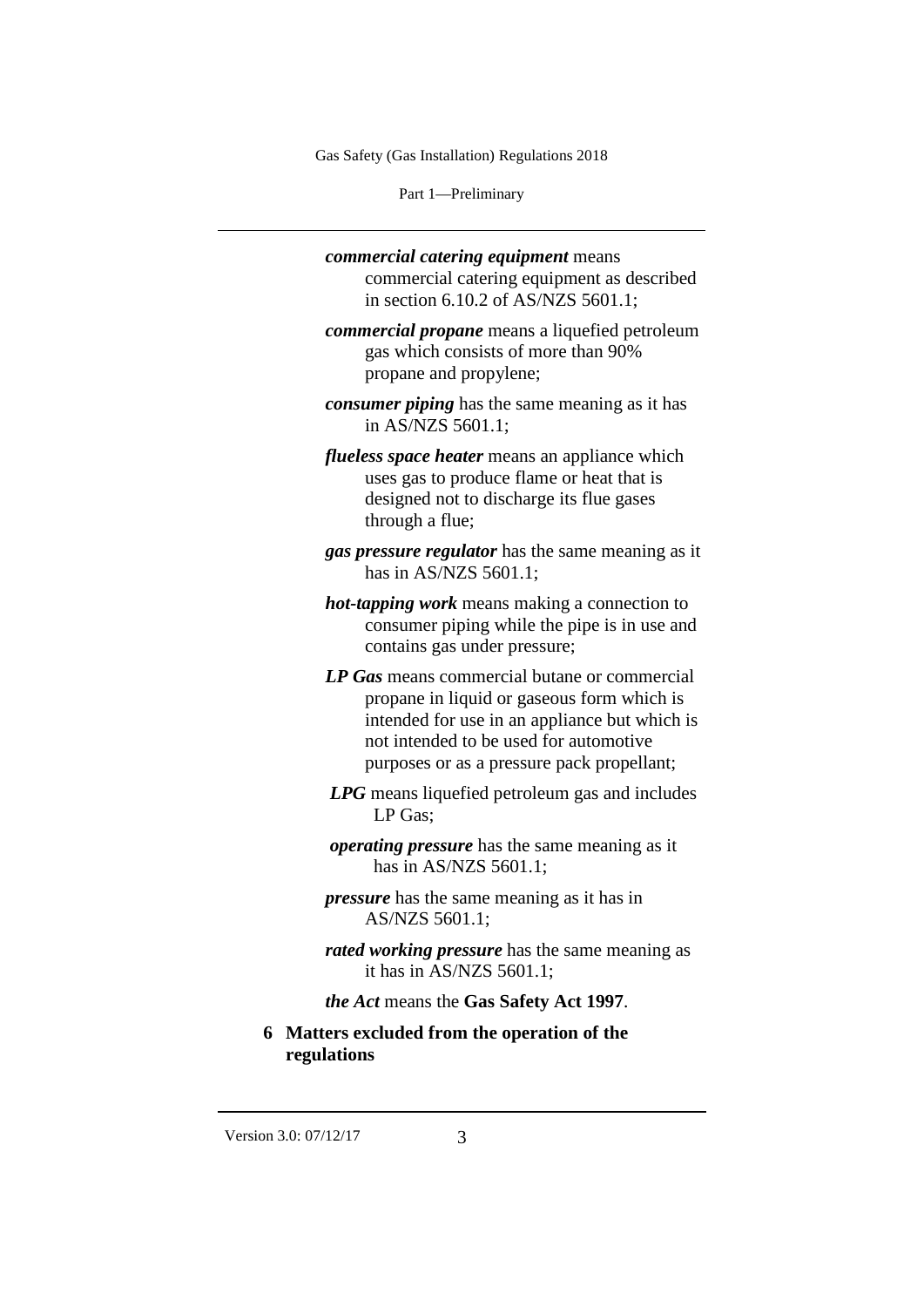***commercial catering equipment*** means commercial catering equipment as described in section 6.10.2 of AS/NZS 5601.1;

***commercial propane*** means a liquefied petroleum gas which consists of more than 90% propane and propylene;

***consumer piping*** has the same meaning as it has in AS/NZS 5601.1;

***flueless space heater*** means an appliance which uses gas to produce flame or heat that is designed not to discharge its flue gases through a flue;

***gas pressure regulator*** has the same meaning as it has in AS/NZS 5601.1;

***hot-tapping work*** means making a connection to consumer piping while the pipe is in use and contains gas under pressure;

***LP Gas*** means commercial butane or commercial propane in liquid or gaseous form which is intended for use in an appliance but which is not intended to be used for automotive purposes or as a pressure pack propellant;

***LPG*** means liquefied petroleum gas and includes LP Gas;

***operating pressure*** has the same meaning as it has in AS/NZS 5601.1;

***pressure*** has the same meaning as it has in AS/NZS 5601.1;

***rated working pressure*** has the same meaning as it has in AS/NZS 5601.1;

***the Act*** means the **Gas Safety Act 1997**.

**6 Matters excluded from the operation of the regulations**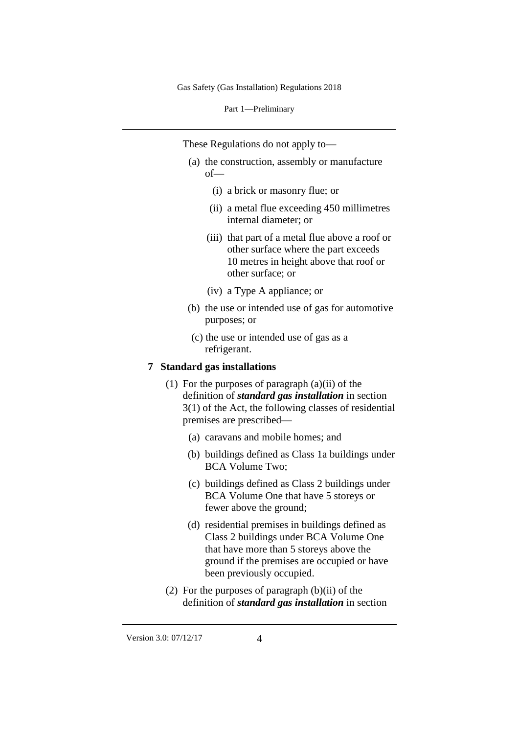These Regulations do not apply to—

(a) the construction, assembly or manufacture of—

  (i) a brick or masonry flue; or

  (ii) a metal flue exceeding 450 millimetres internal diameter; or

  (iii) that part of a metal flue above a roof or other surface where the part exceeds 10 metres in height above that roof or other surface; or

  (iv) a Type A appliance; or

(b) the use or intended use of gas for automotive purposes; or

(c) the use or intended use of gas as a refrigerant.

## 7 Standard gas installations

(1) For the purposes of paragraph (a)(ii) of the definition of ***standard gas installation*** in section 3(1) of the Act, the following classes of residential premises are prescribed—

  (a) caravans and mobile homes; and

  (b) buildings defined as Class 1a buildings under BCA Volume Two;

  (c) buildings defined as Class 2 buildings under BCA Volume One that have 5 storeys or fewer above the ground;

  (d) residential premises in buildings defined as Class 2 buildings under BCA Volume One that have more than 5 storeys above the ground if the premises are occupied or have been previously occupied.

(2) For the purposes of paragraph (b)(ii) of the definition of ***standard gas installation*** in section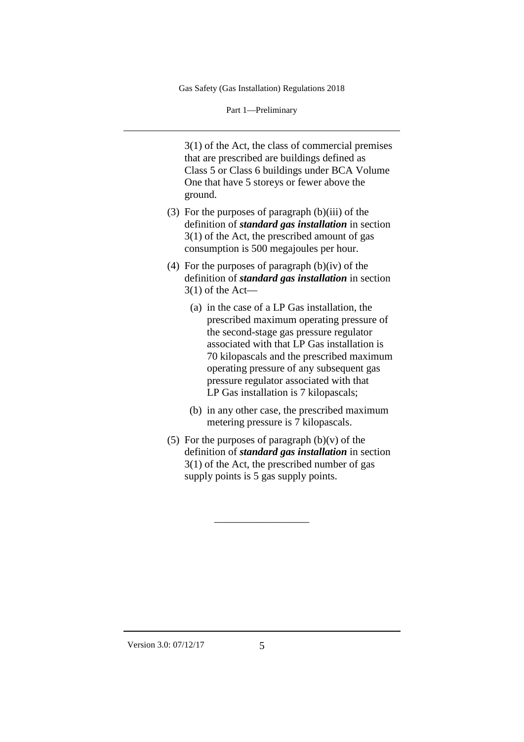3(1) of the Act, the class of commercial premises that are prescribed are buildings defined as Class 5 or Class 6 buildings under BCA Volume One that have 5 storeys or fewer above the ground.

(3) For the purposes of paragraph (b)(iii) of the definition of ***standard gas installation*** in section 3(1) of the Act, the prescribed amount of gas consumption is 500 megajoules per hour.

(4) For the purposes of paragraph (b)(iv) of the definition of ***standard gas installation*** in section 3(1) of the Act—

(a) in the case of a LP Gas installation, the prescribed maximum operating pressure of the second-stage gas pressure regulator associated with that LP Gas installation is 70 kilopascals and the prescribed maximum operating pressure of any subsequent gas pressure regulator associated with that LP Gas installation is 7 kilopascals;

(b) in any other case, the prescribed maximum metering pressure is 7 kilopascals.

(5) For the purposes of paragraph (b)(v) of the definition of ***standard gas installation*** in section 3(1) of the Act, the prescribed number of gas supply points is 5 gas supply points.

__________________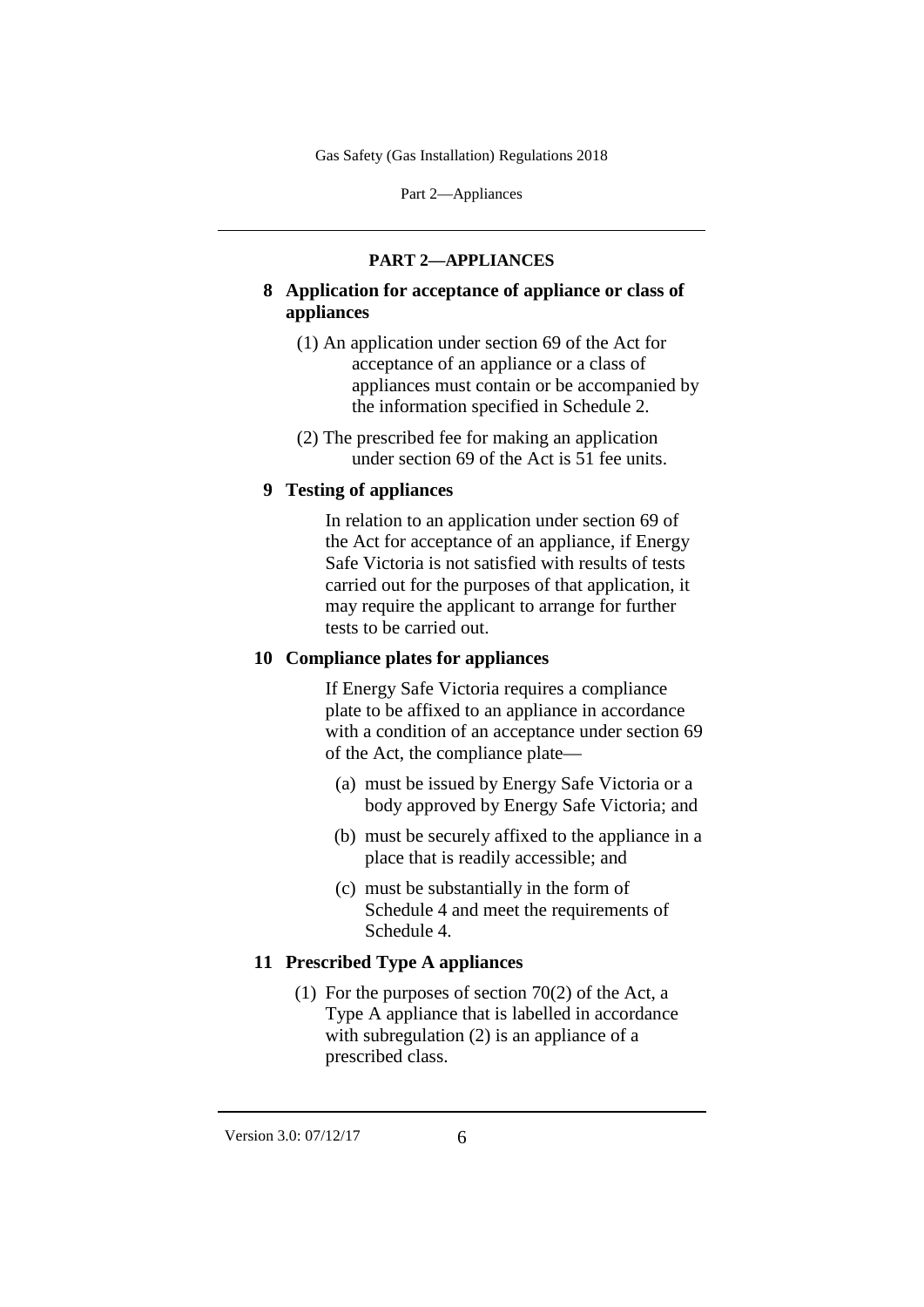## PART 2—APPLIANCES

### 8 Application for acceptance of appliance or class of appliances

(1) An application under section 69 of the Act for acceptance of an appliance or a class of appliances must contain or be accompanied by the information specified in Schedule 2.

(2) The prescribed fee for making an application under section 69 of the Act is 51 fee units.

### 9 Testing of appliances

In relation to an application under section 69 of the Act for acceptance of an appliance, if Energy Safe Victoria is not satisfied with results of tests carried out for the purposes of that application, it may require the applicant to arrange for further tests to be carried out.

### 10 Compliance plates for appliances

If Energy Safe Victoria requires a compliance plate to be affixed to an appliance in accordance with a condition of an acceptance under section 69 of the Act, the compliance plate—

(a) must be issued by Energy Safe Victoria or a body approved by Energy Safe Victoria; and

(b) must be securely affixed to the appliance in a place that is readily accessible; and

(c) must be substantially in the form of Schedule 4 and meet the requirements of Schedule 4.

### 11 Prescribed Type A appliances

(1) For the purposes of section 70(2) of the Act, a Type A appliance that is labelled in accordance with subregulation (2) is an appliance of a prescribed class.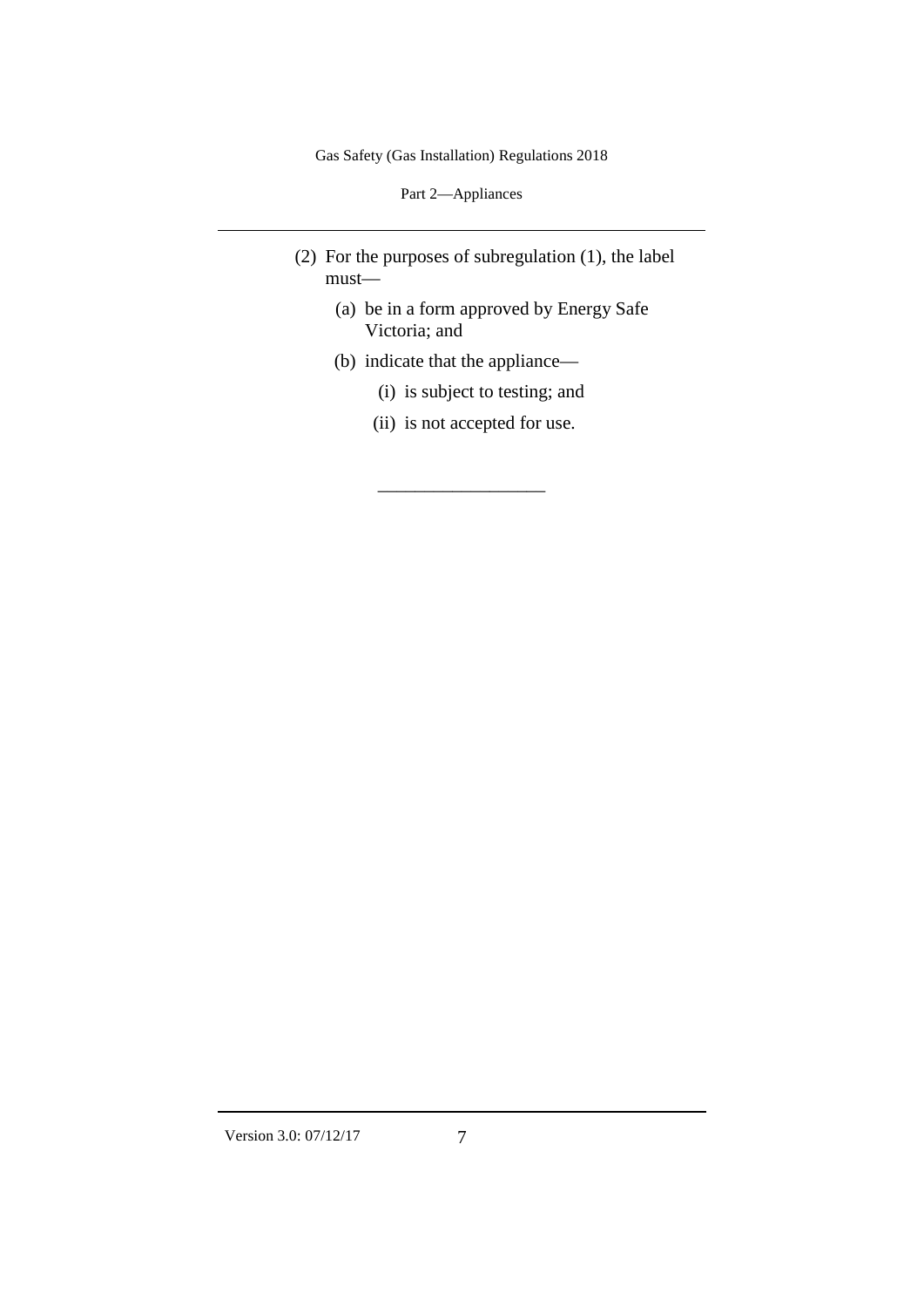(2) For the purposes of subregulation (1), the label must—

(a) be in a form approved by Energy Safe Victoria; and

(b) indicate that the appliance—

(i) is subject to testing; and

(ii) is not accepted for use.

__________________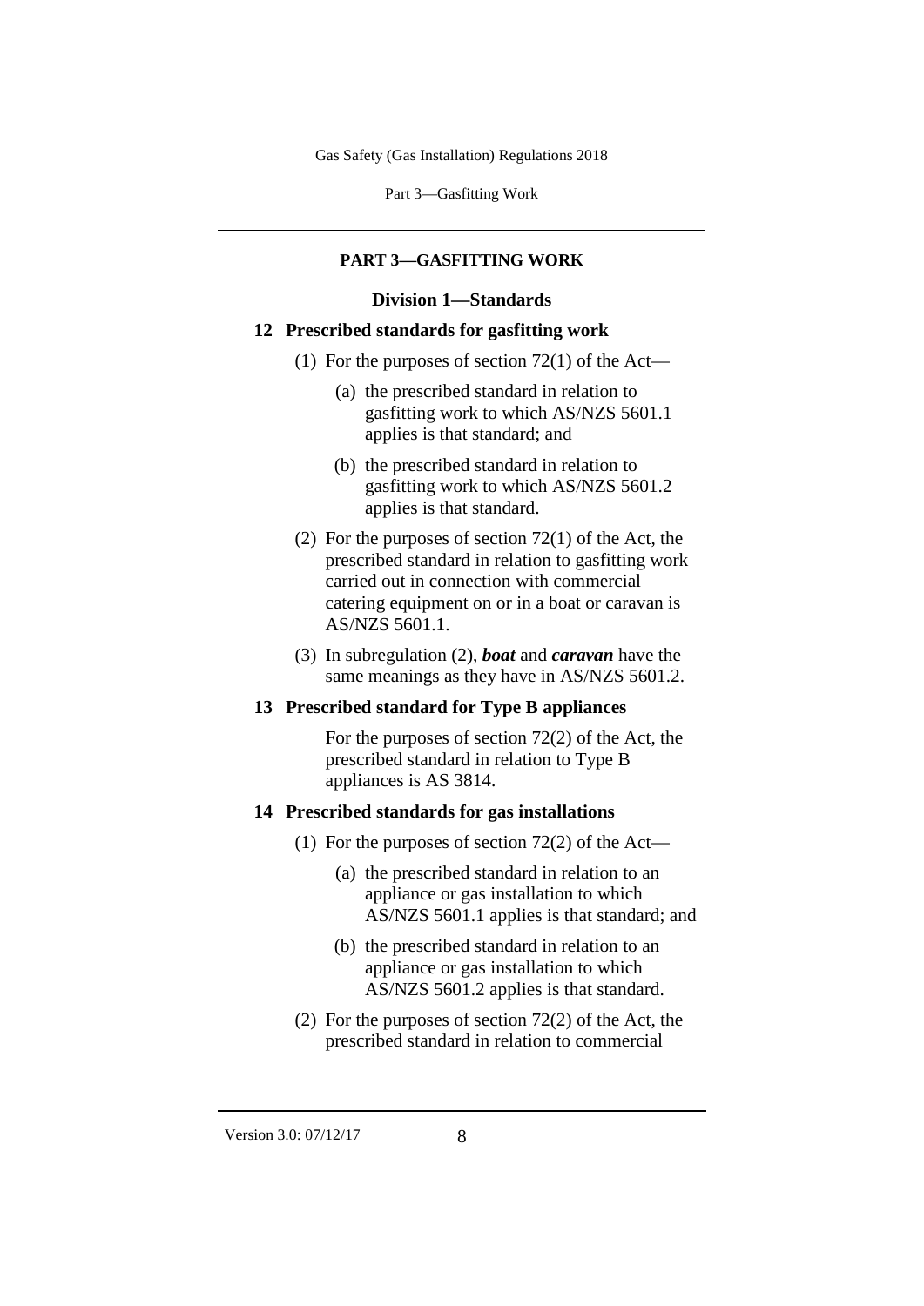## PART 3—GASFITTING WORK

### Division 1—Standards

#### 12 Prescribed standards for gasfitting work

(1) For the purposes of section 72(1) of the Act—

(a) the prescribed standard in relation to gasfitting work to which AS/NZS 5601.1 applies is that standard; and

(b) the prescribed standard in relation to gasfitting work to which AS/NZS 5601.2 applies is that standard.

(2) For the purposes of section 72(1) of the Act, the prescribed standard in relation to gasfitting work carried out in connection with commercial catering equipment on or in a boat or caravan is AS/NZS 5601.1.

(3) In subregulation (2), ***boat*** and ***caravan*** have the same meanings as they have in AS/NZS 5601.2.

#### 13 Prescribed standard for Type B appliances

For the purposes of section 72(2) of the Act, the prescribed standard in relation to Type B appliances is AS 3814.

#### 14 Prescribed standards for gas installations

(1) For the purposes of section 72(2) of the Act—

(a) the prescribed standard in relation to an appliance or gas installation to which AS/NZS 5601.1 applies is that standard; and

(b) the prescribed standard in relation to an appliance or gas installation to which AS/NZS 5601.2 applies is that standard.

(2) For the purposes of section 72(2) of the Act, the prescribed standard in relation to commercial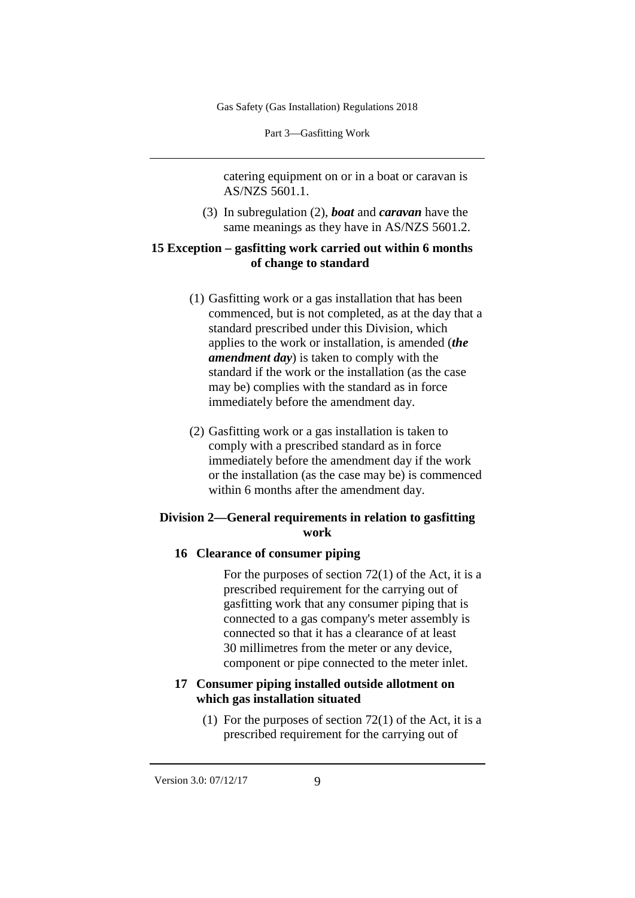catering equipment on or in a boat or caravan is AS/NZS 5601.1.

(3) In subregulation (2), ***boat*** and ***caravan*** have the same meanings as they have in AS/NZS 5601.2.

### 15 Exception – gasfitting work carried out within 6 months of change to standard

(1) Gasfitting work or a gas installation that has been commenced, but is not completed, as at the day that a standard prescribed under this Division, which applies to the work or installation, is amended (***the amendment day***) is taken to comply with the standard if the work or the installation (as the case may be) complies with the standard as in force immediately before the amendment day.

(2) Gasfitting work or a gas installation is taken to comply with a prescribed standard as in force immediately before the amendment day if the work or the installation (as the case may be) is commenced within 6 months after the amendment day.

## Division 2—General requirements in relation to gasfitting work

### 16 Clearance of consumer piping

For the purposes of section 72(1) of the Act, it is a prescribed requirement for the carrying out of gasfitting work that any consumer piping that is connected to a gas company's meter assembly is connected so that it has a clearance of at least 30 millimetres from the meter or any device, component or pipe connected to the meter inlet.

### 17 Consumer piping installed outside allotment on which gas installation situated

(1) For the purposes of section 72(1) of the Act, it is a prescribed requirement for the carrying out of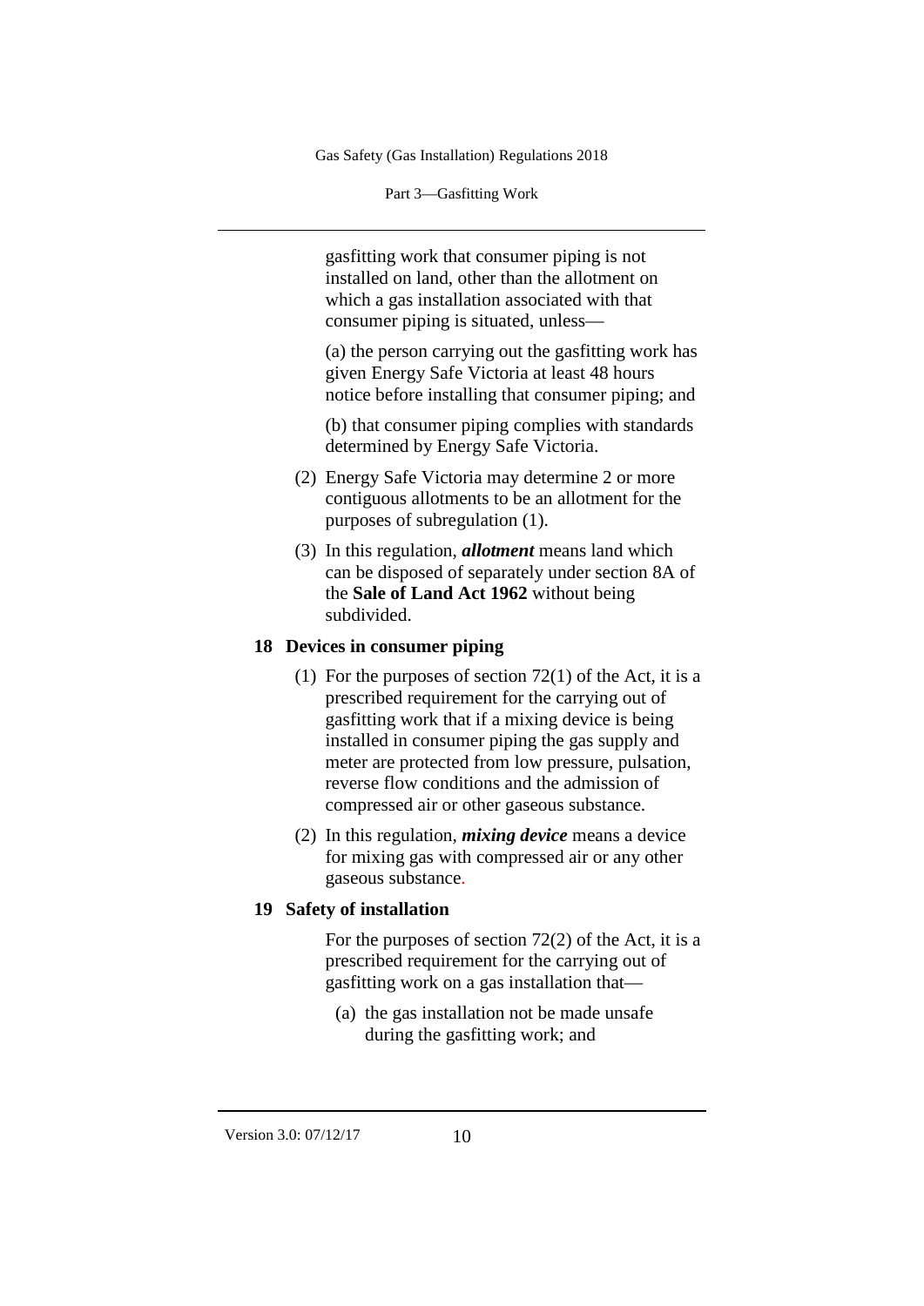gasfitting work that consumer piping is not installed on land, other than the allotment on which a gas installation associated with that consumer piping is situated, unless—

(a) the person carrying out the gasfitting work has given Energy Safe Victoria at least 48 hours notice before installing that consumer piping; and

(b) that consumer piping complies with standards determined by Energy Safe Victoria.

(2) Energy Safe Victoria may determine 2 or more contiguous allotments to be an allotment for the purposes of subregulation (1).

(3) In this regulation, ***allotment*** means land which can be disposed of separately under section 8A of the **Sale of Land Act 1962** without being subdivided.

### 18 Devices in consumer piping

(1) For the purposes of section 72(1) of the Act, it is a prescribed requirement for the carrying out of gasfitting work that if a mixing device is being installed in consumer piping the gas supply and meter are protected from low pressure, pulsation, reverse flow conditions and the admission of compressed air or other gaseous substance.

(2) In this regulation, ***mixing device*** means a device for mixing gas with compressed air or any other gaseous substance.

### 19 Safety of installation

For the purposes of section 72(2) of the Act, it is a prescribed requirement for the carrying out of gasfitting work on a gas installation that—

(a) the gas installation not be made unsafe during the gasfitting work; and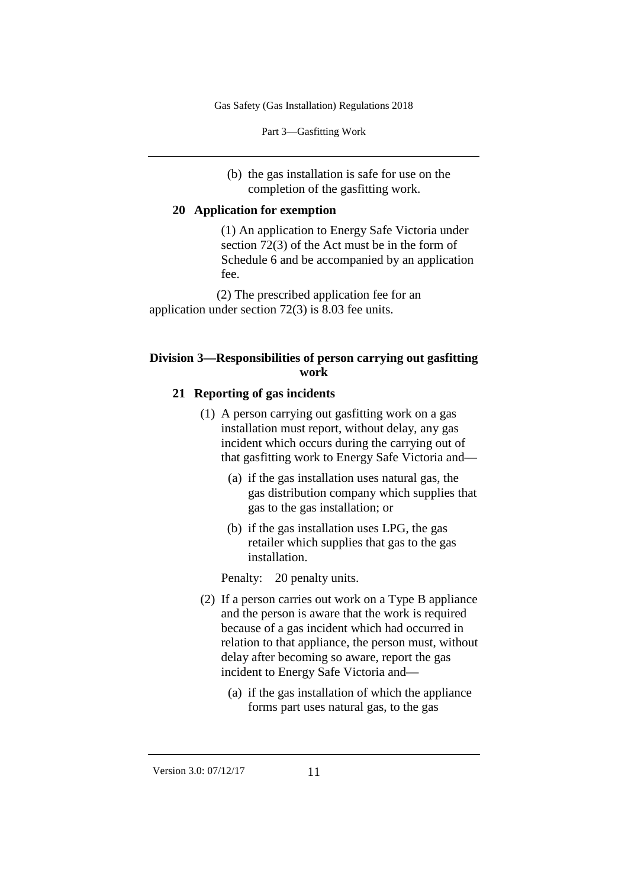(b) the gas installation is safe for use on the completion of the gasfitting work.

### 20 Application for exemption

(1) An application to Energy Safe Victoria under section 72(3) of the Act must be in the form of Schedule 6 and be accompanied by an application fee.

(2) The prescribed application fee for an application under section 72(3) is 8.03 fee units.

## Division 3—Responsibilities of person carrying out gasfitting work

### 21 Reporting of gas incidents

(1) A person carrying out gasfitting work on a gas installation must report, without delay, any gas incident which occurs during the carrying out of that gasfitting work to Energy Safe Victoria and—

(a) if the gas installation uses natural gas, the gas distribution company which supplies that gas to the gas installation; or

(b) if the gas installation uses LPG, the gas retailer which supplies that gas to the gas installation.

Penalty: 20 penalty units.

(2) If a person carries out work on a Type B appliance and the person is aware that the work is required because of a gas incident which had occurred in relation to that appliance, the person must, without delay after becoming so aware, report the gas incident to Energy Safe Victoria and—

(a) if the gas installation of which the appliance forms part uses natural gas, to the gas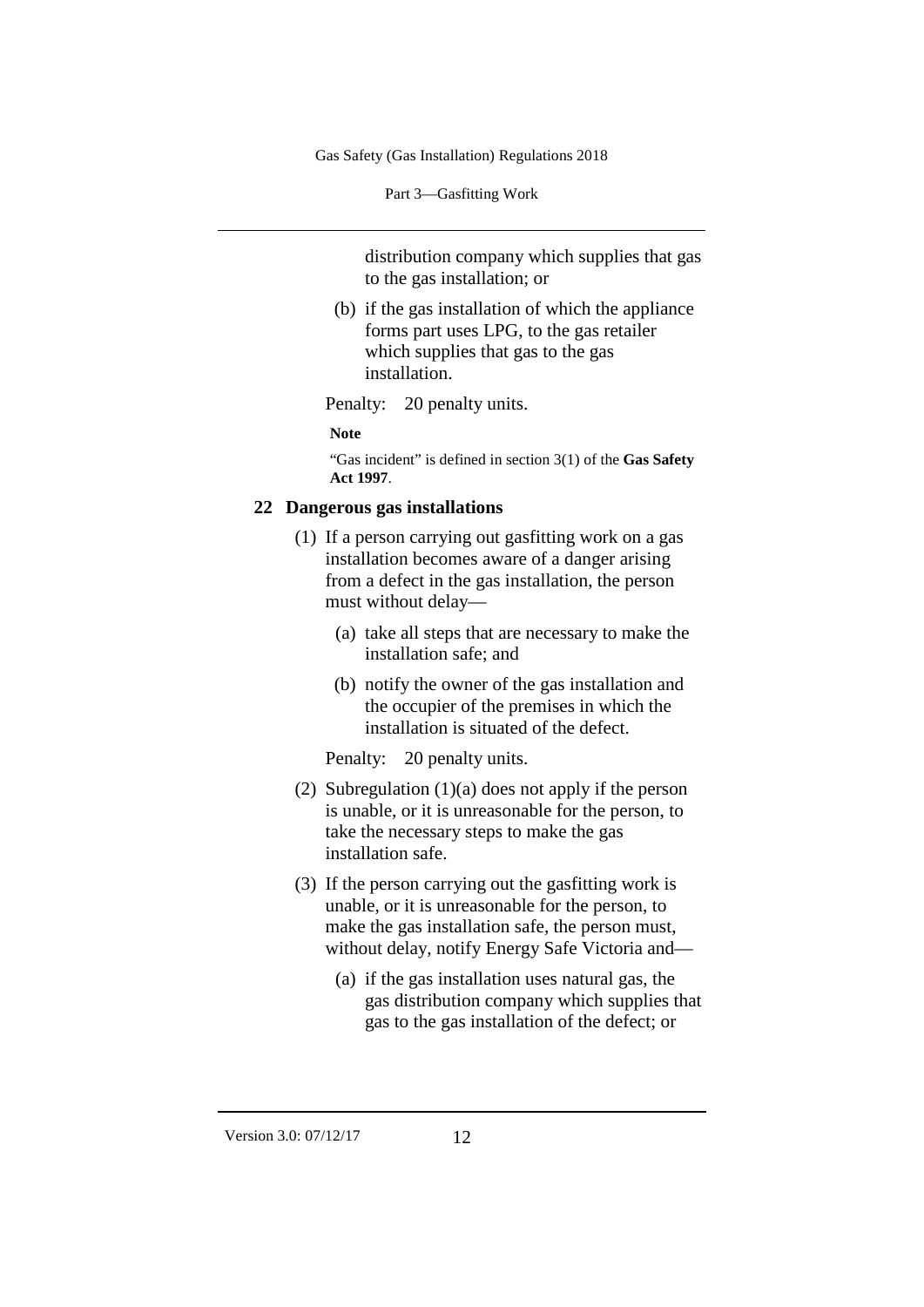distribution company which supplies that gas to the gas installation; or

(b) if the gas installation of which the appliance forms part uses LPG, to the gas retailer which supplies that gas to the gas installation.

Penalty: 20 penalty units.

**Note**

"Gas incident" is defined in section 3(1) of the **Gas Safety Act 1997**.

## 22 Dangerous gas installations

(1) If a person carrying out gasfitting work on a gas installation becomes aware of a danger arising from a defect in the gas installation, the person must without delay—

(a) take all steps that are necessary to make the installation safe; and

(b) notify the owner of the gas installation and the occupier of the premises in which the installation is situated of the defect.

Penalty: 20 penalty units.

(2) Subregulation (1)(a) does not apply if the person is unable, or it is unreasonable for the person, to take the necessary steps to make the gas installation safe.

(3) If the person carrying out the gasfitting work is unable, or it is unreasonable for the person, to make the gas installation safe, the person must, without delay, notify Energy Safe Victoria and—

(a) if the gas installation uses natural gas, the gas distribution company which supplies that gas to the gas installation of the defect; or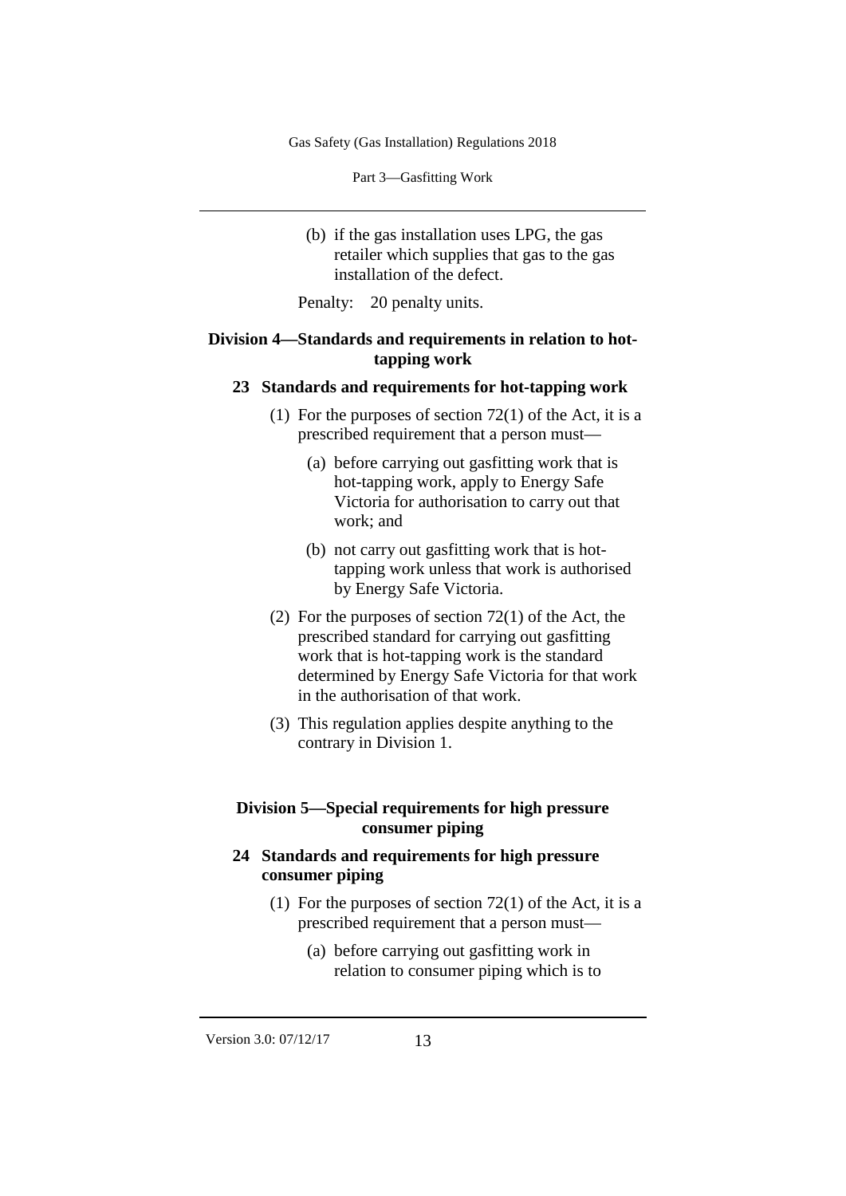(b) if the gas installation uses LPG, the gas retailer which supplies that gas to the gas installation of the defect.

Penalty: 20 penalty units.

## Division 4—Standards and requirements in relation to hot-tapping work

### 23 Standards and requirements for hot-tapping work

(1) For the purposes of section 72(1) of the Act, it is a prescribed requirement that a person must—

(a) before carrying out gasfitting work that is hot-tapping work, apply to Energy Safe Victoria for authorisation to carry out that work; and

(b) not carry out gasfitting work that is hot-tapping work unless that work is authorised by Energy Safe Victoria.

(2) For the purposes of section 72(1) of the Act, the prescribed standard for carrying out gasfitting work that is hot-tapping work is the standard determined by Energy Safe Victoria for that work in the authorisation of that work.

(3) This regulation applies despite anything to the contrary in Division 1.

## Division 5—Special requirements for high pressure consumer piping

### 24 Standards and requirements for high pressure consumer piping

(1) For the purposes of section 72(1) of the Act, it is a prescribed requirement that a person must—

(a) before carrying out gasfitting work in relation to consumer piping which is to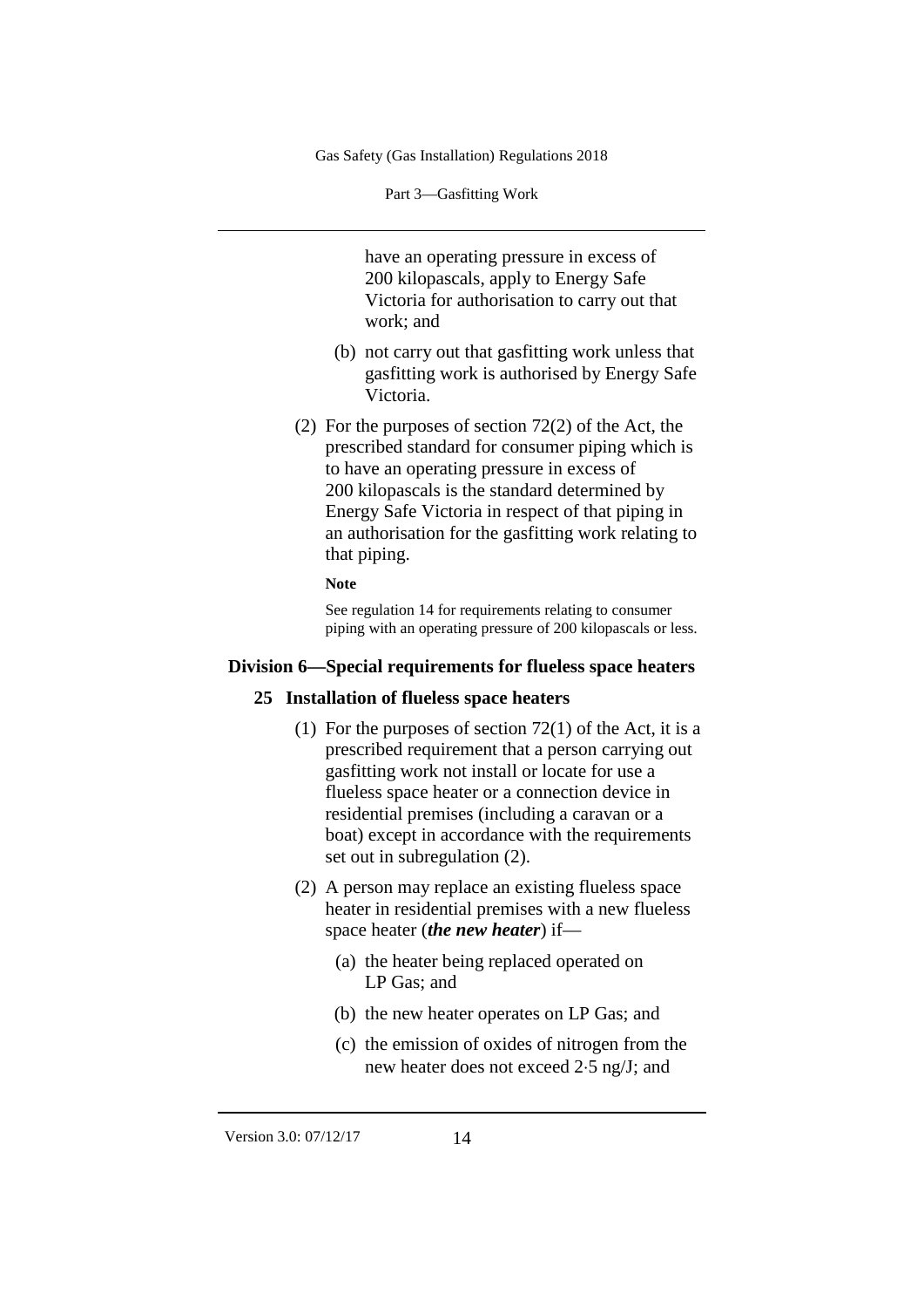have an operating pressure in excess of 200 kilopascals, apply to Energy Safe Victoria for authorisation to carry out that work; and

(b) not carry out that gasfitting work unless that gasfitting work is authorised by Energy Safe Victoria.

(2) For the purposes of section 72(2) of the Act, the prescribed standard for consumer piping which is to have an operating pressure in excess of 200 kilopascals is the standard determined by Energy Safe Victoria in respect of that piping in an authorisation for the gasfitting work relating to that piping.

**Note**

See regulation 14 for requirements relating to consumer piping with an operating pressure of 200 kilopascals or less.

## Division 6—Special requirements for flueless space heaters

### 25 Installation of flueless space heaters

(1) For the purposes of section 72(1) of the Act, it is a prescribed requirement that a person carrying out gasfitting work not install or locate for use a flueless space heater or a connection device in residential premises (including a caravan or a boat) except in accordance with the requirements set out in subregulation (2).

(2) A person may replace an existing flueless space heater in residential premises with a new flueless space heater (***the new heater***) if—

(a) the heater being replaced operated on LP Gas; and

(b) the new heater operates on LP Gas; and

(c) the emission of oxides of nitrogen from the new heater does not exceed 2·5 ng/J; and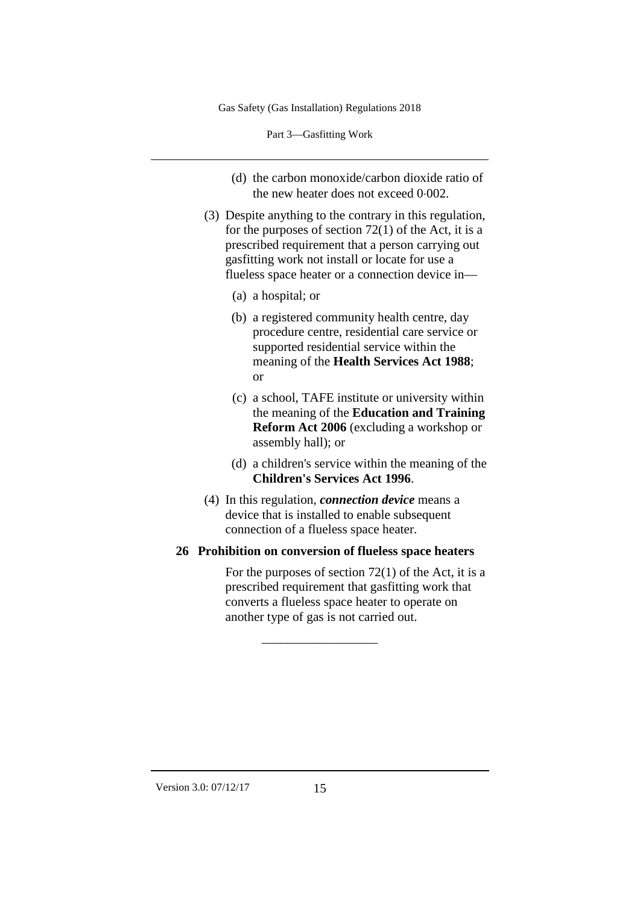(d) the carbon monoxide/carbon dioxide ratio of the new heater does not exceed 0·002.

(3) Despite anything to the contrary in this regulation, for the purposes of section 72(1) of the Act, it is a prescribed requirement that a person carrying out gasfitting work not install or locate for use a flueless space heater or a connection device in—

(a) a hospital; or

(b) a registered community health centre, day procedure centre, residential care service or supported residential service within the meaning of the **Health Services Act 1988**; or

(c) a school, TAFE institute or university within the meaning of the **Education and Training Reform Act 2006** (excluding a workshop or assembly hall); or

(d) a children's service within the meaning of the **Children's Services Act 1996**.

(4) In this regulation, ***connection device*** means a device that is installed to enable subsequent connection of a flueless space heater.

### 26 Prohibition on conversion of flueless space heaters

For the purposes of section 72(1) of the Act, it is a prescribed requirement that gasfitting work that converts a flueless space heater to operate on another type of gas is not carried out.

__________________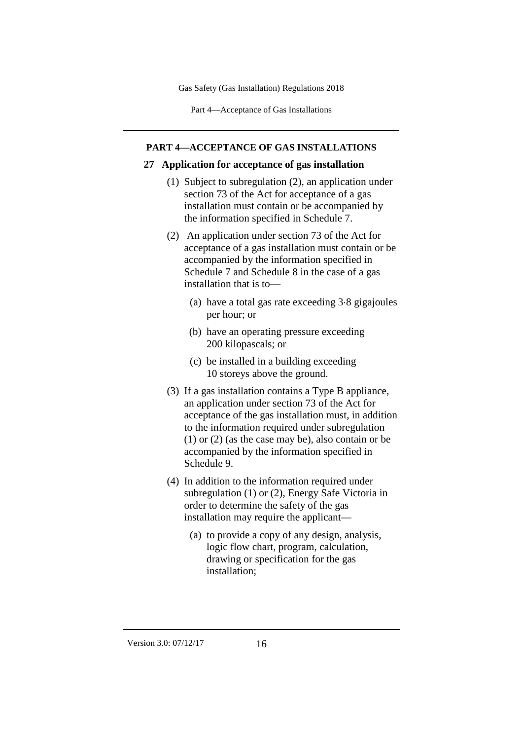## PART 4—ACCEPTANCE OF GAS INSTALLATIONS

### 27 Application for acceptance of gas installation

(1) Subject to subregulation (2), an application under section 73 of the Act for acceptance of a gas installation must contain or be accompanied by the information specified in Schedule 7.

(2) An application under section 73 of the Act for acceptance of a gas installation must contain or be accompanied by the information specified in Schedule 7 and Schedule 8 in the case of a gas installation that is to—

(a) have a total gas rate exceeding 3·8 gigajoules per hour; or

(b) have an operating pressure exceeding 200 kilopascals; or

(c) be installed in a building exceeding 10 storeys above the ground.

(3) If a gas installation contains a Type B appliance, an application under section 73 of the Act for acceptance of the gas installation must, in addition to the information required under subregulation (1) or (2) (as the case may be), also contain or be accompanied by the information specified in Schedule 9.

(4) In addition to the information required under subregulation (1) or (2), Energy Safe Victoria in order to determine the safety of the gas installation may require the applicant—

(a) to provide a copy of any design, analysis, logic flow chart, program, calculation, drawing or specification for the gas installation;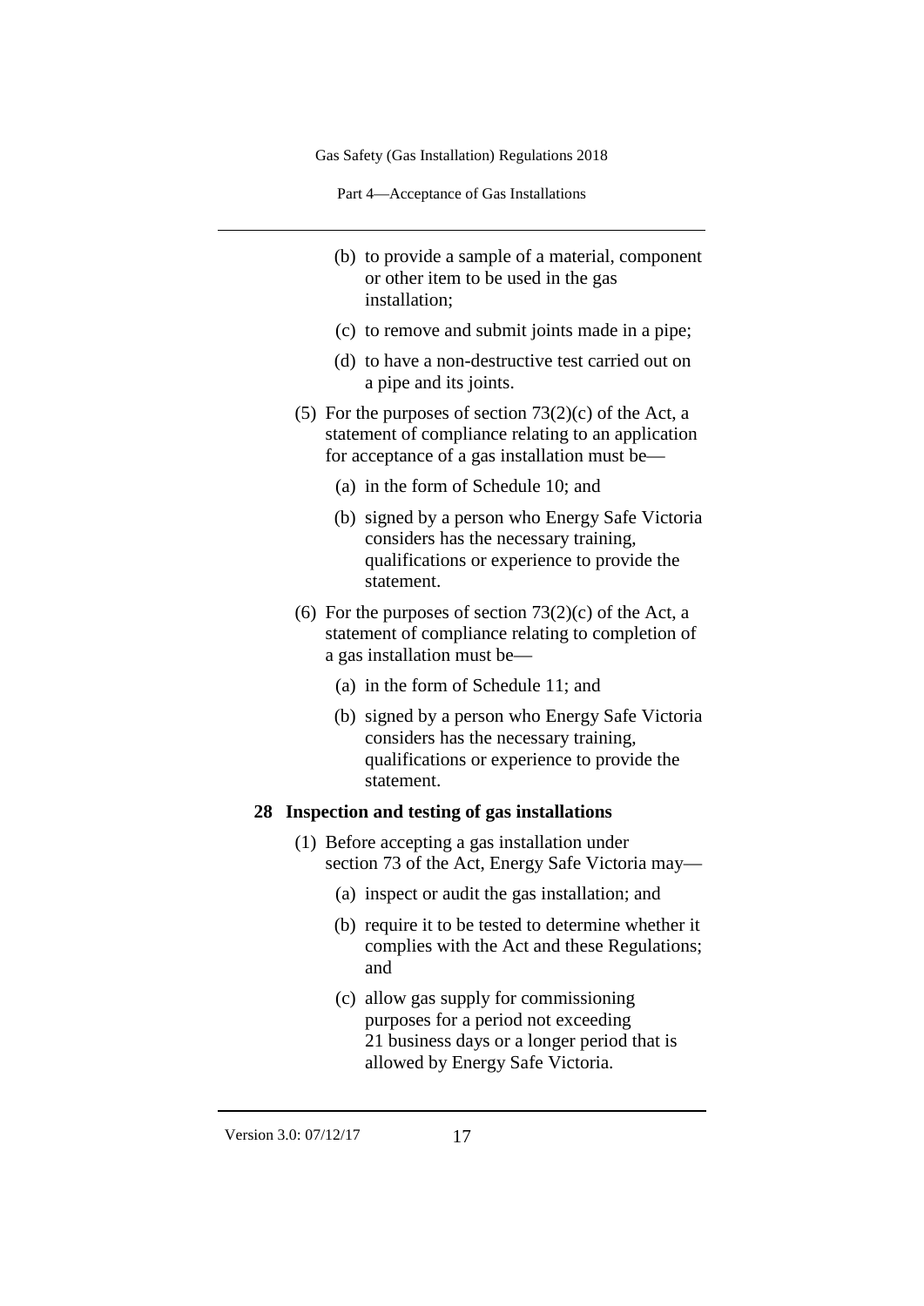(b) to provide a sample of a material, component or other item to be used in the gas installation;

(c) to remove and submit joints made in a pipe;

(d) to have a non-destructive test carried out on a pipe and its joints.

(5) For the purposes of section 73(2)(c) of the Act, a statement of compliance relating to an application for acceptance of a gas installation must be—

(a) in the form of Schedule 10; and

(b) signed by a person who Energy Safe Victoria considers has the necessary training, qualifications or experience to provide the statement.

(6) For the purposes of section 73(2)(c) of the Act, a statement of compliance relating to completion of a gas installation must be—

(a) in the form of Schedule 11; and

(b) signed by a person who Energy Safe Victoria considers has the necessary training, qualifications or experience to provide the statement.

**28 Inspection and testing of gas installations**

(1) Before accepting a gas installation under section 73 of the Act, Energy Safe Victoria may—

(a) inspect or audit the gas installation; and

(b) require it to be tested to determine whether it complies with the Act and these Regulations; and

(c) allow gas supply for commissioning purposes for a period not exceeding 21 business days or a longer period that is allowed by Energy Safe Victoria.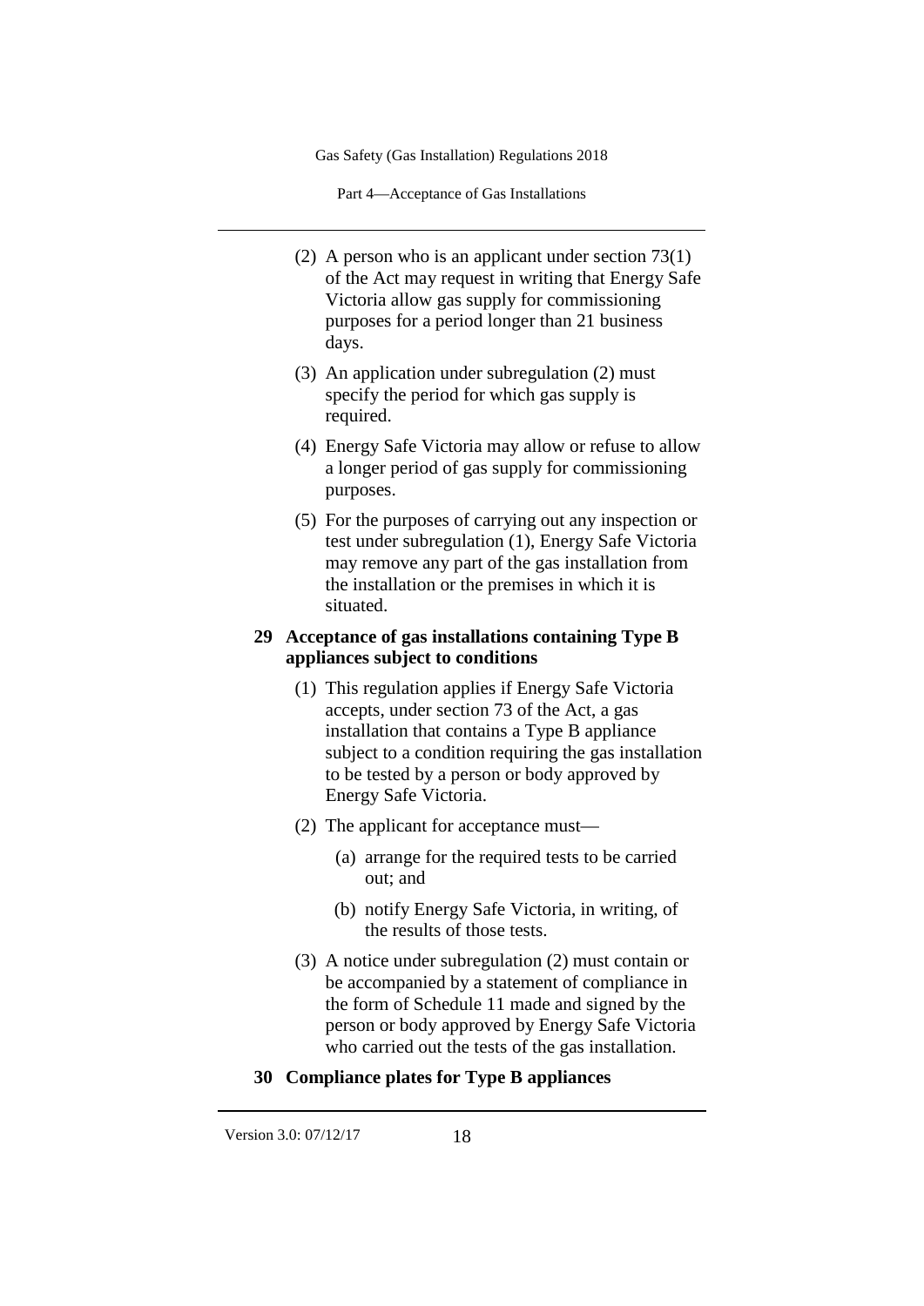(2) A person who is an applicant under section 73(1) of the Act may request in writing that Energy Safe Victoria allow gas supply for commissioning purposes for a period longer than 21 business days.

(3) An application under subregulation (2) must specify the period for which gas supply is required.

(4) Energy Safe Victoria may allow or refuse to allow a longer period of gas supply for commissioning purposes.

(5) For the purposes of carrying out any inspection or test under subregulation (1), Energy Safe Victoria may remove any part of the gas installation from the installation or the premises in which it is situated.

### 29 Acceptance of gas installations containing Type B appliances subject to conditions

(1) This regulation applies if Energy Safe Victoria accepts, under section 73 of the Act, a gas installation that contains a Type B appliance subject to a condition requiring the gas installation to be tested by a person or body approved by Energy Safe Victoria.

(2) The applicant for acceptance must—

(a) arrange for the required tests to be carried out; and

(b) notify Energy Safe Victoria, in writing, of the results of those tests.

(3) A notice under subregulation (2) must contain or be accompanied by a statement of compliance in the form of Schedule 11 made and signed by the person or body approved by Energy Safe Victoria who carried out the tests of the gas installation.

### 30 Compliance plates for Type B appliances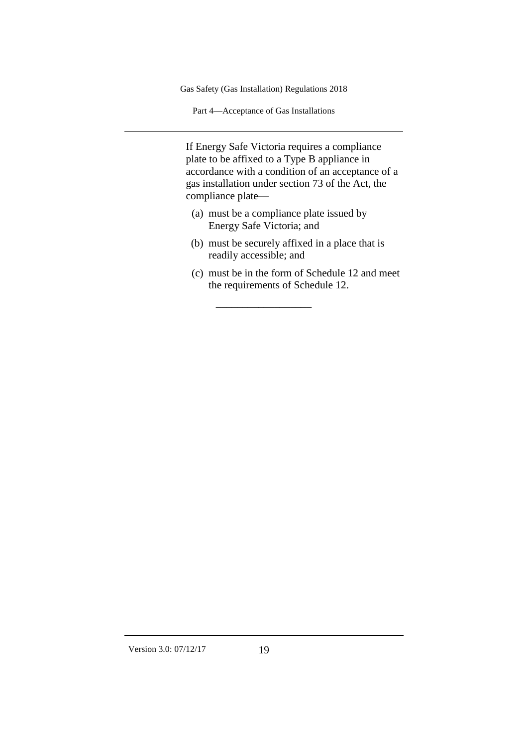If Energy Safe Victoria requires a compliance plate to be affixed to a Type B appliance in accordance with a condition of an acceptance of a gas installation under section 73 of the Act, the compliance plate—

(a) must be a compliance plate issued by Energy Safe Victoria; and

(b) must be securely affixed in a place that is readily accessible; and

(c) must be in the form of Schedule 12 and meet the requirements of Schedule 12.

__________________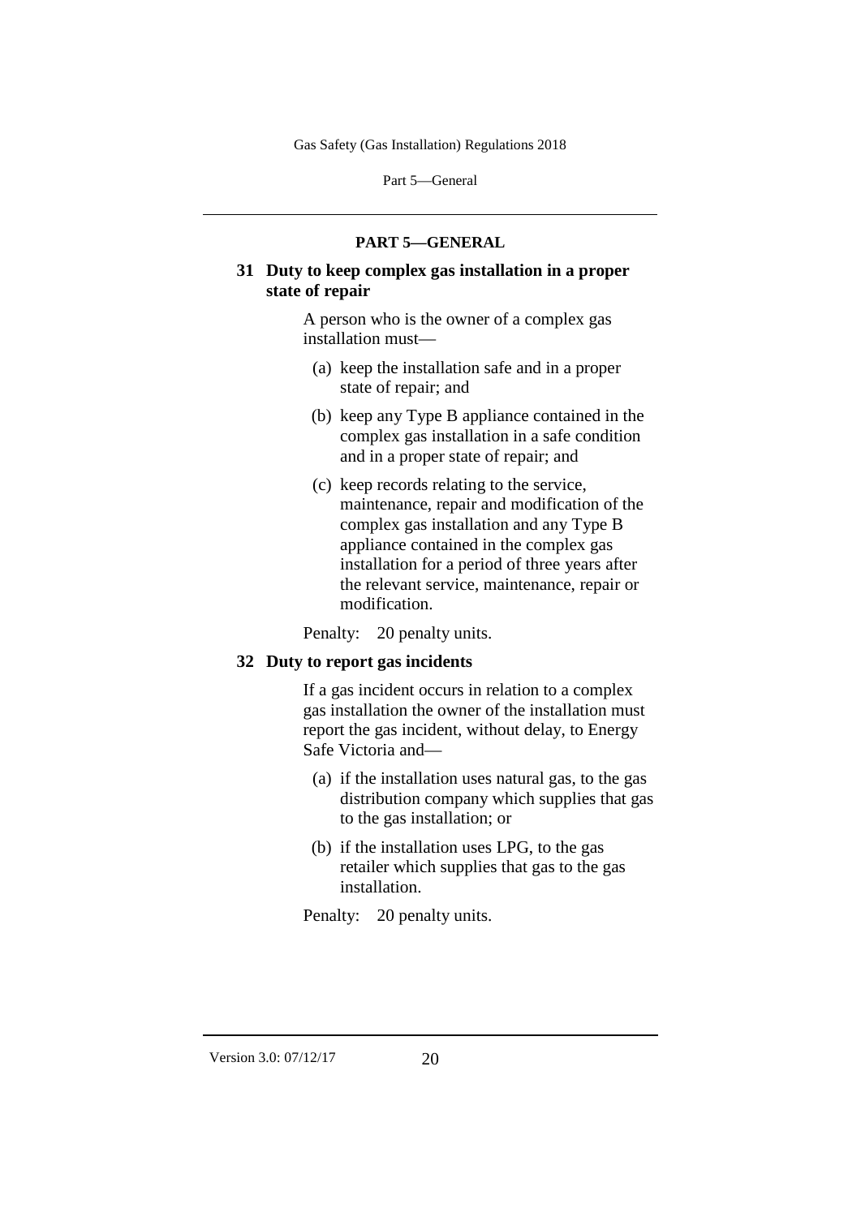## PART 5—GENERAL

### 31 Duty to keep complex gas installation in a proper state of repair

A person who is the owner of a complex gas installation must—

(a) keep the installation safe and in a proper state of repair; and

(b) keep any Type B appliance contained in the complex gas installation in a safe condition and in a proper state of repair; and

(c) keep records relating to the service, maintenance, repair and modification of the complex gas installation and any Type B appliance contained in the complex gas installation for a period of three years after the relevant service, maintenance, repair or modification.

Penalty: 20 penalty units.

### 32 Duty to report gas incidents

If a gas incident occurs in relation to a complex gas installation the owner of the installation must report the gas incident, without delay, to Energy Safe Victoria and—

(a) if the installation uses natural gas, to the gas distribution company which supplies that gas to the gas installation; or

(b) if the installation uses LPG, to the gas retailer which supplies that gas to the gas installation.

Penalty: 20 penalty units.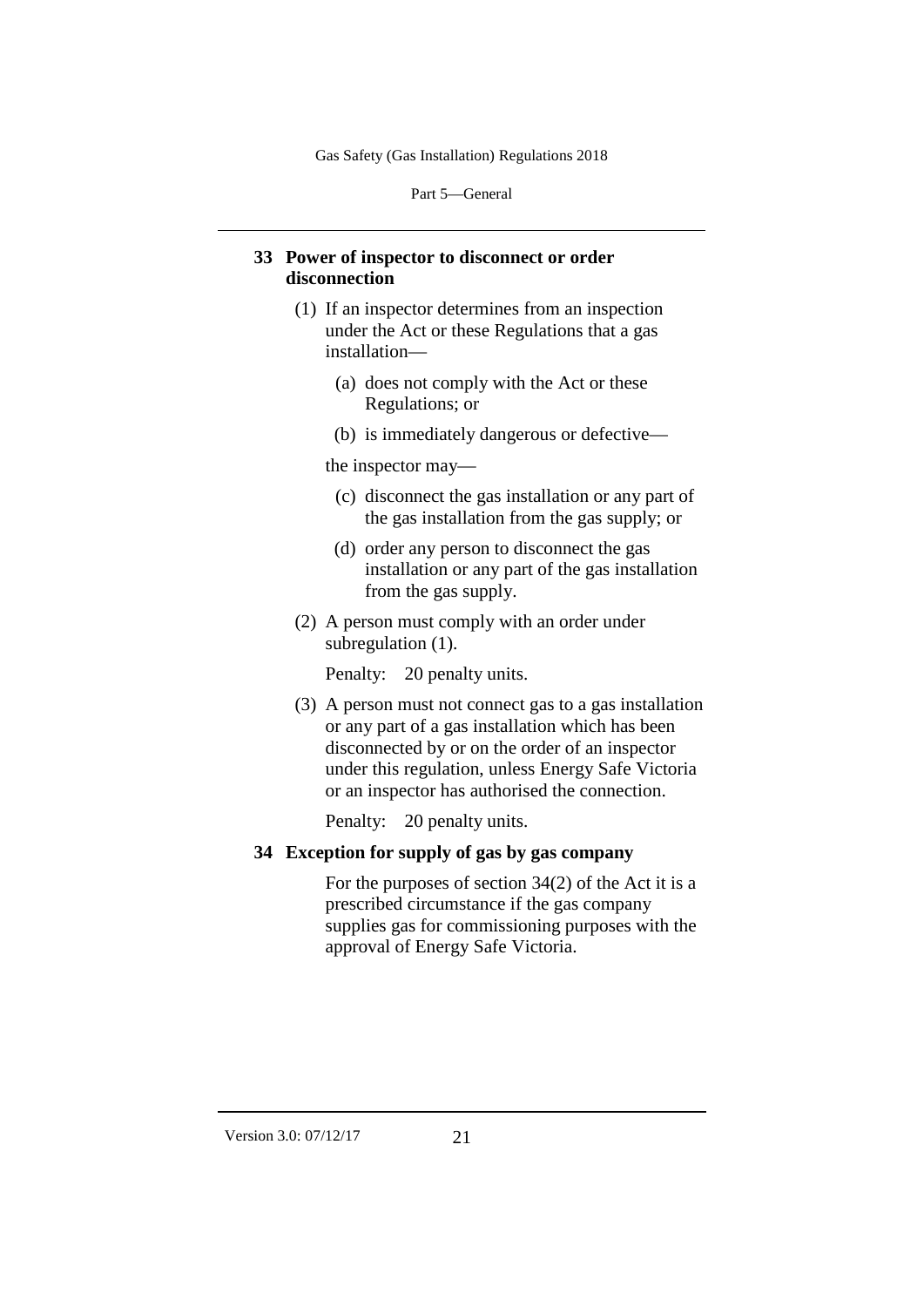## 33 Power of inspector to disconnect or order disconnection

(1) If an inspector determines from an inspection under the Act or these Regulations that a gas installation—

(a) does not comply with the Act or these Regulations; or

(b) is immediately dangerous or defective—

the inspector may—

(c) disconnect the gas installation or any part of the gas installation from the gas supply; or

(d) order any person to disconnect the gas installation or any part of the gas installation from the gas supply.

(2) A person must comply with an order under subregulation (1).

Penalty: 20 penalty units.

(3) A person must not connect gas to a gas installation or any part of a gas installation which has been disconnected by or on the order of an inspector under this regulation, unless Energy Safe Victoria or an inspector has authorised the connection.

Penalty: 20 penalty units.

## 34 Exception for supply of gas by gas company

For the purposes of section 34(2) of the Act it is a prescribed circumstance if the gas company supplies gas for commissioning purposes with the approval of Energy Safe Victoria.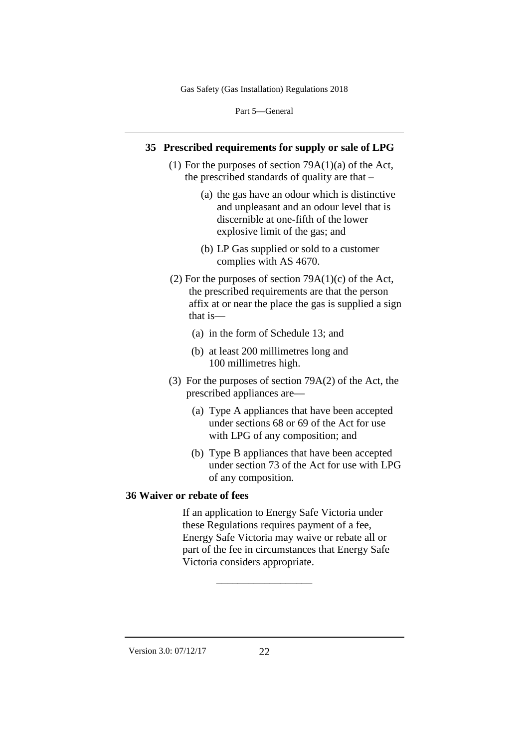## 35 Prescribed requirements for supply or sale of LPG

(1) For the purposes of section 79A(1)(a) of the Act, the prescribed standards of quality are that –

(a) the gas have an odour which is distinctive and unpleasant and an odour level that is discernible at one-fifth of the lower explosive limit of the gas; and

(b) LP Gas supplied or sold to a customer complies with AS 4670.

(2) For the purposes of section 79A(1)(c) of the Act, the prescribed requirements are that the person affix at or near the place the gas is supplied a sign that is—

(a) in the form of Schedule 13; and

(b) at least 200 millimetres long and 100 millimetres high.

(3) For the purposes of section 79A(2) of the Act, the prescribed appliances are—

(a) Type A appliances that have been accepted under sections 68 or 69 of the Act for use with LPG of any composition; and

(b) Type B appliances that have been accepted under section 73 of the Act for use with LPG of any composition.

## 36 Waiver or rebate of fees

If an application to Energy Safe Victoria under these Regulations requires payment of a fee, Energy Safe Victoria may waive or rebate all or part of the fee in circumstances that Energy Safe Victoria considers appropriate.

__________________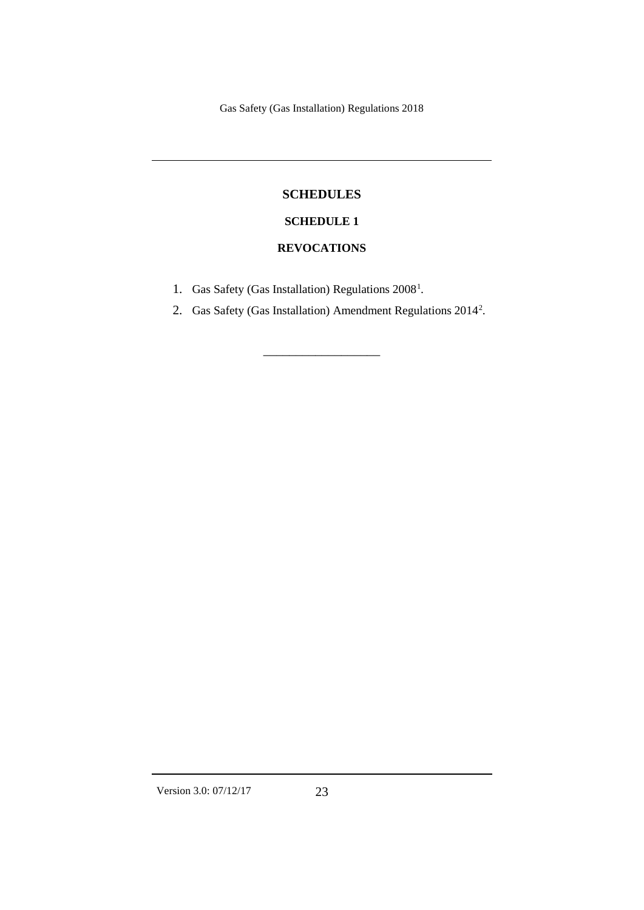# SCHEDULES

## SCHEDULE 1

### REVOCATIONS

1. Gas Safety (Gas Installation) Regulations 2008[1].
2. Gas Safety (Gas Installation) Amendment Regulations 2014[2].

\_\_\_\_\_\_\_\_\_\_\_\_\_\_\_\_\_\_\_\_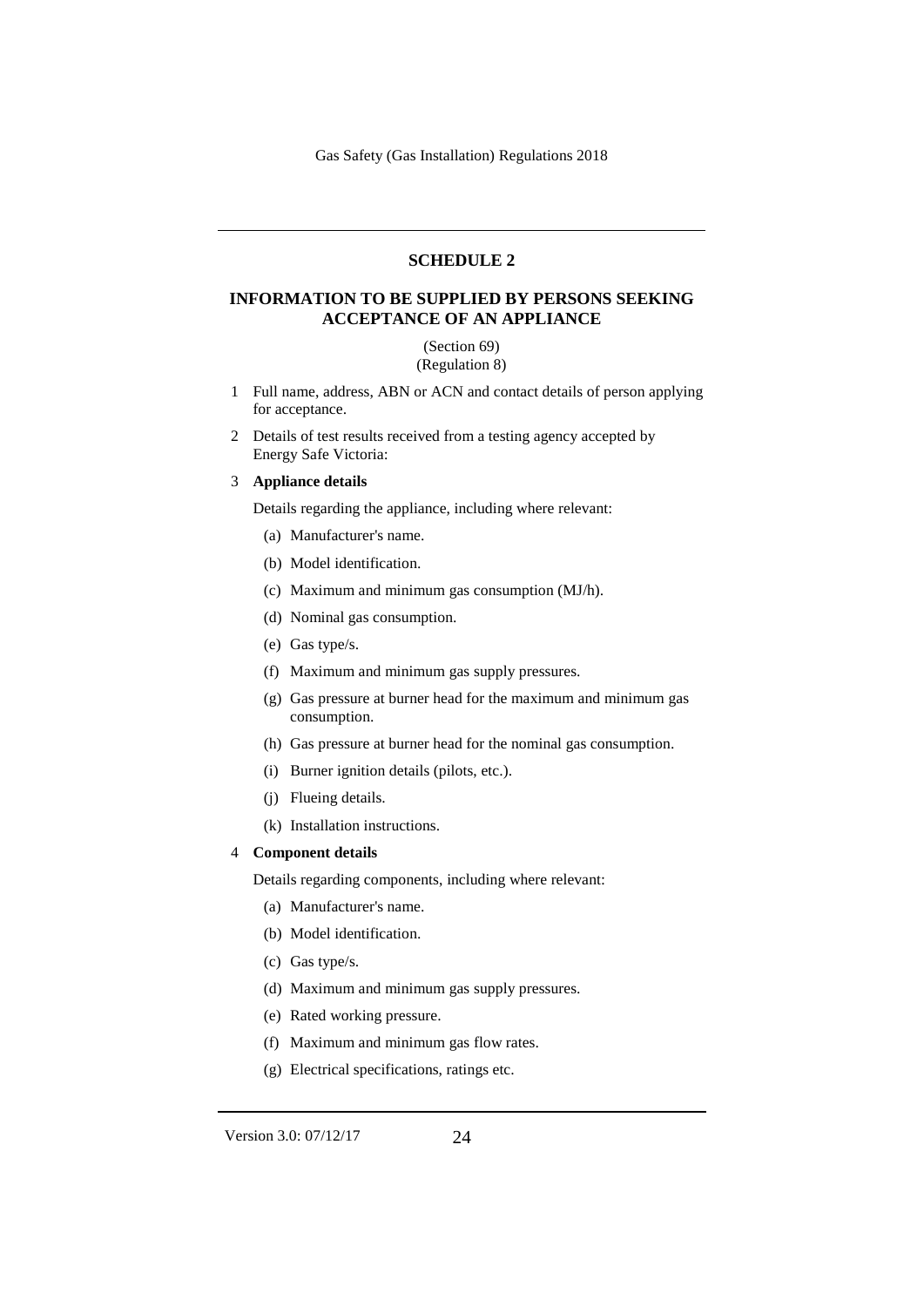## SCHEDULE 2

## INFORMATION TO BE SUPPLIED BY PERSONS SEEKING ACCEPTANCE OF AN APPLIANCE

(Section 69)
(Regulation 8)

1 Full name, address, ABN or ACN and contact details of person applying for acceptance.

2 Details of test results received from a testing agency accepted by Energy Safe Victoria:

3 **Appliance details**

Details regarding the appliance, including where relevant:

(a) Manufacturer's name.

(b) Model identification.

(c) Maximum and minimum gas consumption (MJ/h).

(d) Nominal gas consumption.

(e) Gas type/s.

(f) Maximum and minimum gas supply pressures.

(g) Gas pressure at burner head for the maximum and minimum gas consumption.

(h) Gas pressure at burner head for the nominal gas consumption.

(i) Burner ignition details (pilots, etc.).

(j) Flueing details.

(k) Installation instructions.

4 **Component details**

Details regarding components, including where relevant:

(a) Manufacturer's name.

(b) Model identification.

(c) Gas type/s.

(d) Maximum and minimum gas supply pressures.

(e) Rated working pressure.

(f) Maximum and minimum gas flow rates.

(g) Electrical specifications, ratings etc.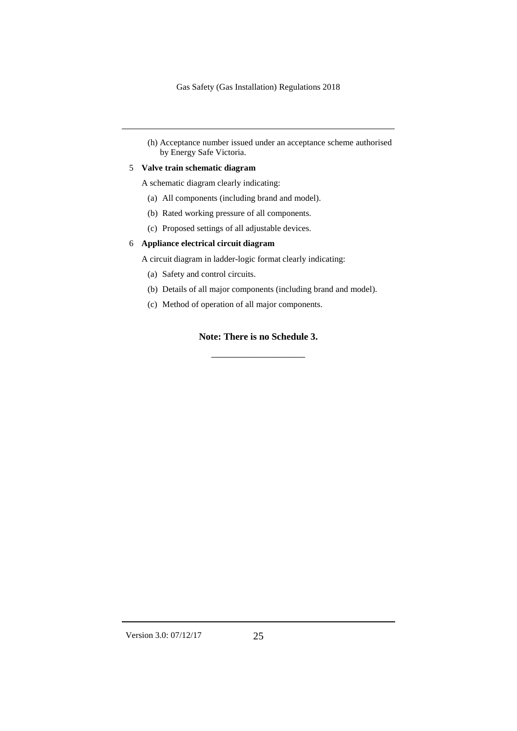(h) Acceptance number issued under an acceptance scheme authorised by Energy Safe Victoria.

5 **Valve train schematic diagram**

A schematic diagram clearly indicating:

(a) All components (including brand and model).

(b) Rated working pressure of all components.

(c) Proposed settings of all adjustable devices.

6 **Appliance electrical circuit diagram**

A circuit diagram in ladder-logic format clearly indicating:

(a) Safety and control circuits.

(b) Details of all major components (including brand and model).

(c) Method of operation of all major components.

**Note: There is no Schedule 3.**

\_\_\_\_\_\_\_\_\_\_\_\_\_\_\_\_\_\_\_\_\_\_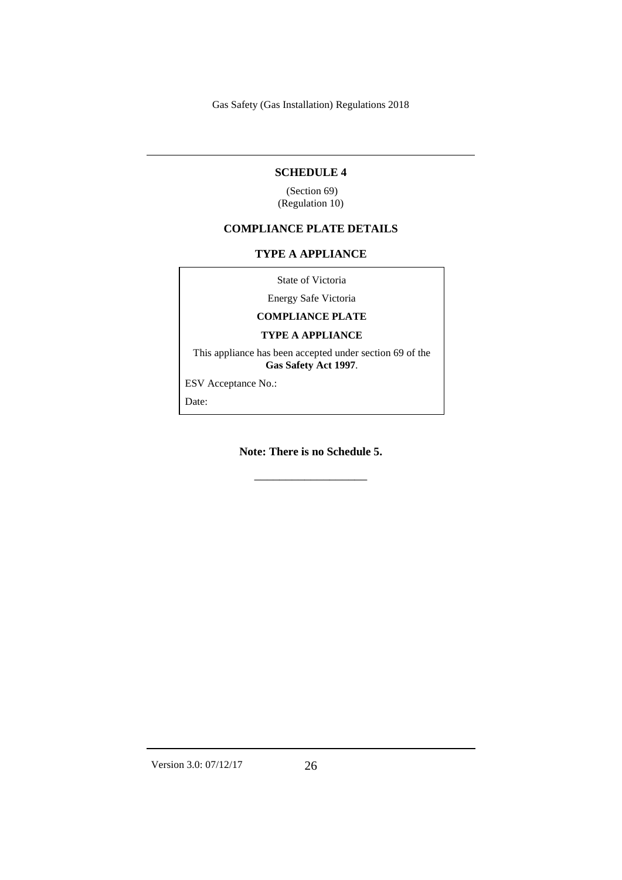## SCHEDULE 4

(Section 69)
(Regulation 10)

### COMPLIANCE PLATE DETAILS

### TYPE A APPLIANCE

State of Victoria

Energy Safe Victoria

**COMPLIANCE PLATE**

**TYPE A APPLIANCE**

This appliance has been accepted under section 69 of the **Gas Safety Act 1997**.

ESV Acceptance No.:

Date:

**Note: There is no Schedule 5.**

═══════════════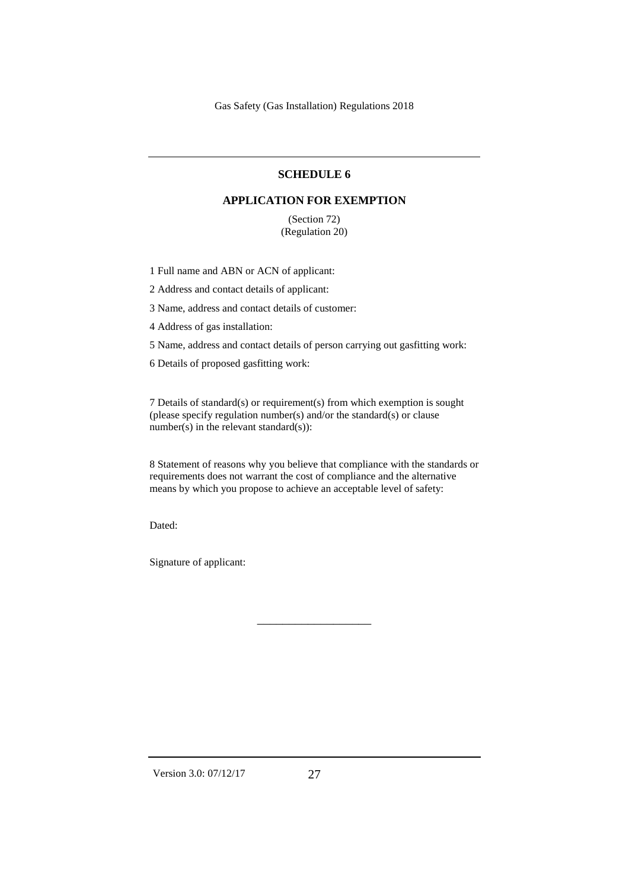## SCHEDULE 6

## APPLICATION FOR EXEMPTION

(Section 72)
(Regulation 20)

1 Full name and ABN or ACN of applicant:

2 Address and contact details of applicant:

3 Name, address and contact details of customer:

4 Address of gas installation:

5 Name, address and contact details of person carrying out gasfitting work:

6 Details of proposed gasfitting work:

7 Details of standard(s) or requirement(s) from which exemption is sought (please specify regulation number(s) and/or the standard(s) or clause number(s) in the relevant standard(s)):

8 Statement of reasons why you believe that compliance with the standards or requirements does not warrant the cost of compliance and the alternative means by which you propose to achieve an acceptable level of safety:

Dated:

Signature of applicant:

\_\_\_\_\_\_\_\_\_\_\_\_\_\_\_\_\_\_\_\_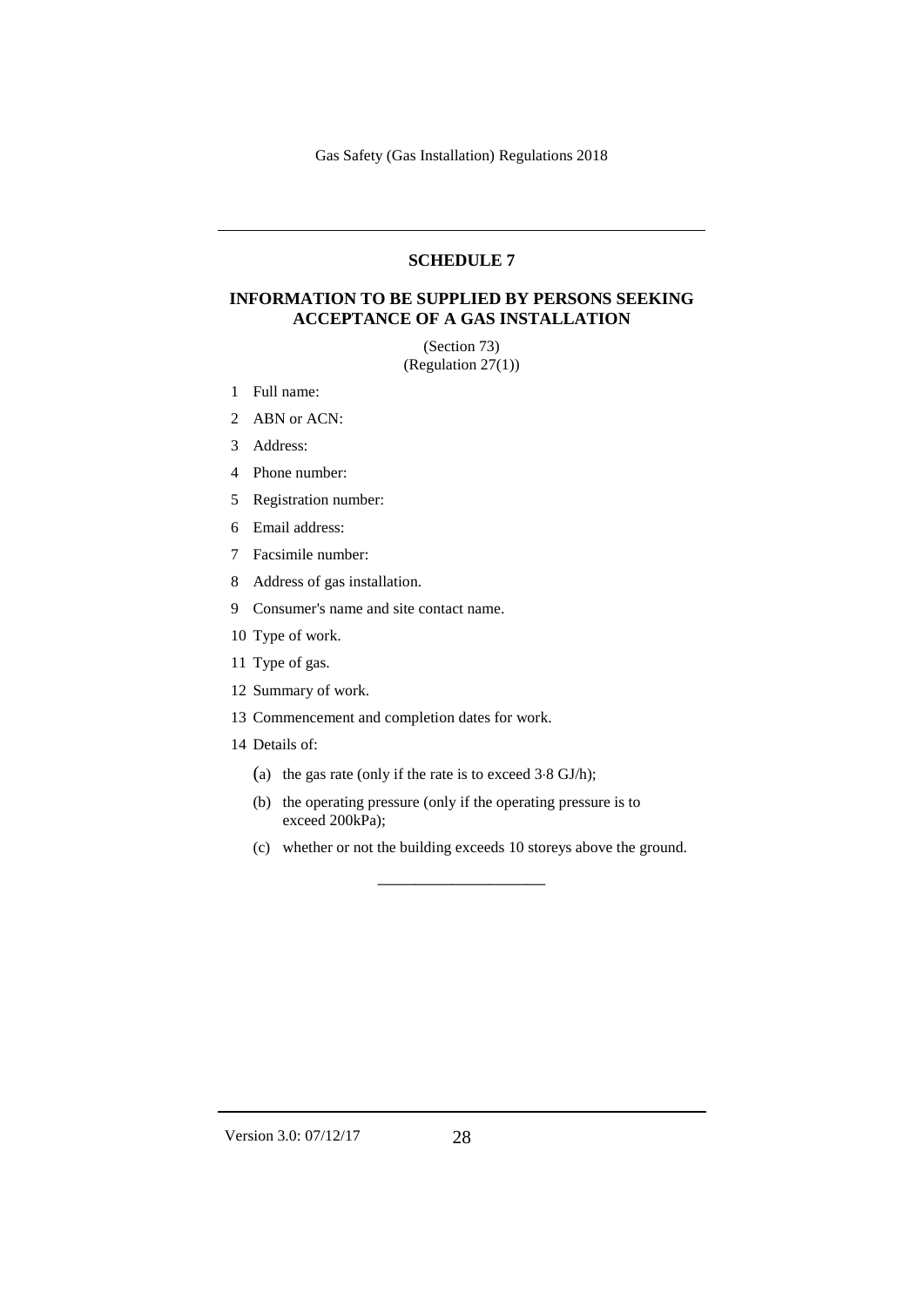## SCHEDULE 7

## INFORMATION TO BE SUPPLIED BY PERSONS SEEKING ACCEPTANCE OF A GAS INSTALLATION

(Section 73)
(Regulation 27(1))

1 Full name:

2 ABN or ACN:

3 Address:

4 Phone number:

5 Registration number:

6 Email address:

7 Facsimile number:

8 Address of gas installation.

9 Consumer's name and site contact name.

10 Type of work.

11 Type of gas.

12 Summary of work.

13 Commencement and completion dates for work.

14 Details of:

(a) the gas rate (only if the rate is to exceed 3·8 GJ/h);

(b) the operating pressure (only if the operating pressure is to exceed 200kPa);

(c) whether or not the building exceeds 10 storeys above the ground.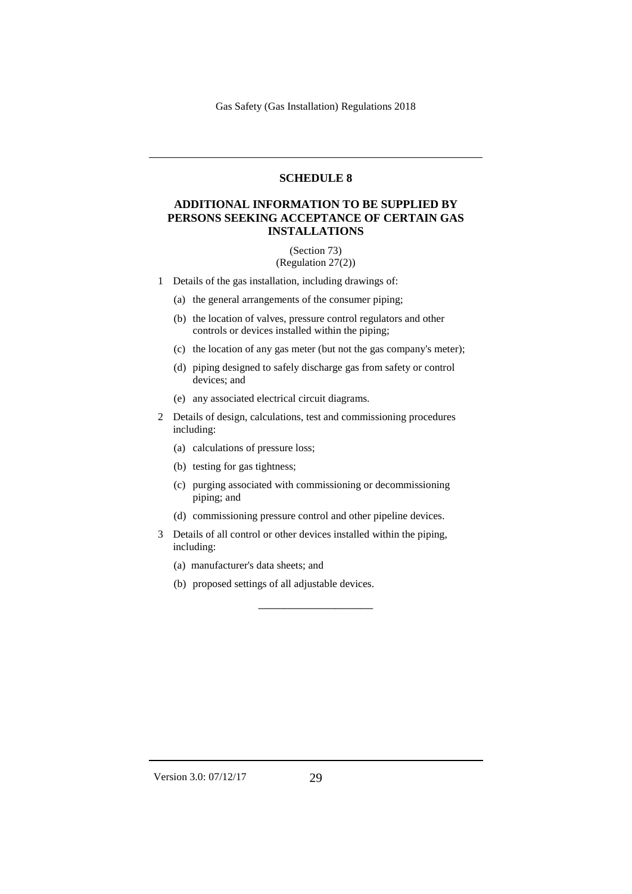## SCHEDULE 8

## ADDITIONAL INFORMATION TO BE SUPPLIED BY PERSONS SEEKING ACCEPTANCE OF CERTAIN GAS INSTALLATIONS

(Section 73)
(Regulation 27(2))

1 Details of the gas installation, including drawings of:

  (a) the general arrangements of the consumer piping;

  (b) the location of valves, pressure control regulators and other controls or devices installed within the piping;

  (c) the location of any gas meter (but not the gas company's meter);

  (d) piping designed to safely discharge gas from safety or control devices; and

  (e) any associated electrical circuit diagrams.

2 Details of design, calculations, test and commissioning procedures including:

  (a) calculations of pressure loss;

  (b) testing for gas tightness;

  (c) purging associated with commissioning or decommissioning piping; and

  (d) commissioning pressure control and other pipeline devices.

3 Details of all control or other devices installed within the piping, including:

  (a) manufacturer's data sheets; and

  (b) proposed settings of all adjustable devices.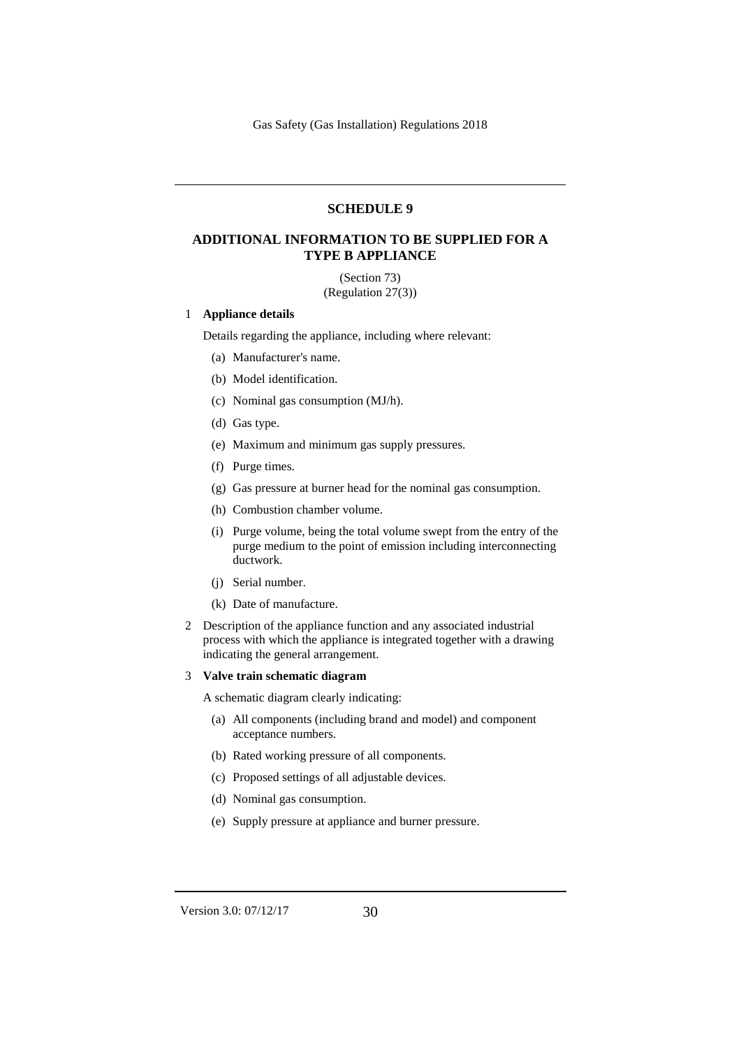## SCHEDULE 9

## ADDITIONAL INFORMATION TO BE SUPPLIED FOR A TYPE B APPLIANCE

(Section 73)
(Regulation 27(3))

1 **Appliance details**

Details regarding the appliance, including where relevant:

(a) Manufacturer's name.

(b) Model identification.

(c) Nominal gas consumption (MJ/h).

(d) Gas type.

(e) Maximum and minimum gas supply pressures.

(f) Purge times.

(g) Gas pressure at burner head for the nominal gas consumption.

(h) Combustion chamber volume.

(i) Purge volume, being the total volume swept from the entry of the purge medium to the point of emission including interconnecting ductwork.

(j) Serial number.

(k) Date of manufacture.

2 Description of the appliance function and any associated industrial process with which the appliance is integrated together with a drawing indicating the general arrangement.

3 **Valve train schematic diagram**

A schematic diagram clearly indicating:

(a) All components (including brand and model) and component acceptance numbers.

(b) Rated working pressure of all components.

(c) Proposed settings of all adjustable devices.

(d) Nominal gas consumption.

(e) Supply pressure at appliance and burner pressure.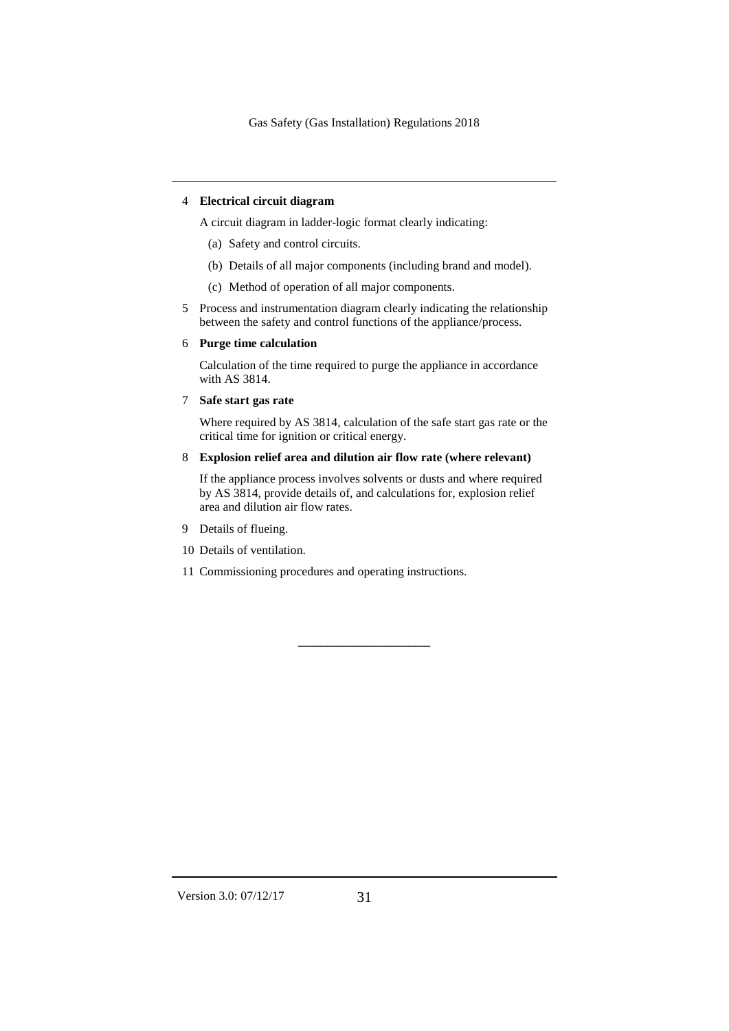4 **Electrical circuit diagram**

A circuit diagram in ladder-logic format clearly indicating:

(a) Safety and control circuits.

(b) Details of all major components (including brand and model).

(c) Method of operation of all major components.

5 Process and instrumentation diagram clearly indicating the relationship between the safety and control functions of the appliance/process.

6 **Purge time calculation**

Calculation of the time required to purge the appliance in accordance with AS 3814.

7 **Safe start gas rate**

Where required by AS 3814, calculation of the safe start gas rate or the critical time for ignition or critical energy.

8 **Explosion relief area and dilution air flow rate (where relevant)**

If the appliance process involves solvents or dusts and where required by AS 3814, provide details of, and calculations for, explosion relief area and dilution air flow rates.

9 Details of flueing.

10 Details of ventilation.

11 Commissioning procedures and operating instructions.

---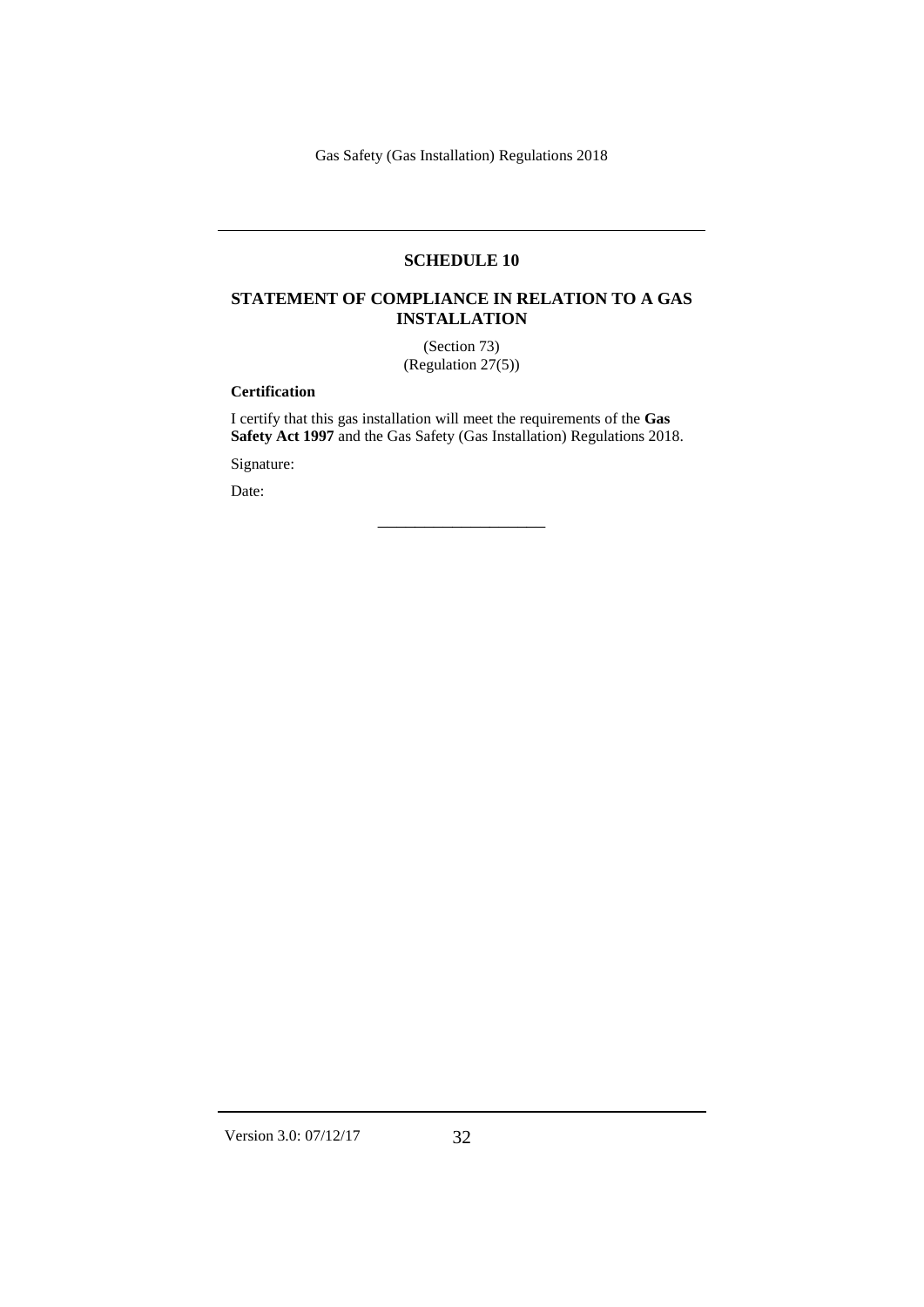## SCHEDULE 10

## STATEMENT OF COMPLIANCE IN RELATION TO A GAS INSTALLATION

(Section 73)
(Regulation 27(5))

**Certification**

I certify that this gas installation will meet the requirements of the **Gas Safety Act 1997** and the Gas Safety (Gas Installation) Regulations 2018.

Signature:

Date:

---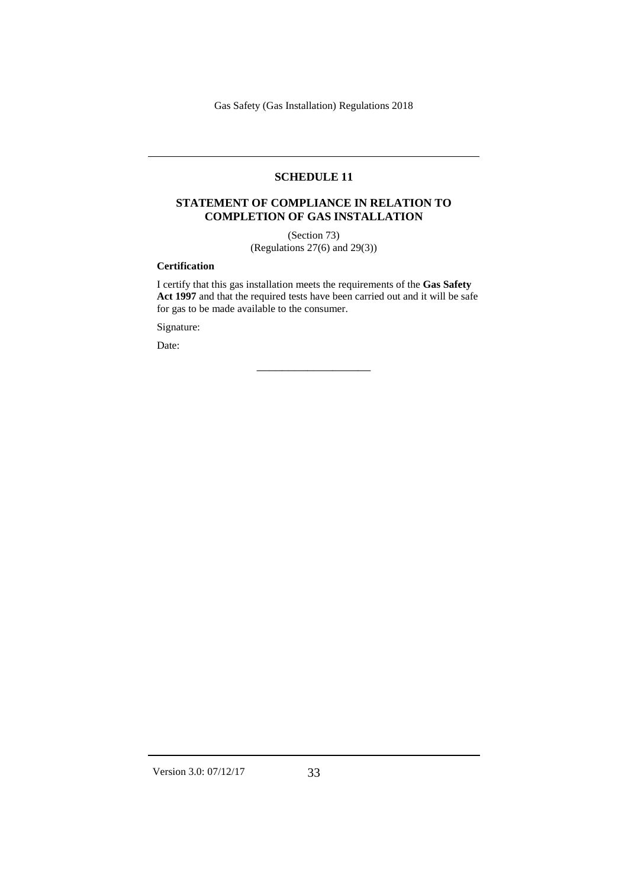## SCHEDULE 11

## STATEMENT OF COMPLIANCE IN RELATION TO COMPLETION OF GAS INSTALLATION

(Section 73)
(Regulations 27(6) and 29(3))

**Certification**

I certify that this gas installation meets the requirements of the **Gas Safety Act 1997** and that the required tests have been carried out and it will be safe for gas to be made available to the consumer.

Signature:

Date:

\_\_\_\_\_\_\_\_\_\_\_\_\_\_\_\_\_\_\_\_\_\_\_\_\_\_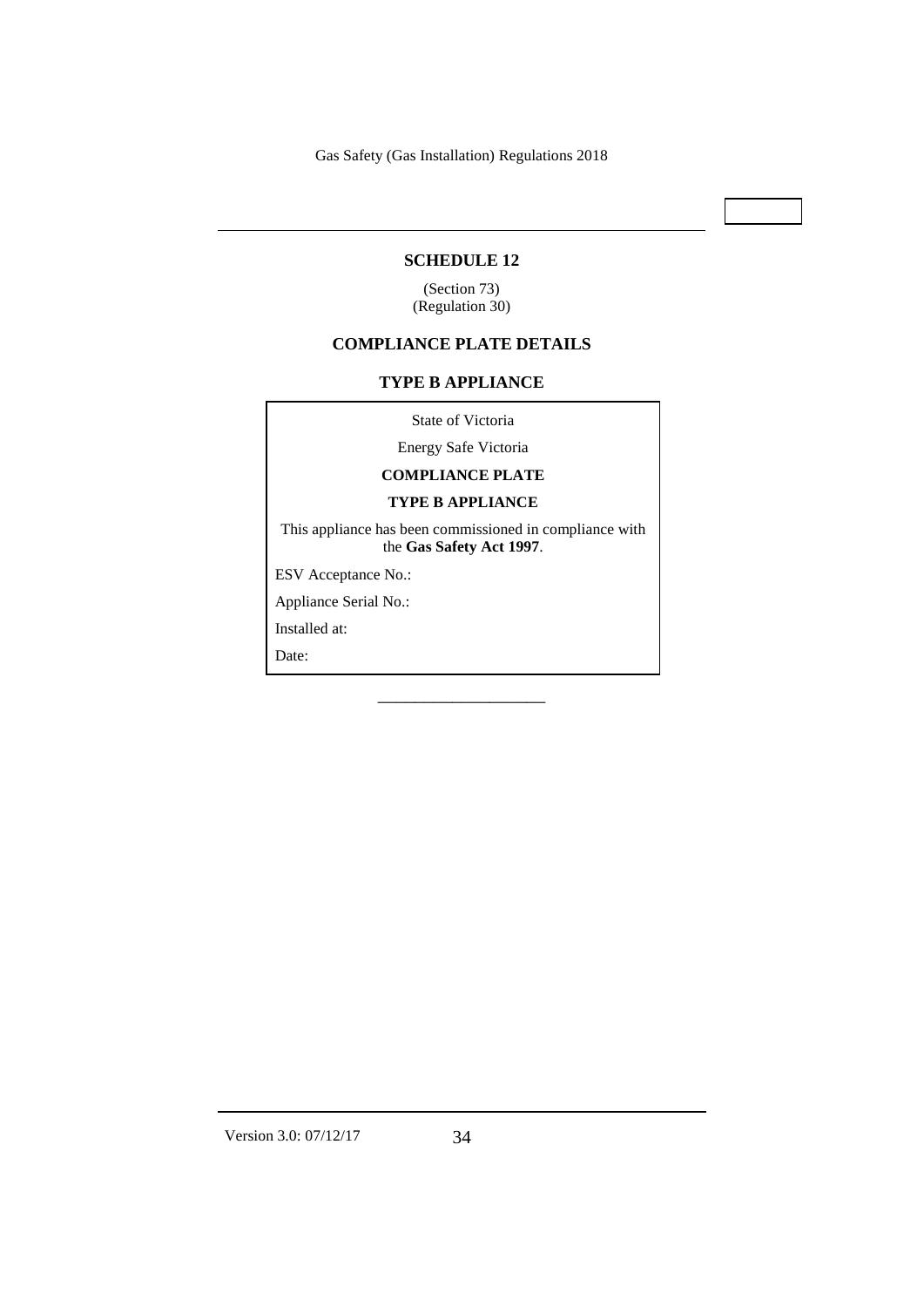## SCHEDULE 12

(Section 73)
(Regulation 30)

### COMPLIANCE PLATE DETAILS

### TYPE B APPLIANCE

State of Victoria

Energy Safe Victoria

**COMPLIANCE PLATE**

**TYPE B APPLIANCE**

This appliance has been commissioned in compliance with the **Gas Safety Act 1997**.

ESV Acceptance No.:

Appliance Serial No.:

Installed at:

Date:

\_\_\_\_\_\_\_\_\_\_\_\_\_\_\_\_\_\_\_\_\_\_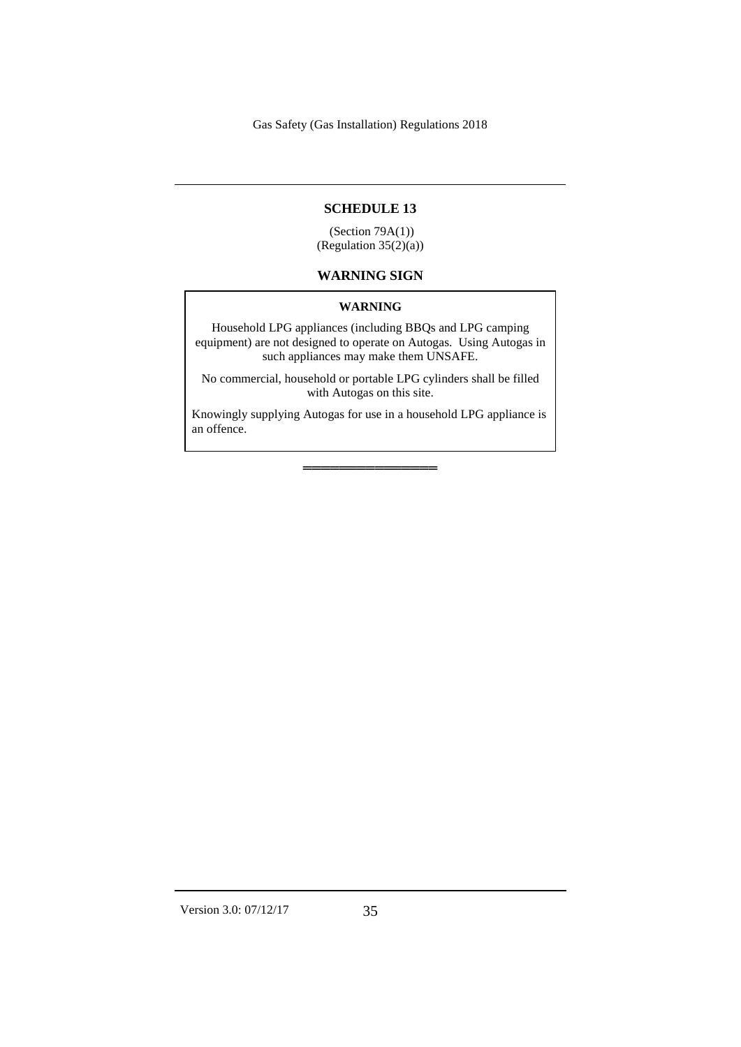## SCHEDULE 13

(Section 79A(1))
(Regulation 35(2)(a))

### WARNING SIGN

**WARNING**

Household LPG appliances (including BBQs and LPG camping equipment) are not designed to operate on Autogas. Using Autogas in such appliances may make them UNSAFE.

No commercial, household or portable LPG cylinders shall be filled with Autogas on this site.

Knowingly supplying Autogas for use in a household LPG appliance is an offence.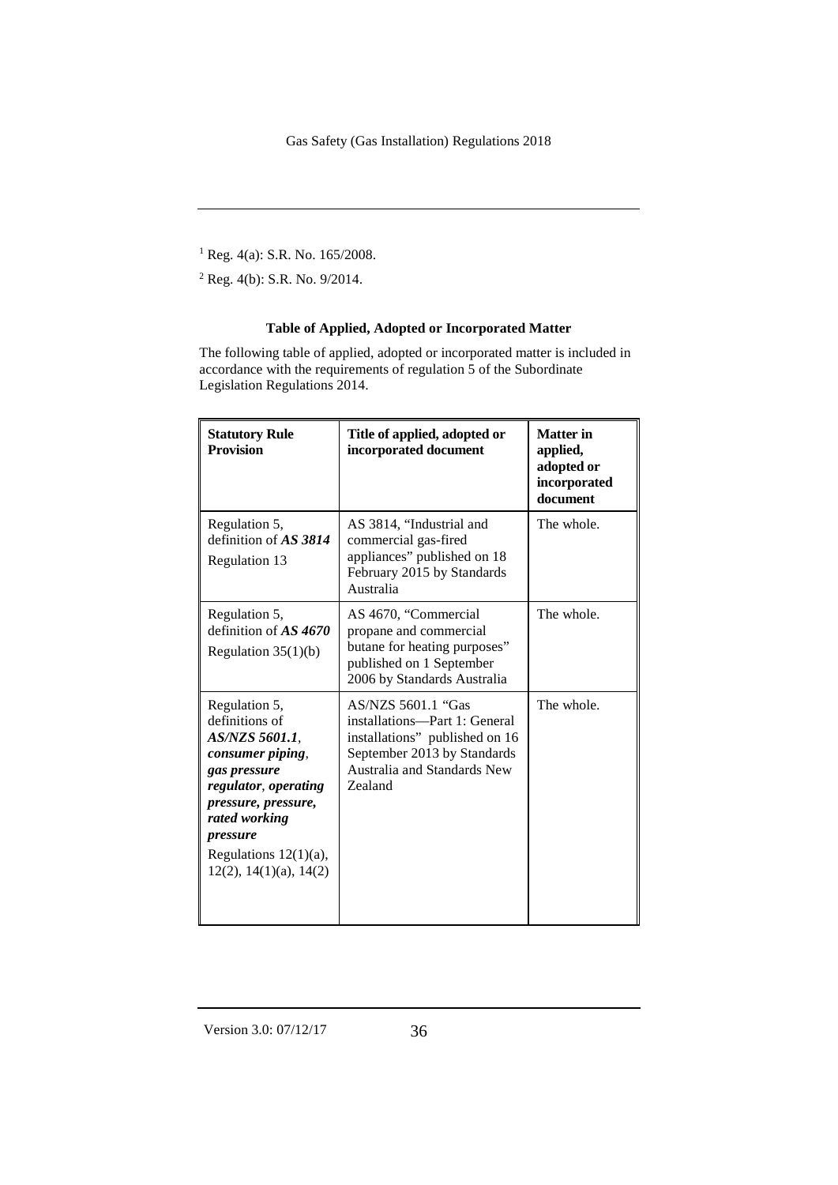[1] Reg. 4(a): S.R. No. 165/2008.

[2] Reg. 4(b): S.R. No. 9/2014.

**Table of Applied, Adopted or Incorporated Matter**

The following table of applied, adopted or incorporated matter is included in accordance with the requirements of regulation 5 of the Subordinate Legislation Regulations 2014.

| Statutory Rule Provision | Title of applied, adopted or incorporated document | Matter in applied, adopted or incorporated document |
|---|---|---|
| Regulation 5, definition of ***AS 3814***<br>Regulation 13 | AS 3814, "Industrial and commercial gas-fired appliances" published on 18 February 2015 by Standards Australia | The whole. |
| Regulation 5, definition of ***AS 4670***<br>Regulation 35(1)(b) | AS 4670, "Commercial propane and commercial butane for heating purposes" published on 1 September 2006 by Standards Australia | The whole. |
| Regulation 5, definitions of ***AS/NZS 5601.1***, ***consumer piping***, ***gas pressure regulator***, ***operating pressure, pressure, rated working pressure***<br>Regulations 12(1)(a), 12(2), 14(1)(a), 14(2) | AS/NZS 5601.1 "Gas installations—Part 1: General installations" published on 16 September 2013 by Standards Australia and Standards New Zealand | The whole. |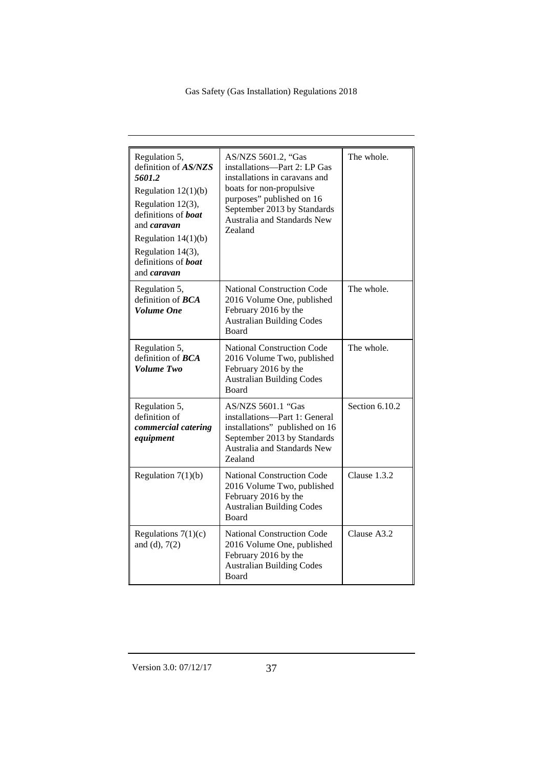| | | |
|---|---|---|
| Regulation 5, definition of ***AS/NZS 5601.2***<br>Regulation 12(1)(b)<br>Regulation 12(3), definitions of ***boat*** and ***caravan***<br>Regulation 14(1)(b)<br>Regulation 14(3), definitions of ***boat*** and ***caravan*** | AS/NZS 5601.2, "Gas installations—Part 2: LP Gas installations in caravans and boats for non-propulsive purposes" published on 16 September 2013 by Standards Australia and Standards New Zealand | The whole. |
| Regulation 5, definition of ***BCA Volume One*** | National Construction Code 2016 Volume One, published February 2016 by the Australian Building Codes Board | The whole. |
| Regulation 5, definition of ***BCA Volume Two*** | National Construction Code 2016 Volume Two, published February 2016 by the Australian Building Codes Board | The whole. |
| Regulation 5, definition of ***commercial catering equipment*** | AS/NZS 5601.1 "Gas installations—Part 1: General installations" published on 16 September 2013 by Standards Australia and Standards New Zealand | Section 6.10.2 |
| Regulation 7(1)(b) | National Construction Code 2016 Volume Two, published February 2016 by the Australian Building Codes Board | Clause 1.3.2 |
| Regulations 7(1)(c) and (d), 7(2) | National Construction Code 2016 Volume One, published February 2016 by the Australian Building Codes Board | Clause A3.2 |